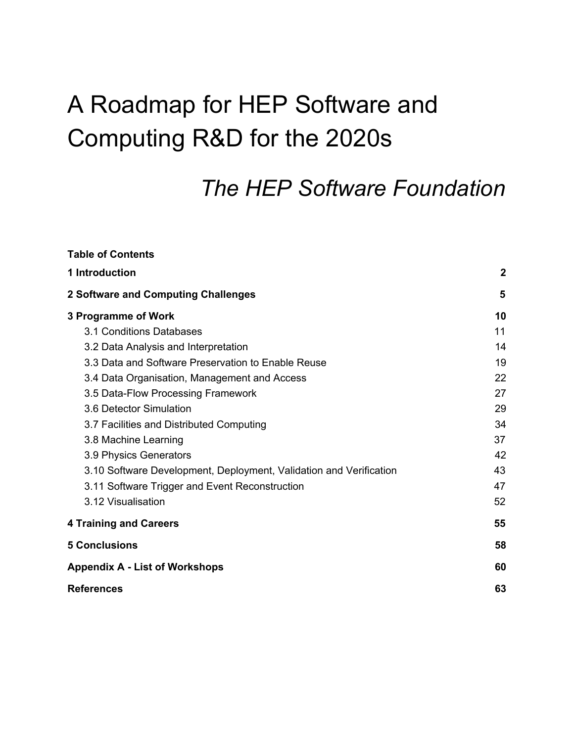# A Roadmap for HEP Software and Computing R&D for the 2020s

## *The HEP Software Foundation*

**Table of Contents**

| | |
|---|---|
| **1 Introduction** | **2** |
| **2 Software and Computing Challenges** | **5** |
| **3 Programme of Work** | **10** |
| 3.1 Conditions Databases | 11 |
| 3.2 Data Analysis and Interpretation | 14 |
| 3.3 Data and Software Preservation to Enable Reuse | 19 |
| 3.4 Data Organisation, Management and Access | 22 |
| 3.5 Data-Flow Processing Framework | 27 |
| 3.6 Detector Simulation | 29 |
| 3.7 Facilities and Distributed Computing | 34 |
| 3.8 Machine Learning | 37 |
| 3.9 Physics Generators | 42 |
| 3.10 Software Development, Deployment, Validation and Verification | 43 |
| 3.11 Software Trigger and Event Reconstruction | 47 |
| 3.12 Visualisation | 52 |
| **4 Training and Careers** | **55** |
| **5 Conclusions** | **58** |
| **Appendix A - List of Workshops** | **60** |
| **References** | **63** |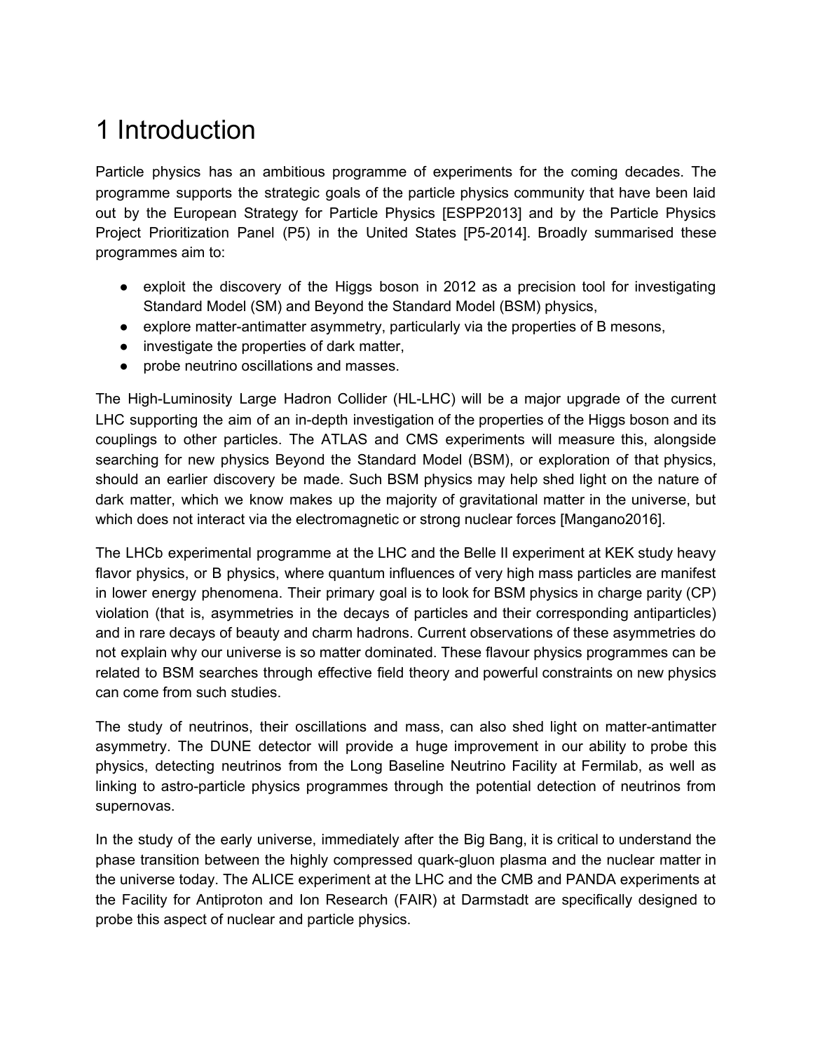# 1 Introduction

Particle physics has an ambitious programme of experiments for the coming decades. The programme supports the strategic goals of the particle physics community that have been laid out by the European Strategy for Particle Physics [ESPP2013] and by the Particle Physics Project Prioritization Panel (P5) in the United States [P5-2014]. Broadly summarised these programmes aim to:

- exploit the discovery of the Higgs boson in 2012 as a precision tool for investigating Standard Model (SM) and Beyond the Standard Model (BSM) physics,
- explore matter-antimatter asymmetry, particularly via the properties of B mesons,
- investigate the properties of dark matter,
- probe neutrino oscillations and masses.

The High-Luminosity Large Hadron Collider (HL-LHC) will be a major upgrade of the current LHC supporting the aim of an in-depth investigation of the properties of the Higgs boson and its couplings to other particles. The ATLAS and CMS experiments will measure this, alongside searching for new physics Beyond the Standard Model (BSM), or exploration of that physics, should an earlier discovery be made. Such BSM physics may help shed light on the nature of dark matter, which we know makes up the majority of gravitational matter in the universe, but which does not interact via the electromagnetic or strong nuclear forces [Mangano2016].

The LHCb experimental programme at the LHC and the Belle II experiment at KEK study heavy flavor physics, or B physics, where quantum influences of very high mass particles are manifest in lower energy phenomena. Their primary goal is to look for BSM physics in charge parity (CP) violation (that is, asymmetries in the decays of particles and their corresponding antiparticles) and in rare decays of beauty and charm hadrons. Current observations of these asymmetries do not explain why our universe is so matter dominated. These flavour physics programmes can be related to BSM searches through effective field theory and powerful constraints on new physics can come from such studies.

The study of neutrinos, their oscillations and mass, can also shed light on matter-antimatter asymmetry. The DUNE detector will provide a huge improvement in our ability to probe this physics, detecting neutrinos from the Long Baseline Neutrino Facility at Fermilab, as well as linking to astro-particle physics programmes through the potential detection of neutrinos from supernovas.

In the study of the early universe, immediately after the Big Bang, it is critical to understand the phase transition between the highly compressed quark-gluon plasma and the nuclear matter in the universe today. The ALICE experiment at the LHC and the CMB and PANDA experiments at the Facility for Antiproton and Ion Research (FAIR) at Darmstadt are specifically designed to probe this aspect of nuclear and particle physics.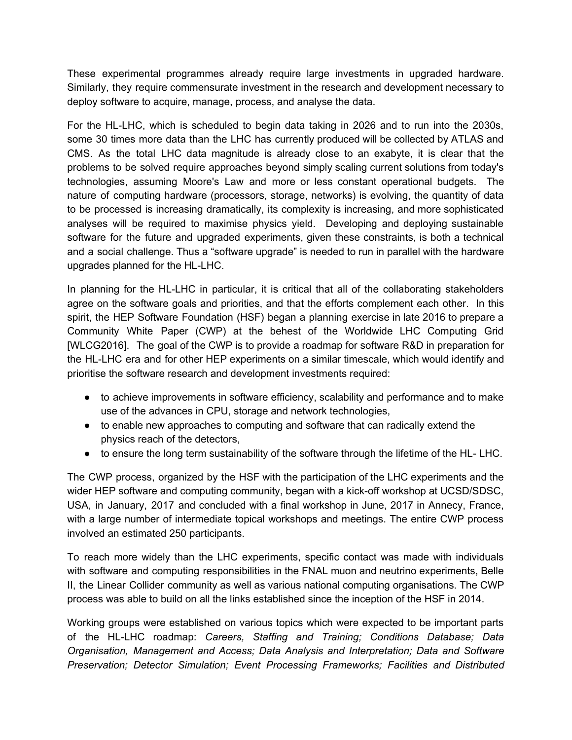These experimental programmes already require large investments in upgraded hardware. Similarly, they require commensurate investment in the research and development necessary to deploy software to acquire, manage, process, and analyse the data.

For the HL-LHC, which is scheduled to begin data taking in 2026 and to run into the 2030s, some 30 times more data than the LHC has currently produced will be collected by ATLAS and CMS. As the total LHC data magnitude is already close to an exabyte, it is clear that the problems to be solved require approaches beyond simply scaling current solutions from today's technologies, assuming Moore's Law and more or less constant operational budgets. The nature of computing hardware (processors, storage, networks) is evolving, the quantity of data to be processed is increasing dramatically, its complexity is increasing, and more sophisticated analyses will be required to maximise physics yield. Developing and deploying sustainable software for the future and upgraded experiments, given these constraints, is both a technical and a social challenge. Thus a "software upgrade" is needed to run in parallel with the hardware upgrades planned for the HL-LHC.

In planning for the HL-LHC in particular, it is critical that all of the collaborating stakeholders agree on the software goals and priorities, and that the efforts complement each other. In this spirit, the HEP Software Foundation (HSF) began a planning exercise in late 2016 to prepare a Community White Paper (CWP) at the behest of the Worldwide LHC Computing Grid [WLCG2016]. The goal of the CWP is to provide a roadmap for software R&D in preparation for the HL-LHC era and for other HEP experiments on a similar timescale, which would identify and prioritise the software research and development investments required:

- to achieve improvements in software efficiency, scalability and performance and to make use of the advances in CPU, storage and network technologies,
- to enable new approaches to computing and software that can radically extend the physics reach of the detectors,
- to ensure the long term sustainability of the software through the lifetime of the HL- LHC.

The CWP process, organized by the HSF with the participation of the LHC experiments and the wider HEP software and computing community, began with a kick-off workshop at UCSD/SDSC, USA, in January, 2017 and concluded with a final workshop in June, 2017 in Annecy, France, with a large number of intermediate topical workshops and meetings. The entire CWP process involved an estimated 250 participants.

To reach more widely than the LHC experiments, specific contact was made with individuals with software and computing responsibilities in the FNAL muon and neutrino experiments, Belle II, the Linear Collider community as well as various national computing organisations. The CWP process was able to build on all the links established since the inception of the HSF in 2014.

Working groups were established on various topics which were expected to be important parts of the HL-LHC roadmap: *Careers, Staffing and Training; Conditions Database; Data Organisation, Management and Access; Data Analysis and Interpretation; Data and Software Preservation; Detector Simulation; Event Processing Frameworks; Facilities and Distributed*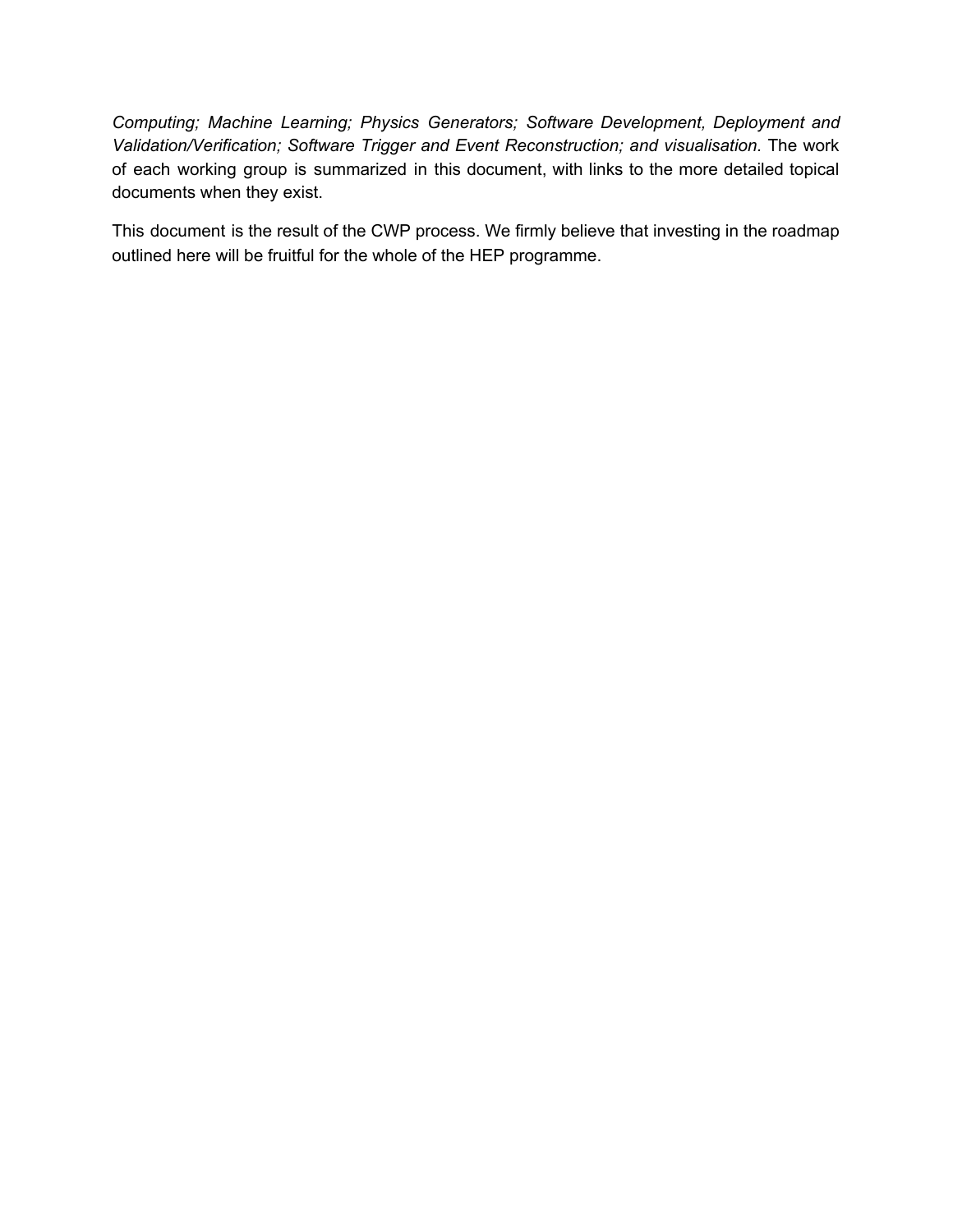*Computing; Machine Learning; Physics Generators; Software Development, Deployment and Validation/Verification; Software Trigger and Event Reconstruction; and visualisation.* The work of each working group is summarized in this document, with links to the more detailed topical documents when they exist.

This document is the result of the CWP process. We firmly believe that investing in the roadmap outlined here will be fruitful for the whole of the HEP programme.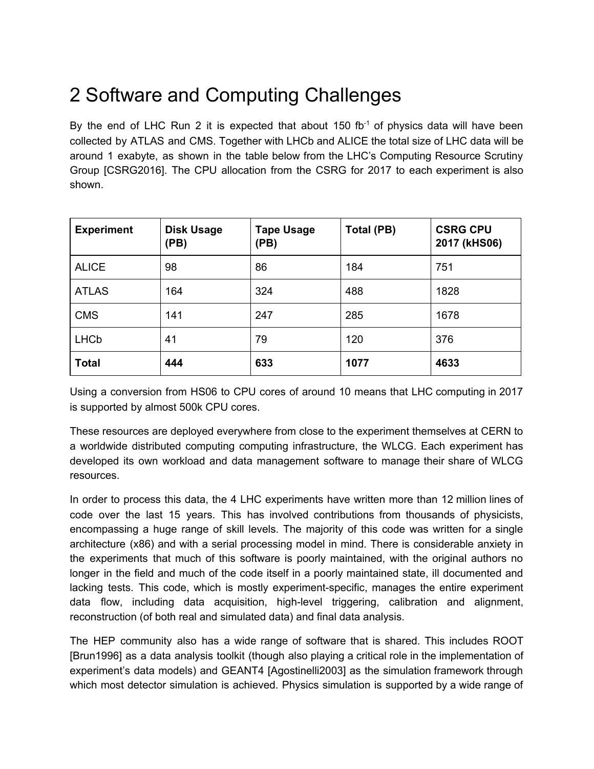# 2 Software and Computing Challenges

By the end of LHC Run 2 it is expected that about 150 $fb^{-1}$ of physics data will have been collected by ATLAS and CMS. Together with LHCb and ALICE the total size of LHC data will be around 1 exabyte, as shown in the table below from the LHC's Computing Resource Scrutiny Group [CSRG2016]. The CPU allocation from the CSRG for 2017 to each experiment is also shown.

| **Experiment** | **Disk Usage (PB)** | **Tape Usage (PB)** | **Total (PB)** | **CSRG CPU 2017 (kHS06)** |
|---|---|---|---|---|
| ALICE | 98 | 86 | 184 | 751 |
| ATLAS | 164 | 324 | 488 | 1828 |
| CMS | 141 | 247 | 285 | 1678 |
| LHCb | 41 | 79 | 120 | 376 |
| **Total** | **444** | **633** | **1077** | **4633** |

Using a conversion from HS06 to CPU cores of around 10 means that LHC computing in 2017 is supported by almost 500k CPU cores.

These resources are deployed everywhere from close to the experiment themselves at CERN to a worldwide distributed computing computing infrastructure, the WLCG. Each experiment has developed its own workload and data management software to manage their share of WLCG resources.

In order to process this data, the 4 LHC experiments have written more than 12 million lines of code over the last 15 years. This has involved contributions from thousands of physicists, encompassing a huge range of skill levels. The majority of this code was written for a single architecture (x86) and with a serial processing model in mind. There is considerable anxiety in the experiments that much of this software is poorly maintained, with the original authors no longer in the field and much of the code itself in a poorly maintained state, ill documented and lacking tests. This code, which is mostly experiment-specific, manages the entire experiment data flow, including data acquisition, high-level triggering, calibration and alignment, reconstruction (of both real and simulated data) and final data analysis.

The HEP community also has a wide range of software that is shared. This includes ROOT [Brun1996] as a data analysis toolkit (though also playing a critical role in the implementation of experiment's data models) and GEANT4 [Agostinelli2003] as the simulation framework through which most detector simulation is achieved. Physics simulation is supported by a wide range of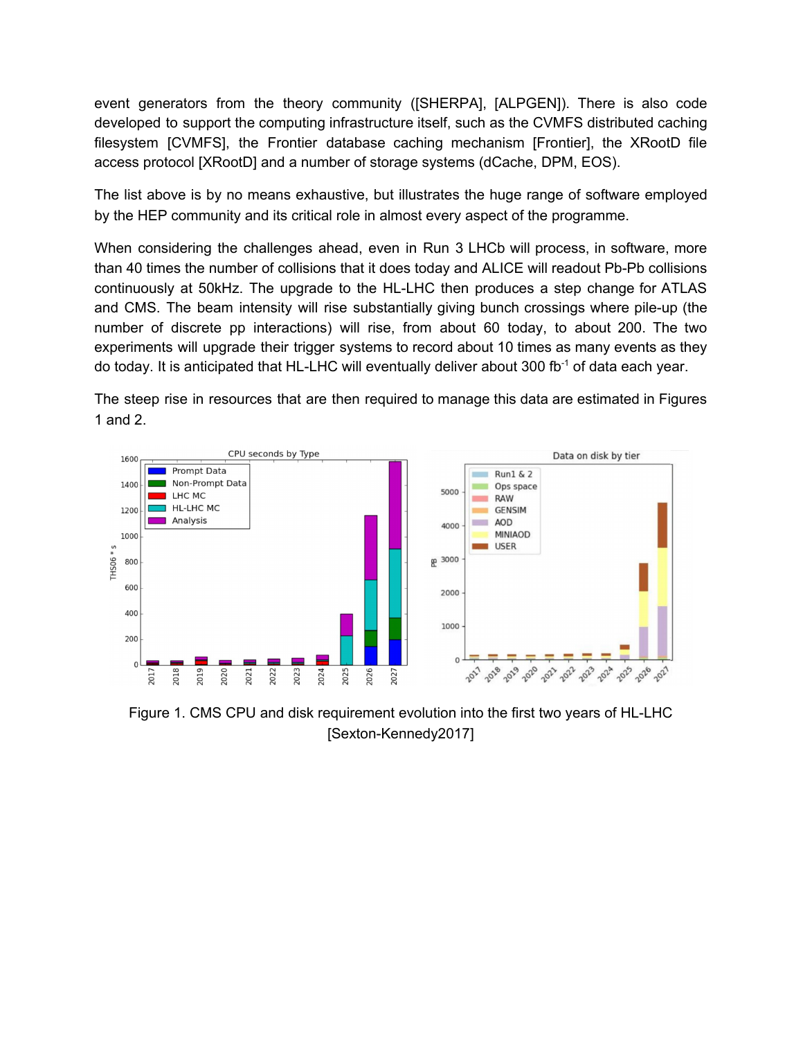event generators from the theory community ([SHERPA], [ALPGEN]). There is also code developed to support the computing infrastructure itself, such as the CVMFS distributed caching filesystem [CVMFS], the Frontier database caching mechanism [Frontier], the XRootD file access protocol [XRootD] and a number of storage systems (dCache, DPM, EOS).

The list above is by no means exhaustive, but illustrates the huge range of software employed by the HEP community and its critical role in almost every aspect of the programme.

When considering the challenges ahead, even in Run 3 LHCb will process, in software, more than 40 times the number of collisions that it does today and ALICE will readout Pb-Pb collisions continuously at 50kHz. The upgrade to the HL-LHC then produces a step change for ATLAS and CMS. The beam intensity will rise substantially giving bunch crossings where pile-up (the number of discrete pp interactions) will rise, from about 60 today, to about 200. The two experiments will upgrade their trigger systems to record about 10 times as many events as they do today. It is anticipated that HL-LHC will eventually deliver about 300 $fb^{-1}$ of data each year.

The steep rise in resources that are then required to manage this data are estimated in Figures 1 and 2.

Figure 1. CMS CPU and disk requirement evolution into the first two years of HL-LHC [Sexton-Kennedy2017]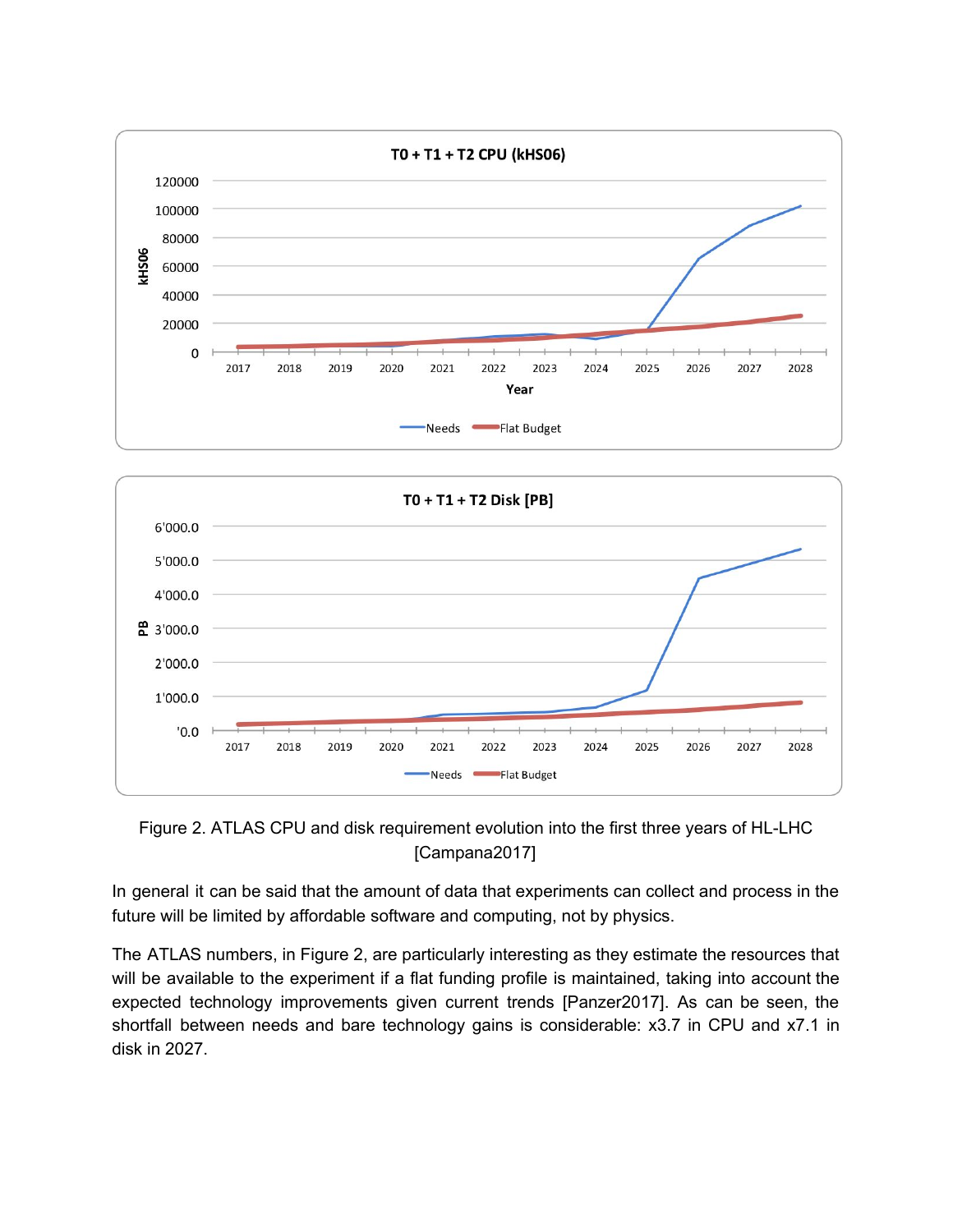Figure 2. ATLAS CPU and disk requirement evolution into the first three years of HL-LHC [Campana2017]

In general it can be said that the amount of data that experiments can collect and process in the future will be limited by affordable software and computing, not by physics.

The ATLAS numbers, in Figure 2, are particularly interesting as they estimate the resources that will be available to the experiment if a flat funding profile is maintained, taking into account the expected technology improvements given current trends [Panzer2017]. As can be seen, the shortfall between needs and bare technology gains is considerable: x3.7 in CPU and x7.1 in disk in 2027.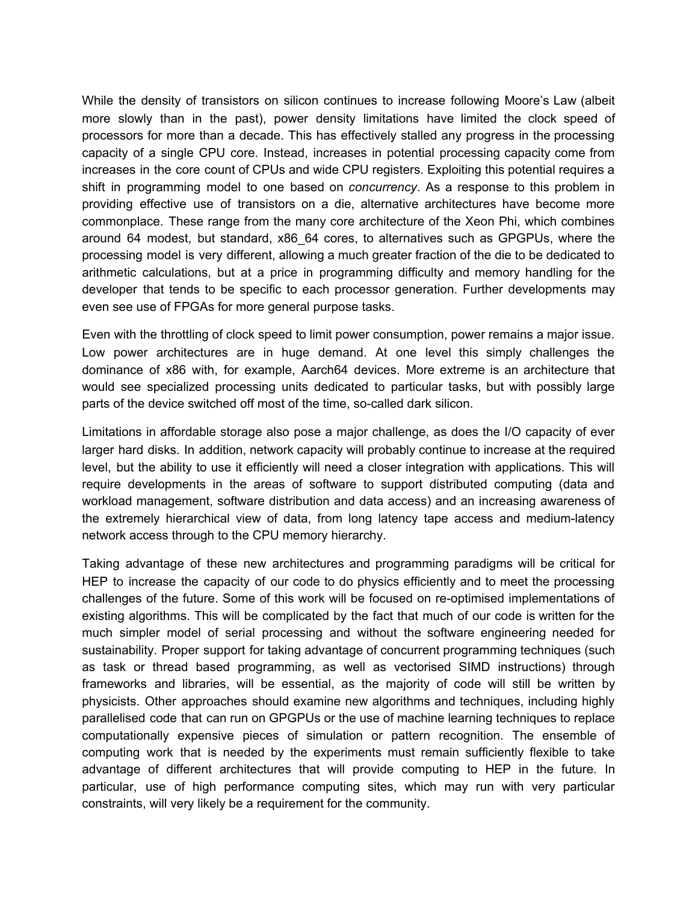While the density of transistors on silicon continues to increase following Moore's Law (albeit more slowly than in the past), power density limitations have limited the clock speed of processors for more than a decade. This has effectively stalled any progress in the processing capacity of a single CPU core. Instead, increases in potential processing capacity come from increases in the core count of CPUs and wide CPU registers. Exploiting this potential requires a shift in programming model to one based on *concurrency*. As a response to this problem in providing effective use of transistors on a die, alternative architectures have become more commonplace. These range from the many core architecture of the Xeon Phi, which combines around 64 modest, but standard, x86_64 cores, to alternatives such as GPGPUs, where the processing model is very different, allowing a much greater fraction of the die to be dedicated to arithmetic calculations, but at a price in programming difficulty and memory handling for the developer that tends to be specific to each processor generation. Further developments may even see use of FPGAs for more general purpose tasks.

Even with the throttling of clock speed to limit power consumption, power remains a major issue. Low power architectures are in huge demand. At one level this simply challenges the dominance of x86 with, for example, Aarch64 devices. More extreme is an architecture that would see specialized processing units dedicated to particular tasks, but with possibly large parts of the device switched off most of the time, so-called dark silicon.

Limitations in affordable storage also pose a major challenge, as does the I/O capacity of ever larger hard disks. In addition, network capacity will probably continue to increase at the required level, but the ability to use it efficiently will need a closer integration with applications. This will require developments in the areas of software to support distributed computing (data and workload management, software distribution and data access) and an increasing awareness of the extremely hierarchical view of data, from long latency tape access and medium-latency network access through to the CPU memory hierarchy.

Taking advantage of these new architectures and programming paradigms will be critical for HEP to increase the capacity of our code to do physics efficiently and to meet the processing challenges of the future. Some of this work will be focused on re-optimised implementations of existing algorithms. This will be complicated by the fact that much of our code is written for the much simpler model of serial processing and without the software engineering needed for sustainability. Proper support for taking advantage of concurrent programming techniques (such as task or thread based programming, as well as vectorised SIMD instructions) through frameworks and libraries, will be essential, as the majority of code will still be written by physicists. Other approaches should examine new algorithms and techniques, including highly parallelised code that can run on GPGPUs or the use of machine learning techniques to replace computationally expensive pieces of simulation or pattern recognition. The ensemble of computing work that is needed by the experiments must remain sufficiently flexible to take advantage of different architectures that will provide computing to HEP in the future. In particular, use of high performance computing sites, which may run with very particular constraints, will very likely be a requirement for the community.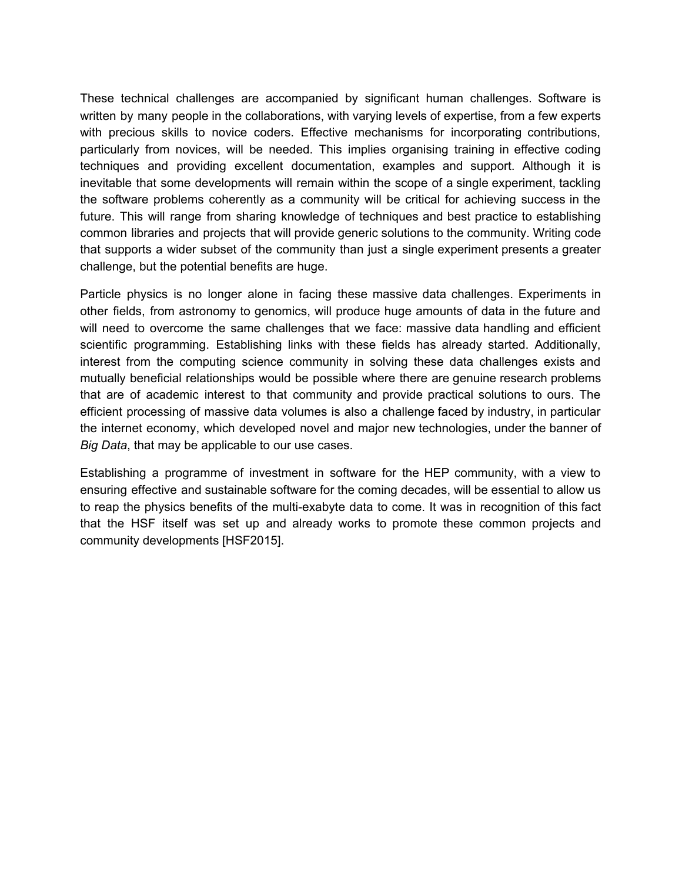These technical challenges are accompanied by significant human challenges. Software is written by many people in the collaborations, with varying levels of expertise, from a few experts with precious skills to novice coders. Effective mechanisms for incorporating contributions, particularly from novices, will be needed. This implies organising training in effective coding techniques and providing excellent documentation, examples and support. Although it is inevitable that some developments will remain within the scope of a single experiment, tackling the software problems coherently as a community will be critical for achieving success in the future. This will range from sharing knowledge of techniques and best practice to establishing common libraries and projects that will provide generic solutions to the community. Writing code that supports a wider subset of the community than just a single experiment presents a greater challenge, but the potential benefits are huge.

Particle physics is no longer alone in facing these massive data challenges. Experiments in other fields, from astronomy to genomics, will produce huge amounts of data in the future and will need to overcome the same challenges that we face: massive data handling and efficient scientific programming. Establishing links with these fields has already started. Additionally, interest from the computing science community in solving these data challenges exists and mutually beneficial relationships would be possible where there are genuine research problems that are of academic interest to that community and provide practical solutions to ours. The efficient processing of massive data volumes is also a challenge faced by industry, in particular the internet economy, which developed novel and major new technologies, under the banner of *Big Data*, that may be applicable to our use cases.

Establishing a programme of investment in software for the HEP community, with a view to ensuring effective and sustainable software for the coming decades, will be essential to allow us to reap the physics benefits of the multi-exabyte data to come. It was in recognition of this fact that the HSF itself was set up and already works to promote these common projects and community developments [HSF2015].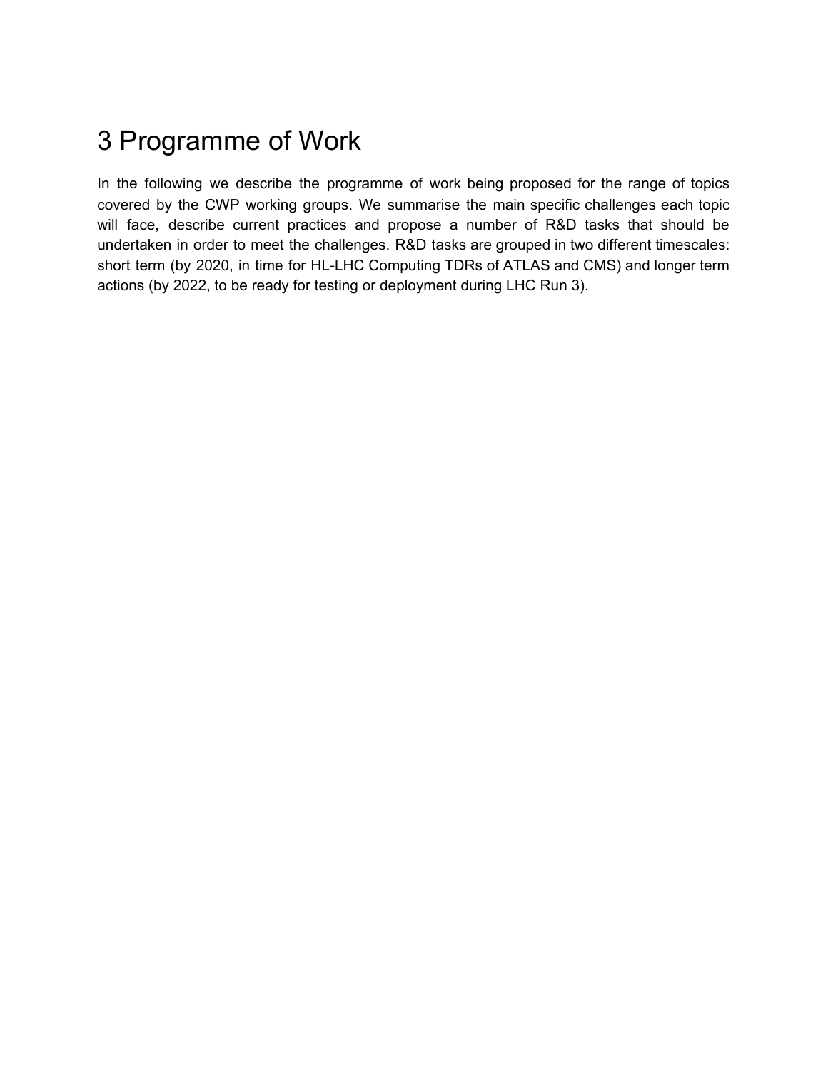# 3 Programme of Work

In the following we describe the programme of work being proposed for the range of topics covered by the CWP working groups. We summarise the main specific challenges each topic will face, describe current practices and propose a number of R&D tasks that should be undertaken in order to meet the challenges. R&D tasks are grouped in two different timescales: short term (by 2020, in time for HL-LHC Computing TDRs of ATLAS and CMS) and longer term actions (by 2022, to be ready for testing or deployment during LHC Run 3).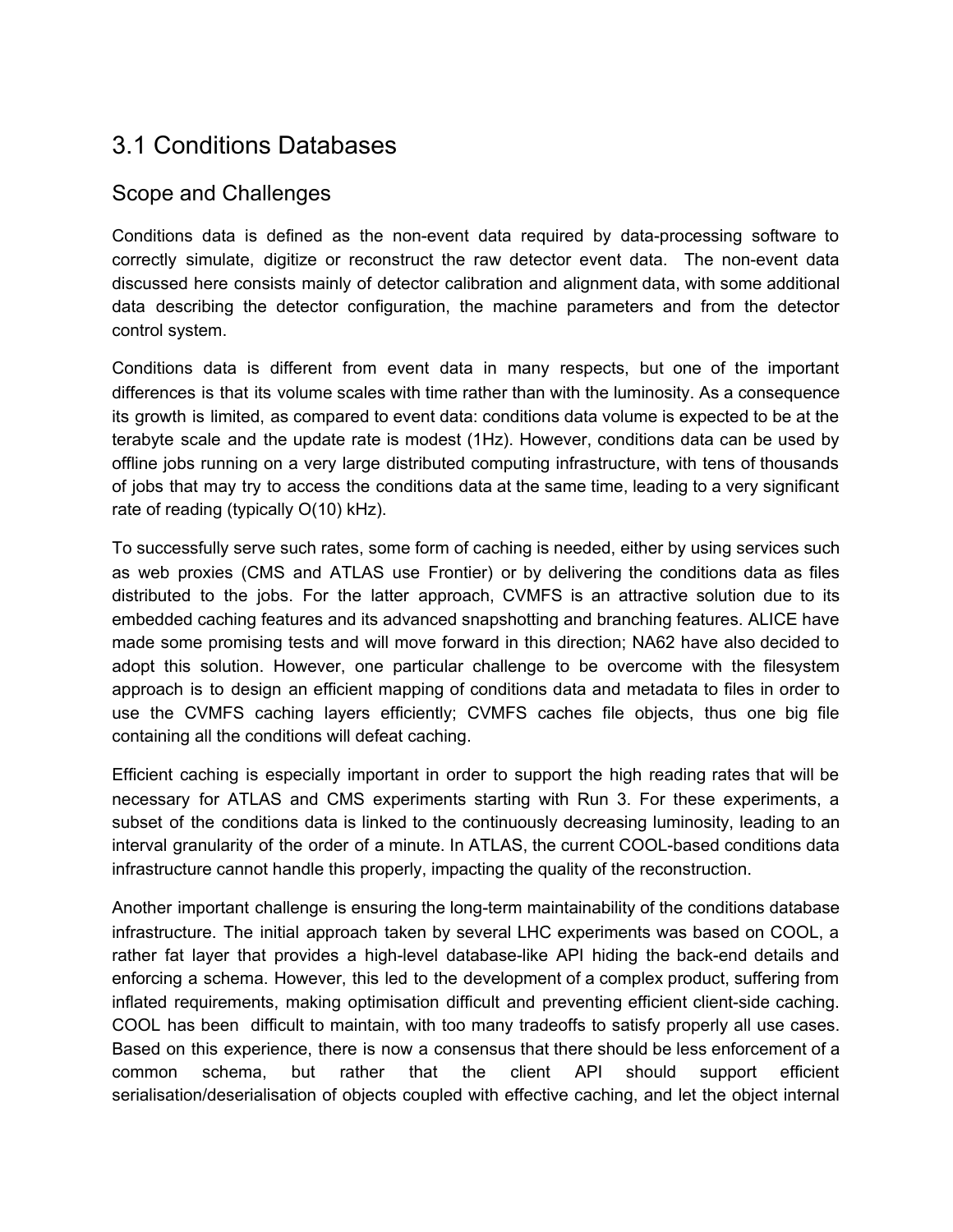## 3.1 Conditions Databases

### Scope and Challenges

Conditions data is defined as the non-event data required by data-processing software to correctly simulate, digitize or reconstruct the raw detector event data. The non-event data discussed here consists mainly of detector calibration and alignment data, with some additional data describing the detector configuration, the machine parameters and from the detector control system.

Conditions data is different from event data in many respects, but one of the important differences is that its volume scales with time rather than with the luminosity. As a consequence its growth is limited, as compared to event data: conditions data volume is expected to be at the terabyte scale and the update rate is modest (1Hz). However, conditions data can be used by offline jobs running on a very large distributed computing infrastructure, with tens of thousands of jobs that may try to access the conditions data at the same time, leading to a very significant rate of reading (typically O(10) kHz).

To successfully serve such rates, some form of caching is needed, either by using services such as web proxies (CMS and ATLAS use Frontier) or by delivering the conditions data as files distributed to the jobs. For the latter approach, CVMFS is an attractive solution due to its embedded caching features and its advanced snapshotting and branching features. ALICE have made some promising tests and will move forward in this direction; NA62 have also decided to adopt this solution. However, one particular challenge to be overcome with the filesystem approach is to design an efficient mapping of conditions data and metadata to files in order to use the CVMFS caching layers efficiently; CVMFS caches file objects, thus one big file containing all the conditions will defeat caching.

Efficient caching is especially important in order to support the high reading rates that will be necessary for ATLAS and CMS experiments starting with Run 3. For these experiments, a subset of the conditions data is linked to the continuously decreasing luminosity, leading to an interval granularity of the order of a minute. In ATLAS, the current COOL-based conditions data infrastructure cannot handle this properly, impacting the quality of the reconstruction.

Another important challenge is ensuring the long-term maintainability of the conditions database infrastructure. The initial approach taken by several LHC experiments was based on COOL, a rather fat layer that provides a high-level database-like API hiding the back-end details and enforcing a schema. However, this led to the development of a complex product, suffering from inflated requirements, making optimisation difficult and preventing efficient client-side caching. COOL has been difficult to maintain, with too many tradeoffs to satisfy properly all use cases. Based on this experience, there is now a consensus that there should be less enforcement of a common schema, but rather that the client API should support efficient serialisation/deserialisation of objects coupled with effective caching, and let the object internal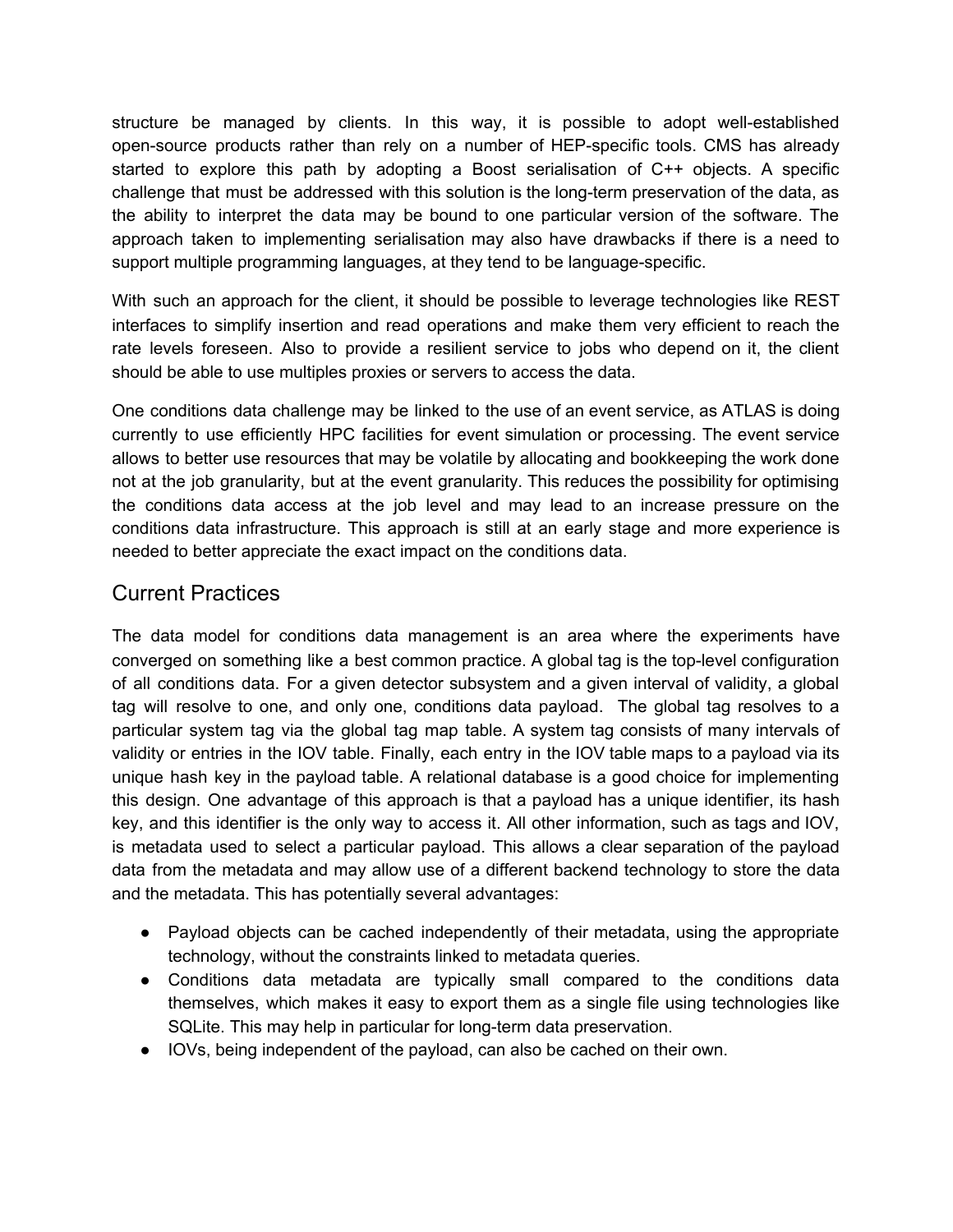structure be managed by clients. In this way, it is possible to adopt well-established open-source products rather than rely on a number of HEP-specific tools. CMS has already started to explore this path by adopting a Boost serialisation of C++ objects. A specific challenge that must be addressed with this solution is the long-term preservation of the data, as the ability to interpret the data may be bound to one particular version of the software. The approach taken to implementing serialisation may also have drawbacks if there is a need to support multiple programming languages, at they tend to be language-specific.

With such an approach for the client, it should be possible to leverage technologies like REST interfaces to simplify insertion and read operations and make them very efficient to reach the rate levels foreseen. Also to provide a resilient service to jobs who depend on it, the client should be able to use multiples proxies or servers to access the data.

One conditions data challenge may be linked to the use of an event service, as ATLAS is doing currently to use efficiently HPC facilities for event simulation or processing. The event service allows to better use resources that may be volatile by allocating and bookkeeping the work done not at the job granularity, but at the event granularity. This reduces the possibility for optimising the conditions data access at the job level and may lead to an increase pressure on the conditions data infrastructure. This approach is still at an early stage and more experience is needed to better appreciate the exact impact on the conditions data.

## Current Practices

The data model for conditions data management is an area where the experiments have converged on something like a best common practice. A global tag is the top-level configuration of all conditions data. For a given detector subsystem and a given interval of validity, a global tag will resolve to one, and only one, conditions data payload. The global tag resolves to a particular system tag via the global tag map table. A system tag consists of many intervals of validity or entries in the IOV table. Finally, each entry in the IOV table maps to a payload via its unique hash key in the payload table. A relational database is a good choice for implementing this design. One advantage of this approach is that a payload has a unique identifier, its hash key, and this identifier is the only way to access it. All other information, such as tags and IOV, is metadata used to select a particular payload. This allows a clear separation of the payload data from the metadata and may allow use of a different backend technology to store the data and the metadata. This has potentially several advantages:

- Payload objects can be cached independently of their metadata, using the appropriate technology, without the constraints linked to metadata queries.
- Conditions data metadata are typically small compared to the conditions data themselves, which makes it easy to export them as a single file using technologies like SQLite. This may help in particular for long-term data preservation.
- IOVs, being independent of the payload, can also be cached on their own.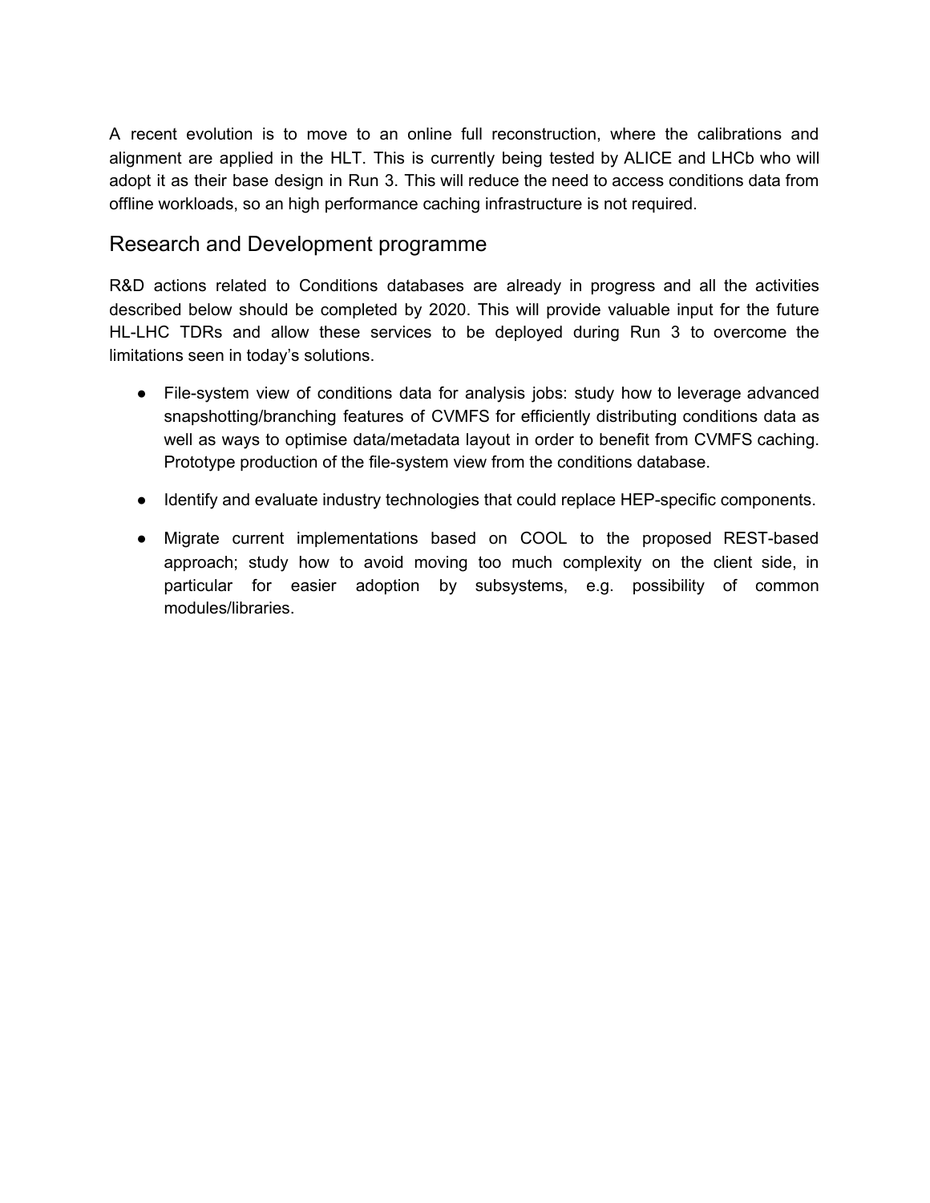A recent evolution is to move to an online full reconstruction, where the calibrations and alignment are applied in the HLT. This is currently being tested by ALICE and LHCb who will adopt it as their base design in Run 3. This will reduce the need to access conditions data from offline workloads, so an high performance caching infrastructure is not required.

## Research and Development programme

R&D actions related to Conditions databases are already in progress and all the activities described below should be completed by 2020. This will provide valuable input for the future HL-LHC TDRs and allow these services to be deployed during Run 3 to overcome the limitations seen in today's solutions.

- File-system view of conditions data for analysis jobs: study how to leverage advanced snapshotting/branching features of CVMFS for efficiently distributing conditions data as well as ways to optimise data/metadata layout in order to benefit from CVMFS caching. Prototype production of the file-system view from the conditions database.
- Identify and evaluate industry technologies that could replace HEP-specific components.
- Migrate current implementations based on COOL to the proposed REST-based approach; study how to avoid moving too much complexity on the client side, in particular for easier adoption by subsystems, e.g. possibility of common modules/libraries.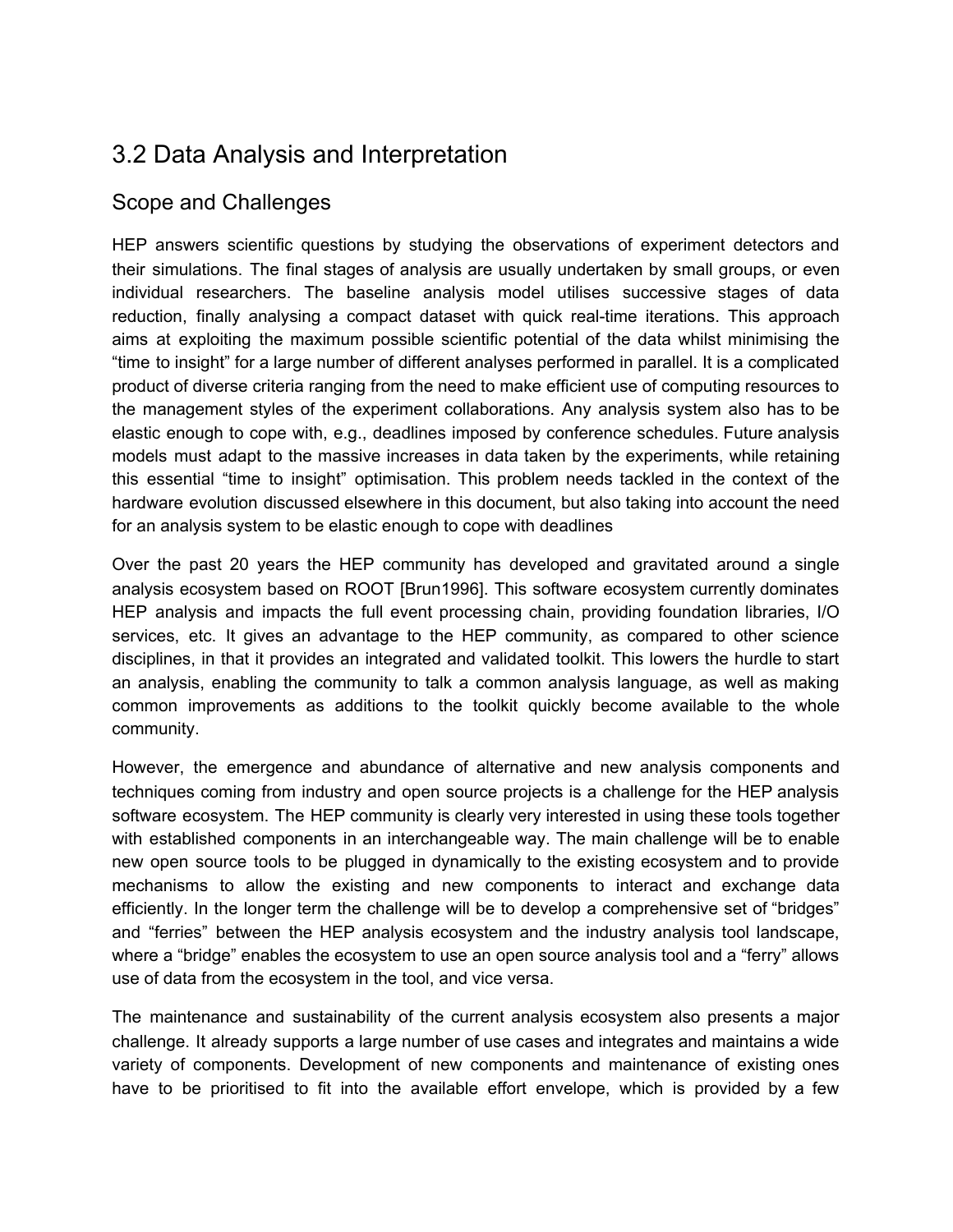## 3.2 Data Analysis and Interpretation

### Scope and Challenges

HEP answers scientific questions by studying the observations of experiment detectors and their simulations. The final stages of analysis are usually undertaken by small groups, or even individual researchers. The baseline analysis model utilises successive stages of data reduction, finally analysing a compact dataset with quick real-time iterations. This approach aims at exploiting the maximum possible scientific potential of the data whilst minimising the "time to insight" for a large number of different analyses performed in parallel. It is a complicated product of diverse criteria ranging from the need to make efficient use of computing resources to the management styles of the experiment collaborations. Any analysis system also has to be elastic enough to cope with, e.g., deadlines imposed by conference schedules. Future analysis models must adapt to the massive increases in data taken by the experiments, while retaining this essential "time to insight" optimisation. This problem needs tackled in the context of the hardware evolution discussed elsewhere in this document, but also taking into account the need for an analysis system to be elastic enough to cope with deadlines

Over the past 20 years the HEP community has developed and gravitated around a single analysis ecosystem based on ROOT [Brun1996]. This software ecosystem currently dominates HEP analysis and impacts the full event processing chain, providing foundation libraries, I/O services, etc. It gives an advantage to the HEP community, as compared to other science disciplines, in that it provides an integrated and validated toolkit. This lowers the hurdle to start an analysis, enabling the community to talk a common analysis language, as well as making common improvements as additions to the toolkit quickly become available to the whole community.

However, the emergence and abundance of alternative and new analysis components and techniques coming from industry and open source projects is a challenge for the HEP analysis software ecosystem. The HEP community is clearly very interested in using these tools together with established components in an interchangeable way. The main challenge will be to enable new open source tools to be plugged in dynamically to the existing ecosystem and to provide mechanisms to allow the existing and new components to interact and exchange data efficiently. In the longer term the challenge will be to develop a comprehensive set of "bridges" and "ferries" between the HEP analysis ecosystem and the industry analysis tool landscape, where a "bridge" enables the ecosystem to use an open source analysis tool and a "ferry" allows use of data from the ecosystem in the tool, and vice versa.

The maintenance and sustainability of the current analysis ecosystem also presents a major challenge. It already supports a large number of use cases and integrates and maintains a wide variety of components. Development of new components and maintenance of existing ones have to be prioritised to fit into the available effort envelope, which is provided by a few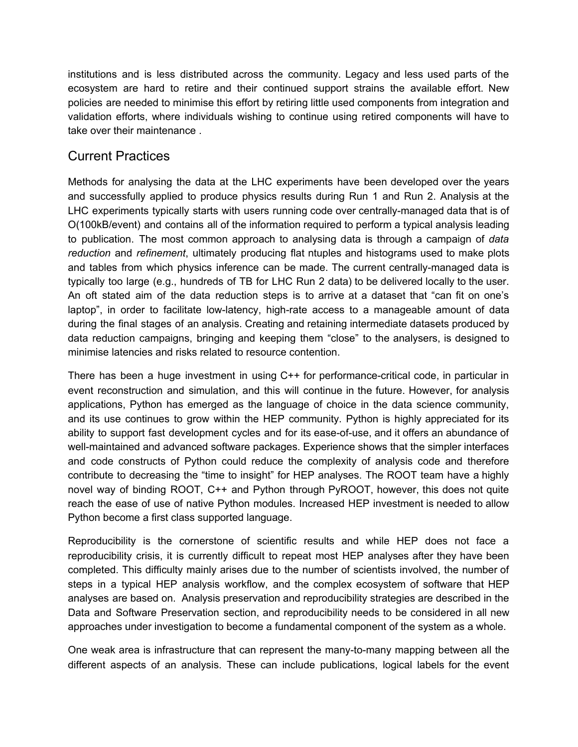institutions and is less distributed across the community. Legacy and less used parts of the ecosystem are hard to retire and their continued support strains the available effort. New policies are needed to minimise this effort by retiring little used components from integration and validation efforts, where individuals wishing to continue using retired components will have to take over their maintenance .

## Current Practices

Methods for analysing the data at the LHC experiments have been developed over the years and successfully applied to produce physics results during Run 1 and Run 2. Analysis at the LHC experiments typically starts with users running code over centrally-managed data that is of O(100kB/event) and contains all of the information required to perform a typical analysis leading to publication. The most common approach to analysing data is through a campaign of *data reduction* and *refinement*, ultimately producing flat ntuples and histograms used to make plots and tables from which physics inference can be made. The current centrally-managed data is typically too large (e.g., hundreds of TB for LHC Run 2 data) to be delivered locally to the user. An oft stated aim of the data reduction steps is to arrive at a dataset that "can fit on one's laptop", in order to facilitate low-latency, high-rate access to a manageable amount of data during the final stages of an analysis. Creating and retaining intermediate datasets produced by data reduction campaigns, bringing and keeping them "close" to the analysers, is designed to minimise latencies and risks related to resource contention.

There has been a huge investment in using C++ for performance-critical code, in particular in event reconstruction and simulation, and this will continue in the future. However, for analysis applications, Python has emerged as the language of choice in the data science community, and its use continues to grow within the HEP community. Python is highly appreciated for its ability to support fast development cycles and for its ease-of-use, and it offers an abundance of well-maintained and advanced software packages. Experience shows that the simpler interfaces and code constructs of Python could reduce the complexity of analysis code and therefore contribute to decreasing the "time to insight" for HEP analyses. The ROOT team have a highly novel way of binding ROOT, C++ and Python through PyROOT, however, this does not quite reach the ease of use of native Python modules. Increased HEP investment is needed to allow Python become a first class supported language.

Reproducibility is the cornerstone of scientific results and while HEP does not face a reproducibility crisis, it is currently difficult to repeat most HEP analyses after they have been completed. This difficulty mainly arises due to the number of scientists involved, the number of steps in a typical HEP analysis workflow, and the complex ecosystem of software that HEP analyses are based on. Analysis preservation and reproducibility strategies are described in the Data and Software Preservation section, and reproducibility needs to be considered in all new approaches under investigation to become a fundamental component of the system as a whole.

One weak area is infrastructure that can represent the many-to-many mapping between all the different aspects of an analysis. These can include publications, logical labels for the event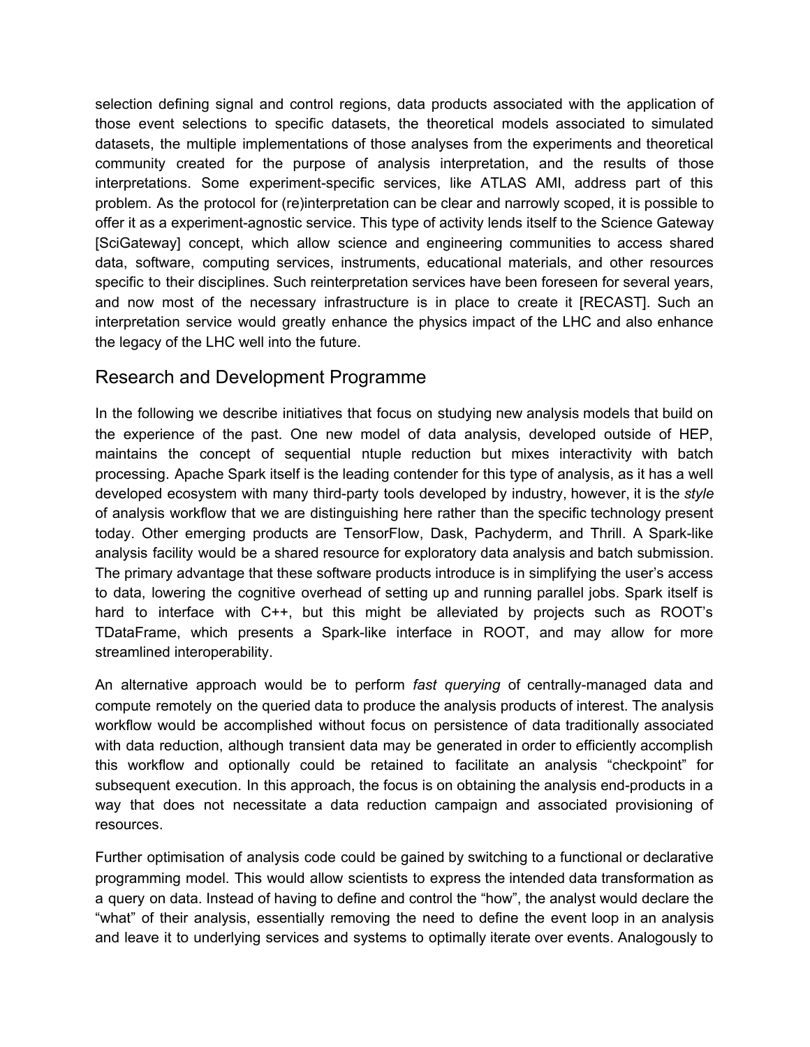selection defining signal and control regions, data products associated with the application of those event selections to specific datasets, the theoretical models associated to simulated datasets, the multiple implementations of those analyses from the experiments and theoretical community created for the purpose of analysis interpretation, and the results of those interpretations. Some experiment-specific services, like ATLAS AMI, address part of this problem. As the protocol for (re)interpretation can be clear and narrowly scoped, it is possible to offer it as a experiment-agnostic service. This type of activity lends itself to the Science Gateway [SciGateway] concept, which allow science and engineering communities to access shared data, software, computing services, instruments, educational materials, and other resources specific to their disciplines. Such reinterpretation services have been foreseen for several years, and now most of the necessary infrastructure is in place to create it [RECAST]. Such an interpretation service would greatly enhance the physics impact of the LHC and also enhance the legacy of the LHC well into the future.

## Research and Development Programme

In the following we describe initiatives that focus on studying new analysis models that build on the experience of the past. One new model of data analysis, developed outside of HEP, maintains the concept of sequential ntuple reduction but mixes interactivity with batch processing. Apache Spark itself is the leading contender for this type of analysis, as it has a well developed ecosystem with many third-party tools developed by industry, however, it is the *style* of analysis workflow that we are distinguishing here rather than the specific technology present today. Other emerging products are TensorFlow, Dask, Pachyderm, and Thrill. A Spark-like analysis facility would be a shared resource for exploratory data analysis and batch submission. The primary advantage that these software products introduce is in simplifying the user's access to data, lowering the cognitive overhead of setting up and running parallel jobs. Spark itself is hard to interface with C++, but this might be alleviated by projects such as ROOT's TDataFrame, which presents a Spark-like interface in ROOT, and may allow for more streamlined interoperability.

An alternative approach would be to perform *fast querying* of centrally-managed data and compute remotely on the queried data to produce the analysis products of interest. The analysis workflow would be accomplished without focus on persistence of data traditionally associated with data reduction, although transient data may be generated in order to efficiently accomplish this workflow and optionally could be retained to facilitate an analysis "checkpoint" for subsequent execution. In this approach, the focus is on obtaining the analysis end-products in a way that does not necessitate a data reduction campaign and associated provisioning of resources.

Further optimisation of analysis code could be gained by switching to a functional or declarative programming model. This would allow scientists to express the intended data transformation as a query on data. Instead of having to define and control the "how", the analyst would declare the "what" of their analysis, essentially removing the need to define the event loop in an analysis and leave it to underlying services and systems to optimally iterate over events. Analogously to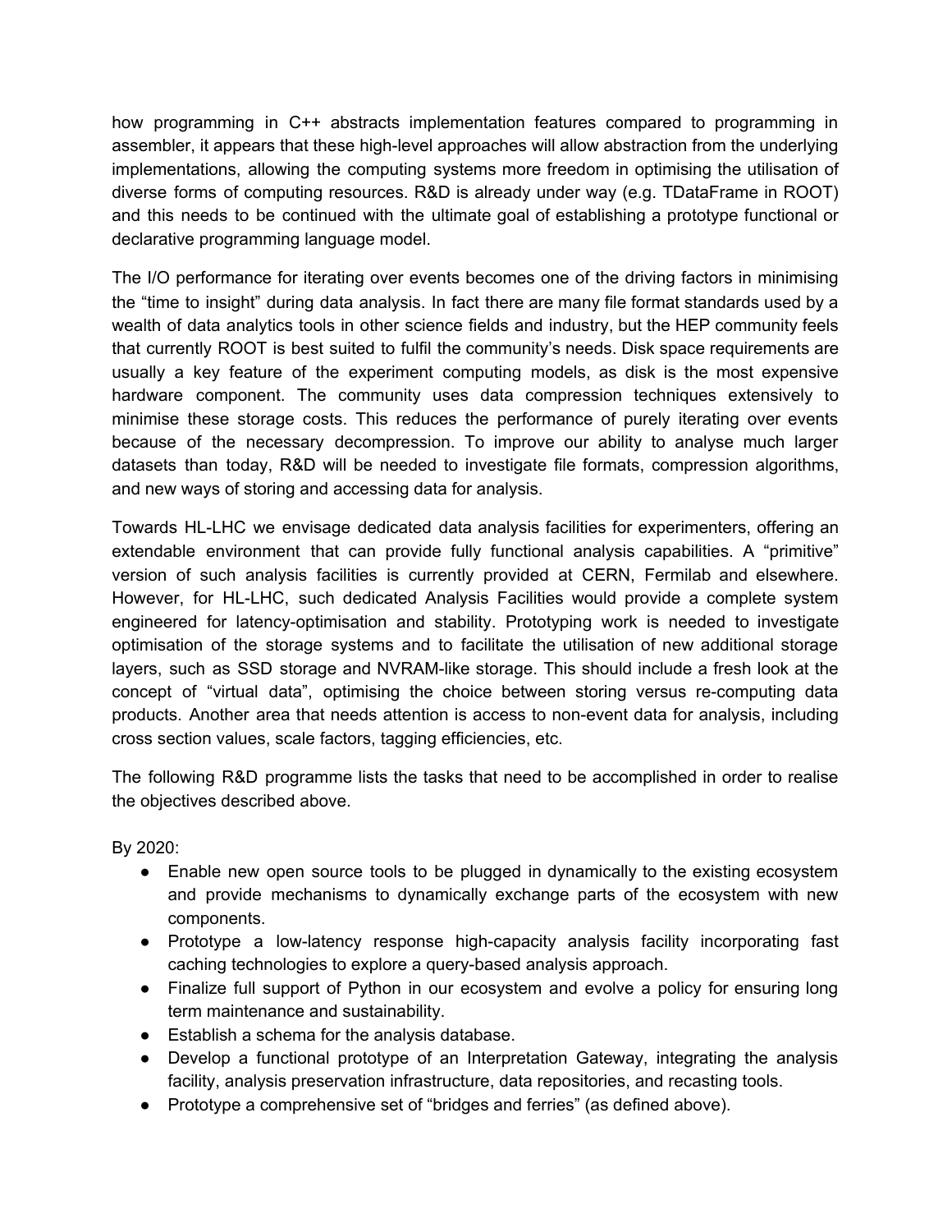how programming in C++ abstracts implementation features compared to programming in assembler, it appears that these high-level approaches will allow abstraction from the underlying implementations, allowing the computing systems more freedom in optimising the utilisation of diverse forms of computing resources. R&D is already under way (e.g. TDataFrame in ROOT) and this needs to be continued with the ultimate goal of establishing a prototype functional or declarative programming language model.

The I/O performance for iterating over events becomes one of the driving factors in minimising the “time to insight” during data analysis. In fact there are many file format standards used by a wealth of data analytics tools in other science fields and industry, but the HEP community feels that currently ROOT is best suited to fulfil the community’s needs. Disk space requirements are usually a key feature of the experiment computing models, as disk is the most expensive hardware component. The community uses data compression techniques extensively to minimise these storage costs. This reduces the performance of purely iterating over events because of the necessary decompression. To improve our ability to analyse much larger datasets than today, R&D will be needed to investigate file formats, compression algorithms, and new ways of storing and accessing data for analysis.

Towards HL-LHC we envisage dedicated data analysis facilities for experimenters, offering an extendable environment that can provide fully functional analysis capabilities. A “primitive” version of such analysis facilities is currently provided at CERN, Fermilab and elsewhere. However, for HL-LHC, such dedicated Analysis Facilities would provide a complete system engineered for latency-optimisation and stability. Prototyping work is needed to investigate optimisation of the storage systems and to facilitate the utilisation of new additional storage layers, such as SSD storage and NVRAM-like storage. This should include a fresh look at the concept of “virtual data”, optimising the choice between storing versus re-computing data products. Another area that needs attention is access to non-event data for analysis, including cross section values, scale factors, tagging efficiencies, etc.

The following R&D programme lists the tasks that need to be accomplished in order to realise the objectives described above.

By 2020:

- Enable new open source tools to be plugged in dynamically to the existing ecosystem and provide mechanisms to dynamically exchange parts of the ecosystem with new components.
- Prototype a low-latency response high-capacity analysis facility incorporating fast caching technologies to explore a query-based analysis approach.
- Finalize full support of Python in our ecosystem and evolve a policy for ensuring long term maintenance and sustainability.
- Establish a schema for the analysis database.
- Develop a functional prototype of an Interpretation Gateway, integrating the analysis facility, analysis preservation infrastructure, data repositories, and recasting tools.
- Prototype a comprehensive set of “bridges and ferries” (as defined above).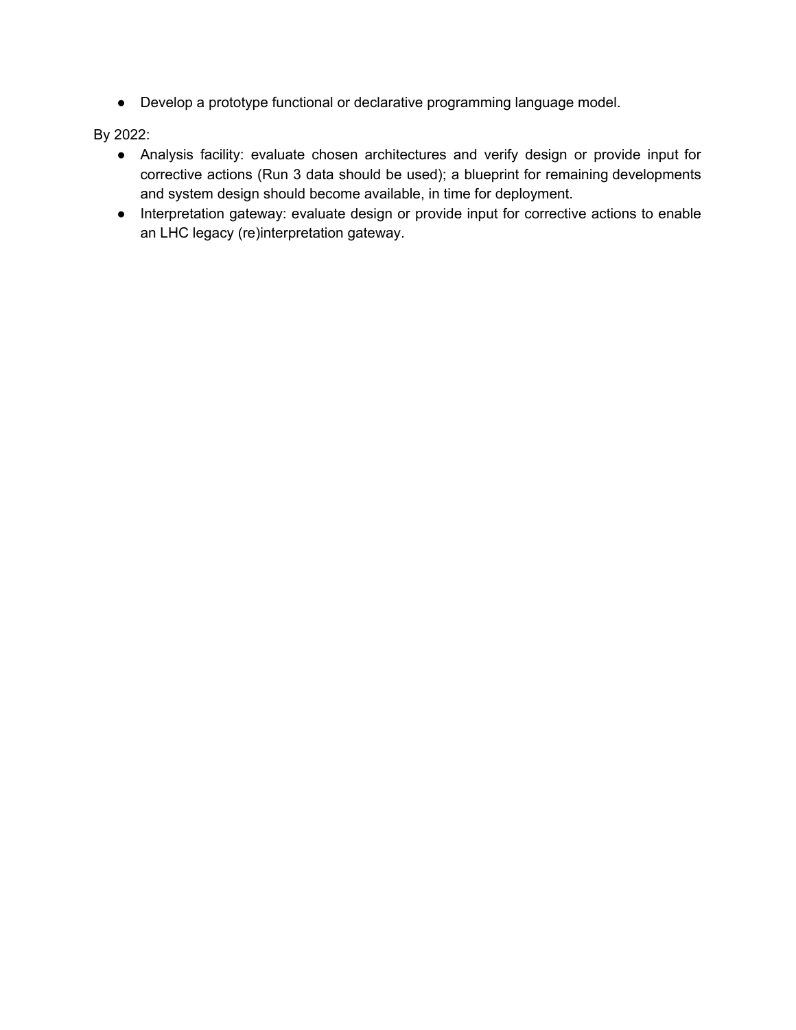- Develop a prototype functional or declarative programming language model.

By 2022:

- Analysis facility: evaluate chosen architectures and verify design or provide input for corrective actions (Run 3 data should be used); a blueprint for remaining developments and system design should become available, in time for deployment.
- Interpretation gateway: evaluate design or provide input for corrective actions to enable an LHC legacy (re)interpretation gateway.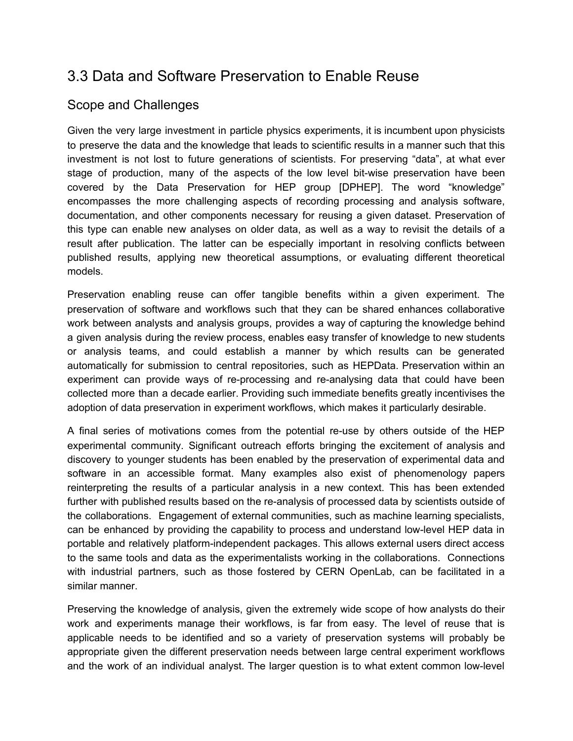## 3.3 Data and Software Preservation to Enable Reuse

### Scope and Challenges

Given the very large investment in particle physics experiments, it is incumbent upon physicists to preserve the data and the knowledge that leads to scientific results in a manner such that this investment is not lost to future generations of scientists. For preserving "data", at what ever stage of production, many of the aspects of the low level bit-wise preservation have been covered by the Data Preservation for HEP group [DPHEP]. The word "knowledge" encompasses the more challenging aspects of recording processing and analysis software, documentation, and other components necessary for reusing a given dataset. Preservation of this type can enable new analyses on older data, as well as a way to revisit the details of a result after publication. The latter can be especially important in resolving conflicts between published results, applying new theoretical assumptions, or evaluating different theoretical models.

Preservation enabling reuse can offer tangible benefits within a given experiment. The preservation of software and workflows such that they can be shared enhances collaborative work between analysts and analysis groups, provides a way of capturing the knowledge behind a given analysis during the review process, enables easy transfer of knowledge to new students or analysis teams, and could establish a manner by which results can be generated automatically for submission to central repositories, such as HEPData. Preservation within an experiment can provide ways of re-processing and re-analysing data that could have been collected more than a decade earlier. Providing such immediate benefits greatly incentivises the adoption of data preservation in experiment workflows, which makes it particularly desirable.

A final series of motivations comes from the potential re-use by others outside of the HEP experimental community. Significant outreach efforts bringing the excitement of analysis and discovery to younger students has been enabled by the preservation of experimental data and software in an accessible format. Many examples also exist of phenomenology papers reinterpreting the results of a particular analysis in a new context. This has been extended further with published results based on the re-analysis of processed data by scientists outside of the collaborations. Engagement of external communities, such as machine learning specialists, can be enhanced by providing the capability to process and understand low-level HEP data in portable and relatively platform-independent packages. This allows external users direct access to the same tools and data as the experimentalists working in the collaborations. Connections with industrial partners, such as those fostered by CERN OpenLab, can be facilitated in a similar manner.

Preserving the knowledge of analysis, given the extremely wide scope of how analysts do their work and experiments manage their workflows, is far from easy. The level of reuse that is applicable needs to be identified and so a variety of preservation systems will probably be appropriate given the different preservation needs between large central experiment workflows and the work of an individual analyst. The larger question is to what extent common low-level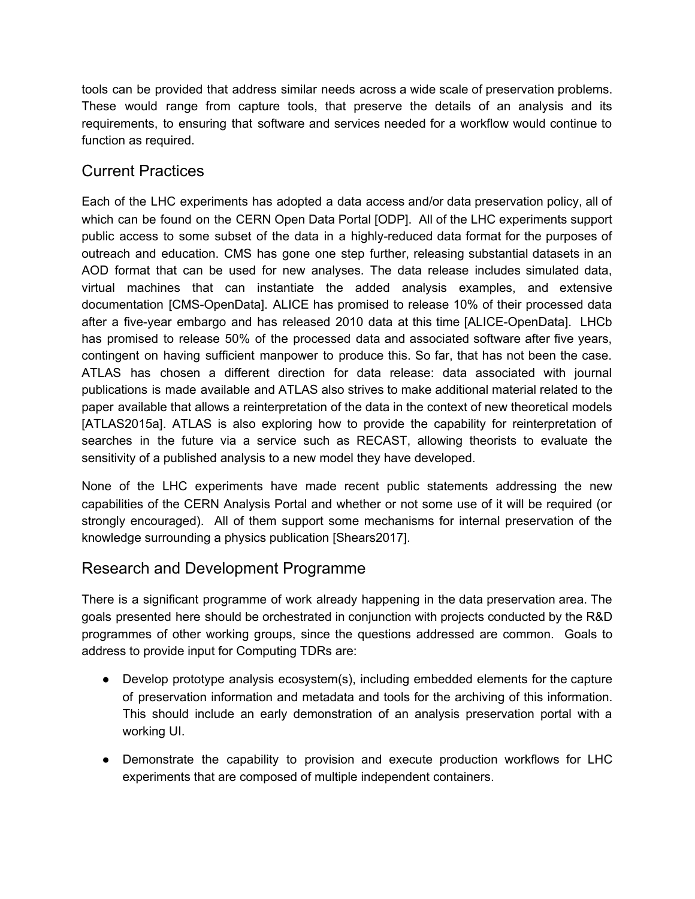tools can be provided that address similar needs across a wide scale of preservation problems. These would range from capture tools, that preserve the details of an analysis and its requirements, to ensuring that software and services needed for a workflow would continue to function as required.

## Current Practices

Each of the LHC experiments has adopted a data access and/or data preservation policy, all of which can be found on the CERN Open Data Portal [ODP]. All of the LHC experiments support public access to some subset of the data in a highly-reduced data format for the purposes of outreach and education. CMS has gone one step further, releasing substantial datasets in an AOD format that can be used for new analyses. The data release includes simulated data, virtual machines that can instantiate the added analysis examples, and extensive documentation [CMS-OpenData]. ALICE has promised to release 10% of their processed data after a five-year embargo and has released 2010 data at this time [ALICE-OpenData]. LHCb has promised to release 50% of the processed data and associated software after five years, contingent on having sufficient manpower to produce this. So far, that has not been the case. ATLAS has chosen a different direction for data release: data associated with journal publications is made available and ATLAS also strives to make additional material related to the paper available that allows a reinterpretation of the data in the context of new theoretical models [ATLAS2015a]. ATLAS is also exploring how to provide the capability for reinterpretation of searches in the future via a service such as RECAST, allowing theorists to evaluate the sensitivity of a published analysis to a new model they have developed.

None of the LHC experiments have made recent public statements addressing the new capabilities of the CERN Analysis Portal and whether or not some use of it will be required (or strongly encouraged). All of them support some mechanisms for internal preservation of the knowledge surrounding a physics publication [Shears2017].

## Research and Development Programme

There is a significant programme of work already happening in the data preservation area. The goals presented here should be orchestrated in conjunction with projects conducted by the R&D programmes of other working groups, since the questions addressed are common. Goals to address to provide input for Computing TDRs are:

- Develop prototype analysis ecosystem(s), including embedded elements for the capture of preservation information and metadata and tools for the archiving of this information. This should include an early demonstration of an analysis preservation portal with a working UI.
- Demonstrate the capability to provision and execute production workflows for LHC experiments that are composed of multiple independent containers.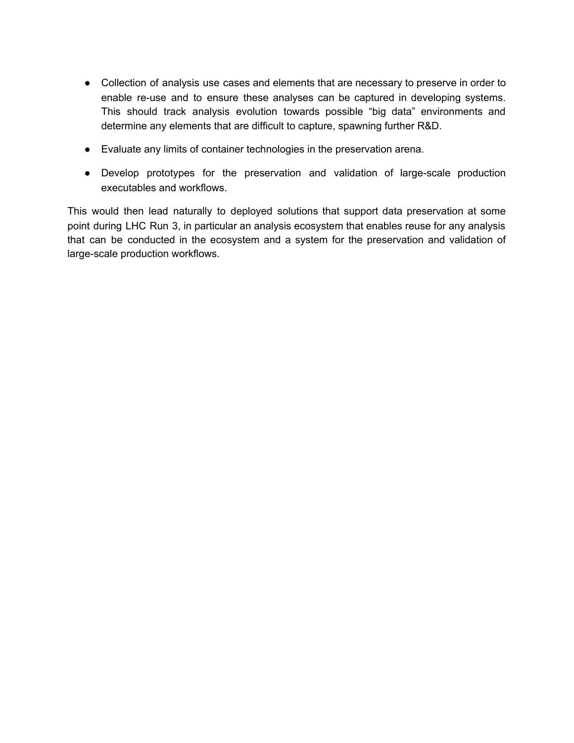- Collection of analysis use cases and elements that are necessary to preserve in order to enable re-use and to ensure these analyses can be captured in developing systems. This should track analysis evolution towards possible "big data" environments and determine any elements that are difficult to capture, spawning further R&D.
- Evaluate any limits of container technologies in the preservation arena.
- Develop prototypes for the preservation and validation of large-scale production executables and workflows.

This would then lead naturally to deployed solutions that support data preservation at some point during LHC Run 3, in particular an analysis ecosystem that enables reuse for any analysis that can be conducted in the ecosystem and a system for the preservation and validation of large-scale production workflows.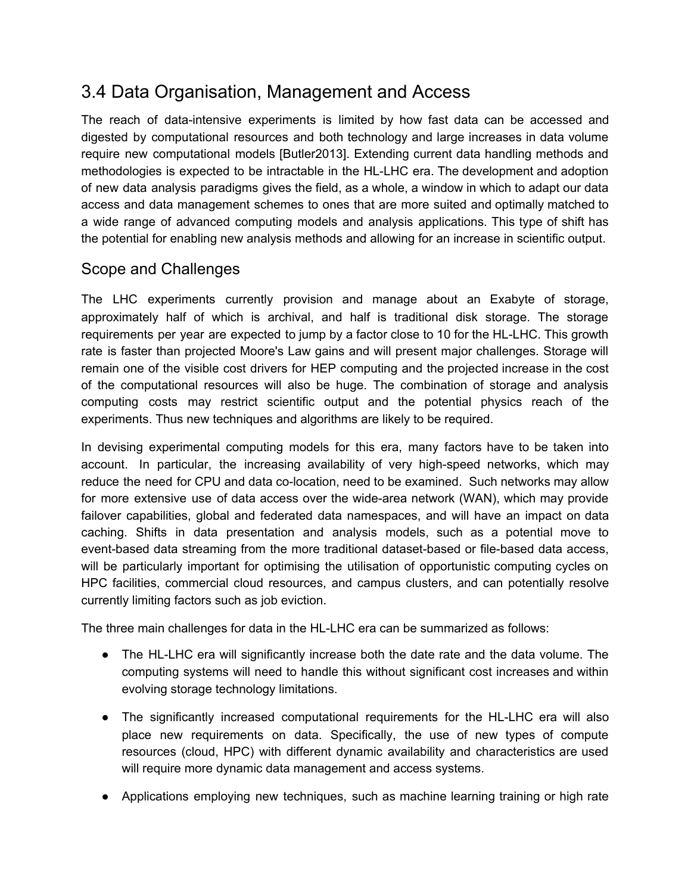## 3.4 Data Organisation, Management and Access

The reach of data-intensive experiments is limited by how fast data can be accessed and digested by computational resources and both technology and large increases in data volume require new computational models [Butler2013]. Extending current data handling methods and methodologies is expected to be intractable in the HL-LHC era. The development and adoption of new data analysis paradigms gives the field, as a whole, a window in which to adapt our data access and data management schemes to ones that are more suited and optimally matched to a wide range of advanced computing models and analysis applications. This type of shift has the potential for enabling new analysis methods and allowing for an increase in scientific output.

### Scope and Challenges

The LHC experiments currently provision and manage about an Exabyte of storage, approximately half of which is archival, and half is traditional disk storage. The storage requirements per year are expected to jump by a factor close to 10 for the HL-LHC. This growth rate is faster than projected Moore's Law gains and will present major challenges. Storage will remain one of the visible cost drivers for HEP computing and the projected increase in the cost of the computational resources will also be huge. The combination of storage and analysis computing costs may restrict scientific output and the potential physics reach of the experiments. Thus new techniques and algorithms are likely to be required.

In devising experimental computing models for this era, many factors have to be taken into account. In particular, the increasing availability of very high-speed networks, which may reduce the need for CPU and data co-location, need to be examined. Such networks may allow for more extensive use of data access over the wide-area network (WAN), which may provide failover capabilities, global and federated data namespaces, and will have an impact on data caching. Shifts in data presentation and analysis models, such as a potential move to event-based data streaming from the more traditional dataset-based or file-based data access, will be particularly important for optimising the utilisation of opportunistic computing cycles on HPC facilities, commercial cloud resources, and campus clusters, and can potentially resolve currently limiting factors such as job eviction.

The three main challenges for data in the HL-LHC era can be summarized as follows:

- The HL-LHC era will significantly increase both the date rate and the data volume. The computing systems will need to handle this without significant cost increases and within evolving storage technology limitations.
- The significantly increased computational requirements for the HL-LHC era will also place new requirements on data. Specifically, the use of new types of compute resources (cloud, HPC) with different dynamic availability and characteristics are used will require more dynamic data management and access systems.
- Applications employing new techniques, such as machine learning training or high rate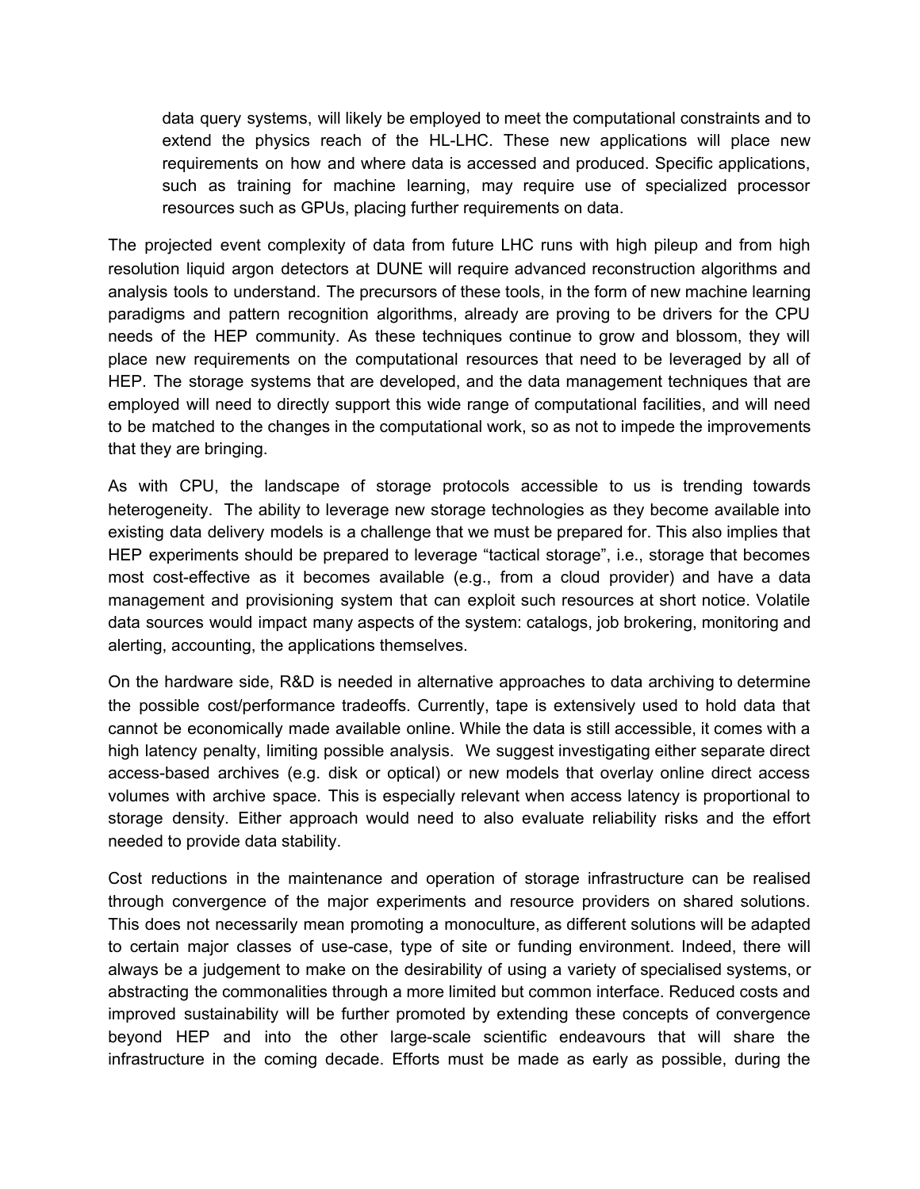data query systems, will likely be employed to meet the computational constraints and to extend the physics reach of the HL-LHC. These new applications will place new requirements on how and where data is accessed and produced. Specific applications, such as training for machine learning, may require use of specialized processor resources such as GPUs, placing further requirements on data.

The projected event complexity of data from future LHC runs with high pileup and from high resolution liquid argon detectors at DUNE will require advanced reconstruction algorithms and analysis tools to understand. The precursors of these tools, in the form of new machine learning paradigms and pattern recognition algorithms, already are proving to be drivers for the CPU needs of the HEP community. As these techniques continue to grow and blossom, they will place new requirements on the computational resources that need to be leveraged by all of HEP. The storage systems that are developed, and the data management techniques that are employed will need to directly support this wide range of computational facilities, and will need to be matched to the changes in the computational work, so as not to impede the improvements that they are bringing.

As with CPU, the landscape of storage protocols accessible to us is trending towards heterogeneity. The ability to leverage new storage technologies as they become available into existing data delivery models is a challenge that we must be prepared for. This also implies that HEP experiments should be prepared to leverage "tactical storage", i.e., storage that becomes most cost-effective as it becomes available (e.g., from a cloud provider) and have a data management and provisioning system that can exploit such resources at short notice. Volatile data sources would impact many aspects of the system: catalogs, job brokering, monitoring and alerting, accounting, the applications themselves.

On the hardware side, R&D is needed in alternative approaches to data archiving to determine the possible cost/performance tradeoffs. Currently, tape is extensively used to hold data that cannot be economically made available online. While the data is still accessible, it comes with a high latency penalty, limiting possible analysis. We suggest investigating either separate direct access-based archives (e.g. disk or optical) or new models that overlay online direct access volumes with archive space. This is especially relevant when access latency is proportional to storage density. Either approach would need to also evaluate reliability risks and the effort needed to provide data stability.

Cost reductions in the maintenance and operation of storage infrastructure can be realised through convergence of the major experiments and resource providers on shared solutions. This does not necessarily mean promoting a monoculture, as different solutions will be adapted to certain major classes of use-case, type of site or funding environment. Indeed, there will always be a judgement to make on the desirability of using a variety of specialised systems, or abstracting the commonalities through a more limited but common interface. Reduced costs and improved sustainability will be further promoted by extending these concepts of convergence beyond HEP and into the other large-scale scientific endeavours that will share the infrastructure in the coming decade. Efforts must be made as early as possible, during the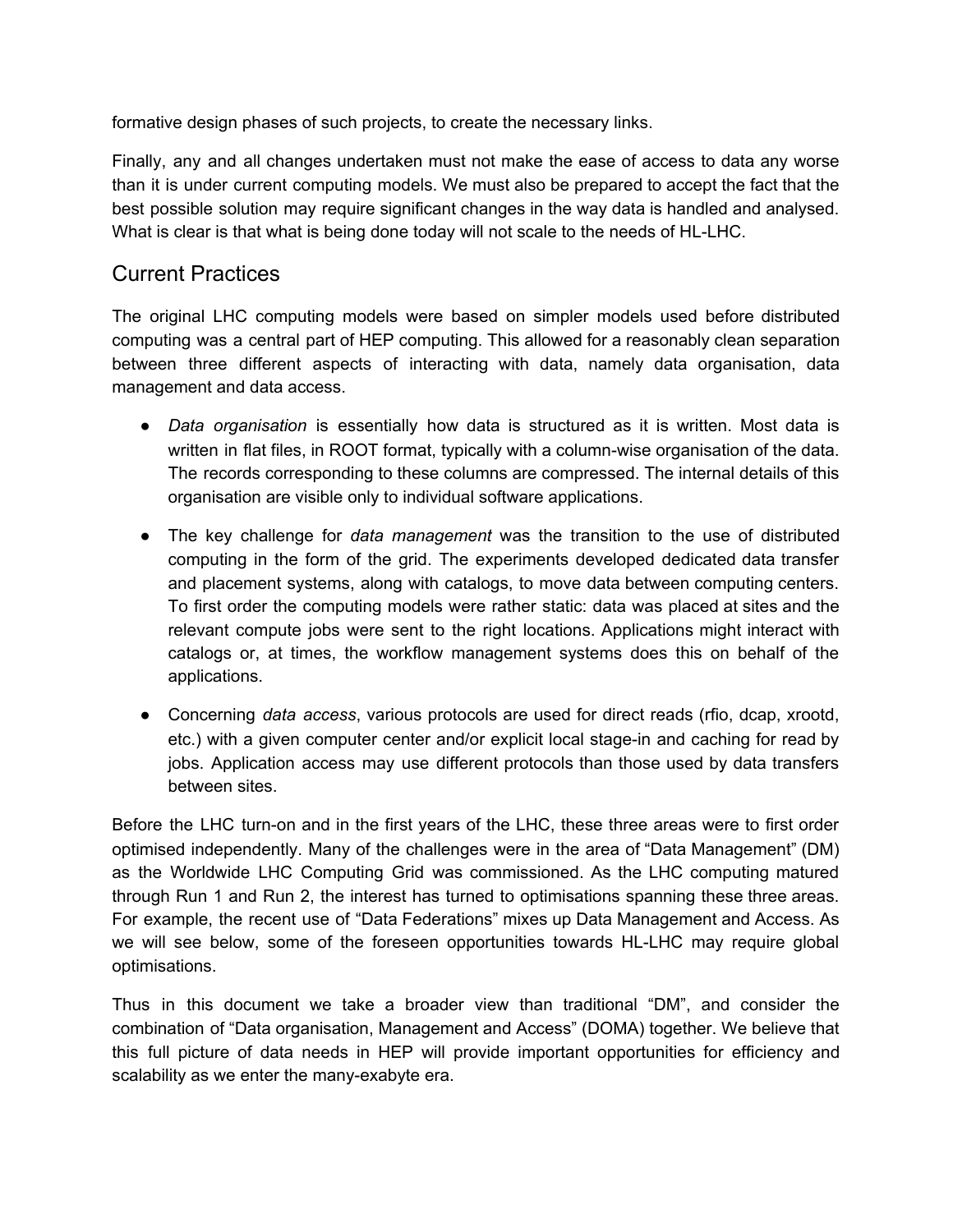formative design phases of such projects, to create the necessary links.

Finally, any and all changes undertaken must not make the ease of access to data any worse than it is under current computing models. We must also be prepared to accept the fact that the best possible solution may require significant changes in the way data is handled and analysed. What is clear is that what is being done today will not scale to the needs of HL-LHC.

## Current Practices

The original LHC computing models were based on simpler models used before distributed computing was a central part of HEP computing. This allowed for a reasonably clean separation between three different aspects of interacting with data, namely data organisation, data management and data access.

- *Data organisation* is essentially how data is structured as it is written. Most data is written in flat files, in ROOT format, typically with a column-wise organisation of the data. The records corresponding to these columns are compressed. The internal details of this organisation are visible only to individual software applications.
- The key challenge for *data management* was the transition to the use of distributed computing in the form of the grid. The experiments developed dedicated data transfer and placement systems, along with catalogs, to move data between computing centers. To first order the computing models were rather static: data was placed at sites and the relevant compute jobs were sent to the right locations. Applications might interact with catalogs or, at times, the workflow management systems does this on behalf of the applications.
- Concerning *data access*, various protocols are used for direct reads (rfio, dcap, xrootd, etc.) with a given computer center and/or explicit local stage-in and caching for read by jobs. Application access may use different protocols than those used by data transfers between sites.

Before the LHC turn-on and in the first years of the LHC, these three areas were to first order optimised independently. Many of the challenges were in the area of "Data Management" (DM) as the Worldwide LHC Computing Grid was commissioned. As the LHC computing matured through Run 1 and Run 2, the interest has turned to optimisations spanning these three areas. For example, the recent use of "Data Federations" mixes up Data Management and Access. As we will see below, some of the foreseen opportunities towards HL-LHC may require global optimisations.

Thus in this document we take a broader view than traditional "DM", and consider the combination of "Data organisation, Management and Access" (DOMA) together. We believe that this full picture of data needs in HEP will provide important opportunities for efficiency and scalability as we enter the many-exabyte era.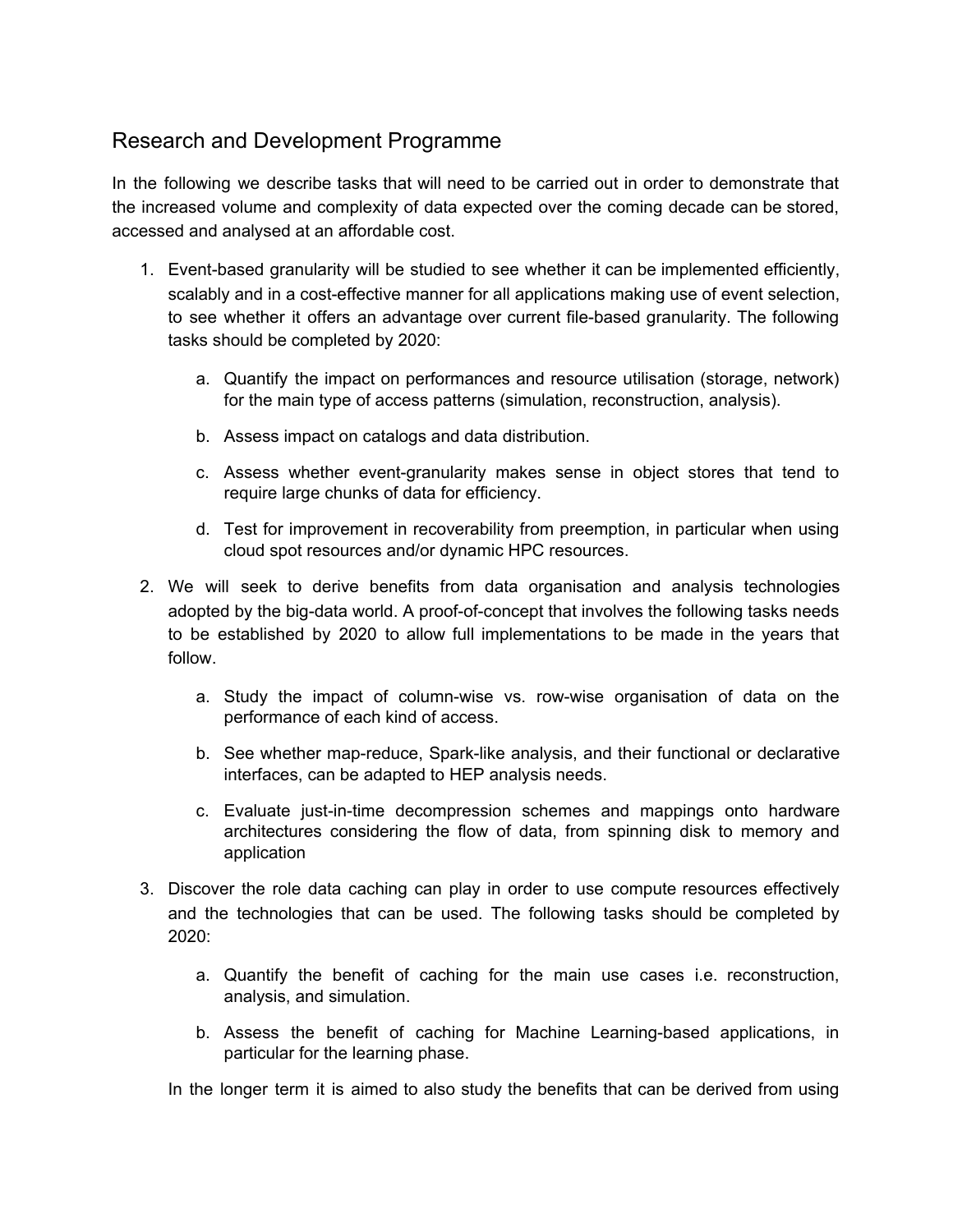## Research and Development Programme

In the following we describe tasks that will need to be carried out in order to demonstrate that the increased volume and complexity of data expected over the coming decade can be stored, accessed and analysed at an affordable cost.

1. Event-based granularity will be studied to see whether it can be implemented efficiently, scalably and in a cost-effective manner for all applications making use of event selection, to see whether it offers an advantage over current file-based granularity. The following tasks should be completed by 2020:

    a. Quantify the impact on performances and resource utilisation (storage, network) for the main type of access patterns (simulation, reconstruction, analysis).

    b. Assess impact on catalogs and data distribution.

    c. Assess whether event-granularity makes sense in object stores that tend to require large chunks of data for efficiency.

    d. Test for improvement in recoverability from preemption, in particular when using cloud spot resources and/or dynamic HPC resources.

2. We will seek to derive benefits from data organisation and analysis technologies adopted by the big-data world. A proof-of-concept that involves the following tasks needs to be established by 2020 to allow full implementations to be made in the years that follow.

    a. Study the impact of column-wise vs. row-wise organisation of data on the performance of each kind of access.

    b. See whether map-reduce, Spark-like analysis, and their functional or declarative interfaces, can be adapted to HEP analysis needs.

    c. Evaluate just-in-time decompression schemes and mappings onto hardware architectures considering the flow of data, from spinning disk to memory and application

3. Discover the role data caching can play in order to use compute resources effectively and the technologies that can be used. The following tasks should be completed by 2020:

    a. Quantify the benefit of caching for the main use cases i.e. reconstruction, analysis, and simulation.

    b. Assess the benefit of caching for Machine Learning-based applications, in particular for the learning phase.

    In the longer term it is aimed to also study the benefits that can be derived from using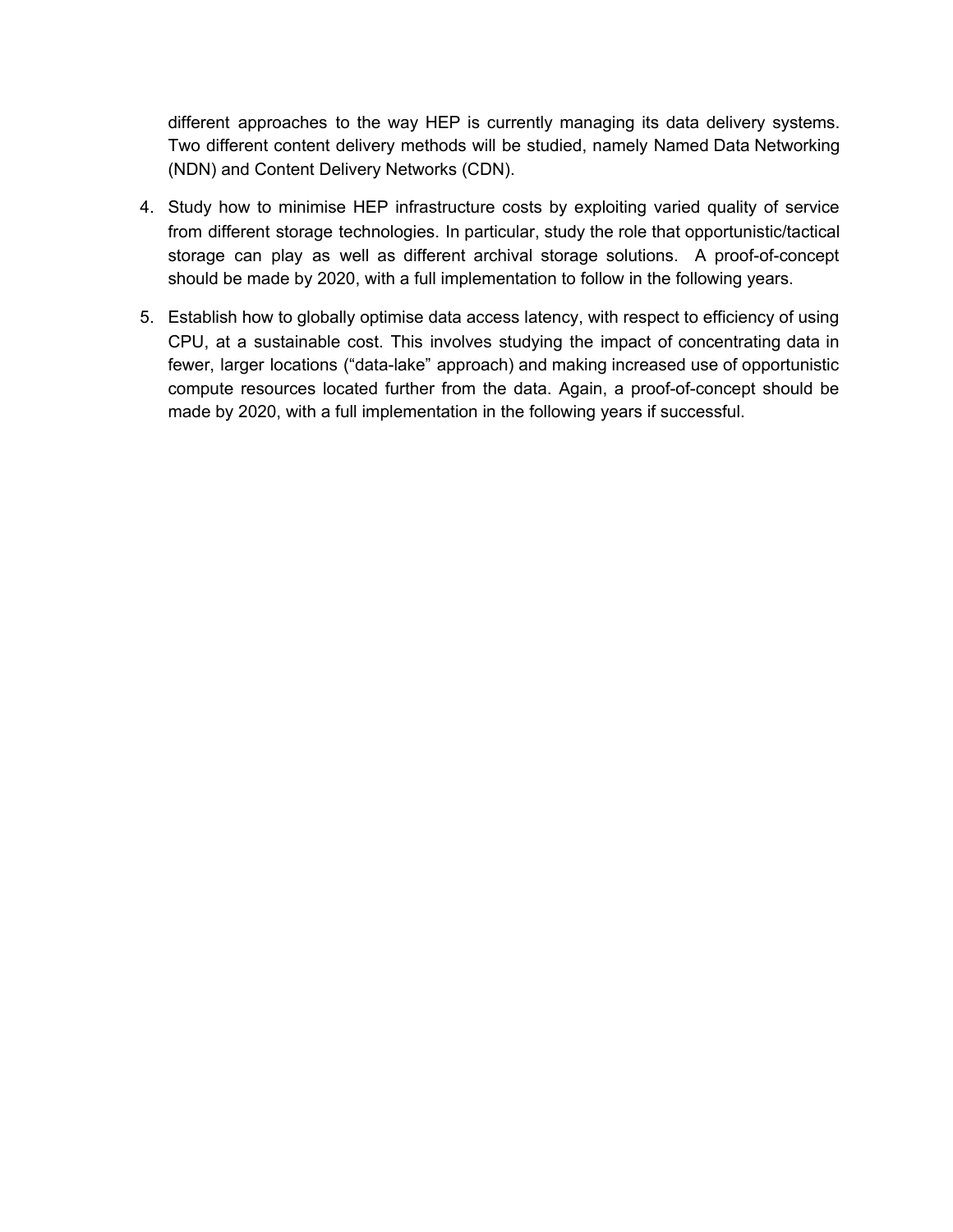different approaches to the way HEP is currently managing its data delivery systems. Two different content delivery methods will be studied, namely Named Data Networking (NDN) and Content Delivery Networks (CDN).

4. Study how to minimise HEP infrastructure costs by exploiting varied quality of service from different storage technologies. In particular, study the role that opportunistic/tactical storage can play as well as different archival storage solutions. A proof-of-concept should be made by 2020, with a full implementation to follow in the following years.
5. Establish how to globally optimise data access latency, with respect to efficiency of using CPU, at a sustainable cost. This involves studying the impact of concentrating data in fewer, larger locations ("data-lake" approach) and making increased use of opportunistic compute resources located further from the data. Again, a proof-of-concept should be made by 2020, with a full implementation in the following years if successful.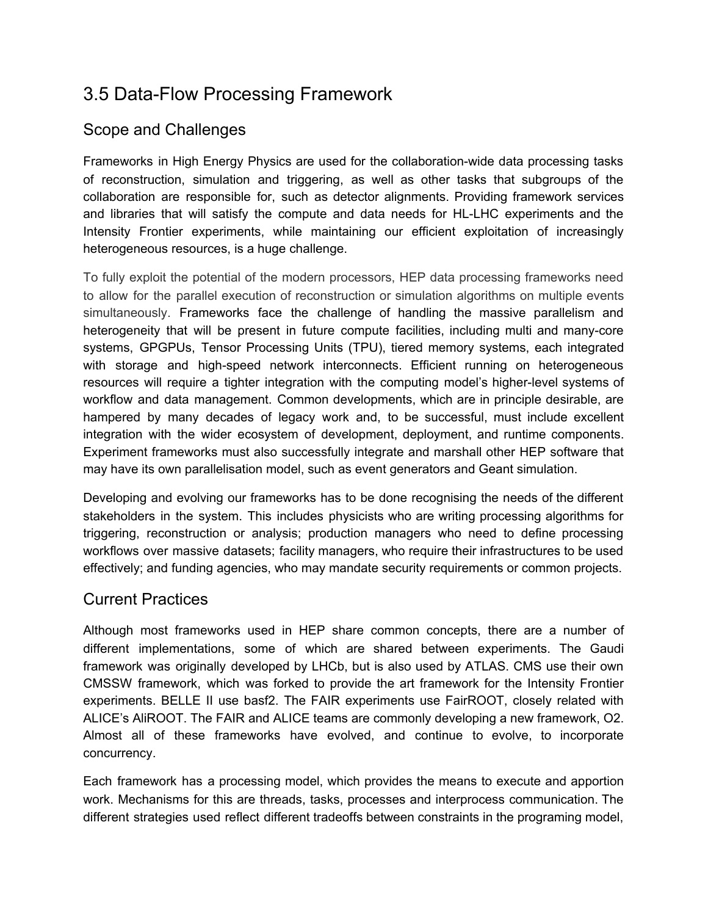## 3.5 Data-Flow Processing Framework

### Scope and Challenges

Frameworks in High Energy Physics are used for the collaboration-wide data processing tasks of reconstruction, simulation and triggering, as well as other tasks that subgroups of the collaboration are responsible for, such as detector alignments. Providing framework services and libraries that will satisfy the compute and data needs for HL-LHC experiments and the Intensity Frontier experiments, while maintaining our efficient exploitation of increasingly heterogeneous resources, is a huge challenge.

To fully exploit the potential of the modern processors, HEP data processing frameworks need to allow for the parallel execution of reconstruction or simulation algorithms on multiple events simultaneously. Frameworks face the challenge of handling the massive parallelism and heterogeneity that will be present in future compute facilities, including multi and many-core systems, GPGPUs, Tensor Processing Units (TPU), tiered memory systems, each integrated with storage and high-speed network interconnects. Efficient running on heterogeneous resources will require a tighter integration with the computing model's higher-level systems of workflow and data management. Common developments, which are in principle desirable, are hampered by many decades of legacy work and, to be successful, must include excellent integration with the wider ecosystem of development, deployment, and runtime components. Experiment frameworks must also successfully integrate and marshall other HEP software that may have its own parallelisation model, such as event generators and Geant simulation.

Developing and evolving our frameworks has to be done recognising the needs of the different stakeholders in the system. This includes physicists who are writing processing algorithms for triggering, reconstruction or analysis; production managers who need to define processing workflows over massive datasets; facility managers, who require their infrastructures to be used effectively; and funding agencies, who may mandate security requirements or common projects.

### Current Practices

Although most frameworks used in HEP share common concepts, there are a number of different implementations, some of which are shared between experiments. The Gaudi framework was originally developed by LHCb, but is also used by ATLAS. CMS use their own CMSSW framework, which was forked to provide the art framework for the Intensity Frontier experiments. BELLE II use basf2. The FAIR experiments use FairROOT, closely related with ALICE's AliROOT. The FAIR and ALICE teams are commonly developing a new framework, O2. Almost all of these frameworks have evolved, and continue to evolve, to incorporate concurrency.

Each framework has a processing model, which provides the means to execute and apportion work. Mechanisms for this are threads, tasks, processes and interprocess communication. The different strategies used reflect different tradeoffs between constraints in the programing model,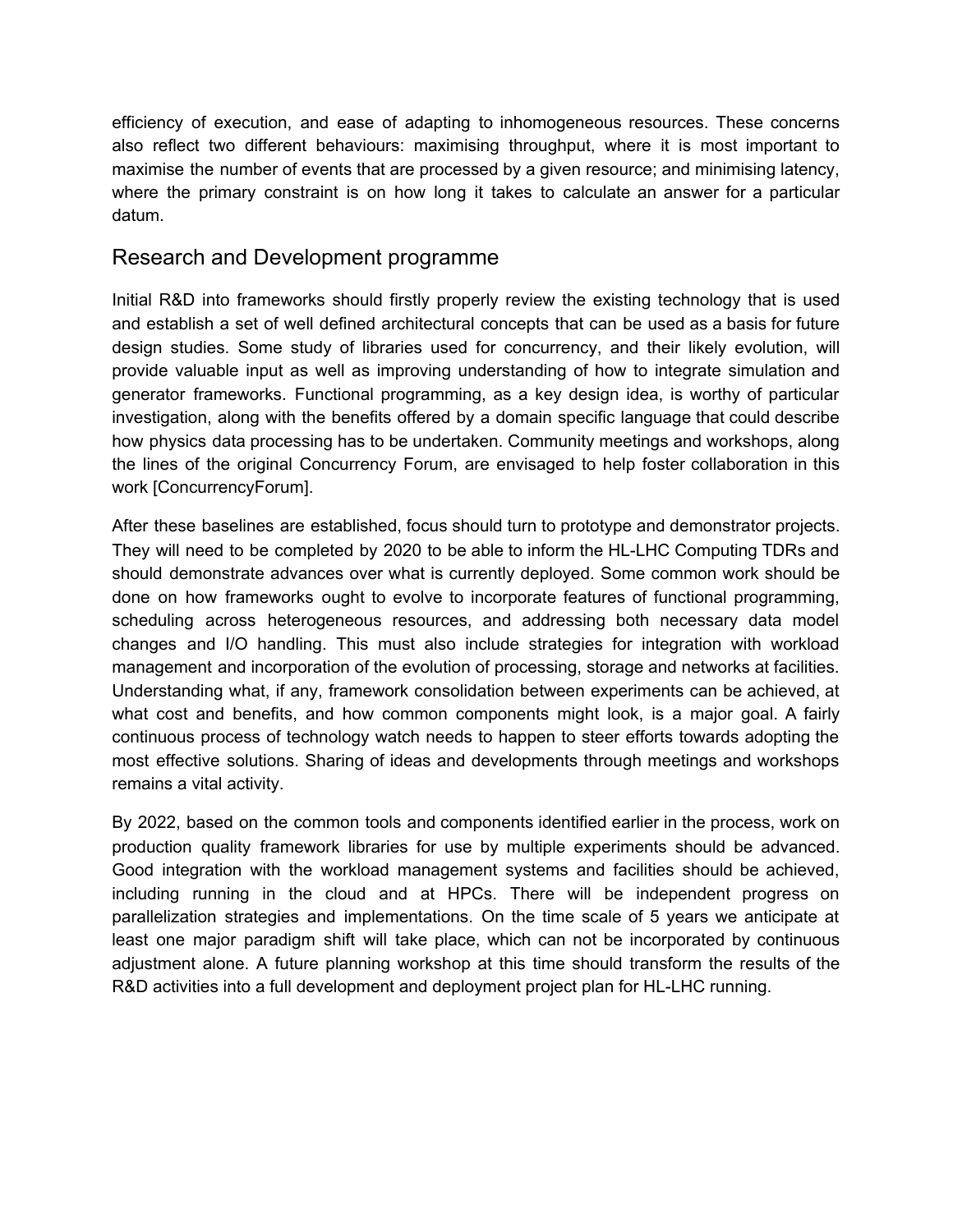efficiency of execution, and ease of adapting to inhomogeneous resources. These concerns also reflect two different behaviours: maximising throughput, where it is most important to maximise the number of events that are processed by a given resource; and minimising latency, where the primary constraint is on how long it takes to calculate an answer for a particular datum.

## Research and Development programme

Initial R&D into frameworks should firstly properly review the existing technology that is used and establish a set of well defined architectural concepts that can be used as a basis for future design studies. Some study of libraries used for concurrency, and their likely evolution, will provide valuable input as well as improving understanding of how to integrate simulation and generator frameworks. Functional programming, as a key design idea, is worthy of particular investigation, along with the benefits offered by a domain specific language that could describe how physics data processing has to be undertaken. Community meetings and workshops, along the lines of the original Concurrency Forum, are envisaged to help foster collaboration in this work [ConcurrencyForum].

After these baselines are established, focus should turn to prototype and demonstrator projects. They will need to be completed by 2020 to be able to inform the HL-LHC Computing TDRs and should demonstrate advances over what is currently deployed. Some common work should be done on how frameworks ought to evolve to incorporate features of functional programming, scheduling across heterogeneous resources, and addressing both necessary data model changes and I/O handling. This must also include strategies for integration with workload management and incorporation of the evolution of processing, storage and networks at facilities. Understanding what, if any, framework consolidation between experiments can be achieved, at what cost and benefits, and how common components might look, is a major goal. A fairly continuous process of technology watch needs to happen to steer efforts towards adopting the most effective solutions. Sharing of ideas and developments through meetings and workshops remains a vital activity.

By 2022, based on the common tools and components identified earlier in the process, work on production quality framework libraries for use by multiple experiments should be advanced. Good integration with the workload management systems and facilities should be achieved, including running in the cloud and at HPCs. There will be independent progress on parallelization strategies and implementations. On the time scale of 5 years we anticipate at least one major paradigm shift will take place, which can not be incorporated by continuous adjustment alone. A future planning workshop at this time should transform the results of the R&D activities into a full development and deployment project plan for HL-LHC running.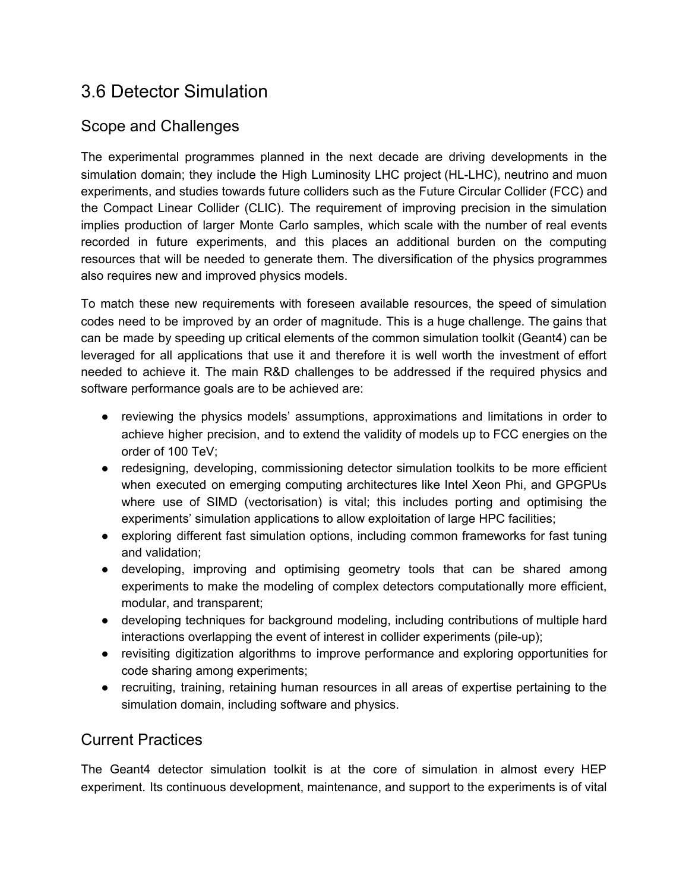## 3.6 Detector Simulation

### Scope and Challenges

The experimental programmes planned in the next decade are driving developments in the simulation domain; they include the High Luminosity LHC project (HL-LHC), neutrino and muon experiments, and studies towards future colliders such as the Future Circular Collider (FCC) and the Compact Linear Collider (CLIC). The requirement of improving precision in the simulation implies production of larger Monte Carlo samples, which scale with the number of real events recorded in future experiments, and this places an additional burden on the computing resources that will be needed to generate them. The diversification of the physics programmes also requires new and improved physics models.

To match these new requirements with foreseen available resources, the speed of simulation codes need to be improved by an order of magnitude. This is a huge challenge. The gains that can be made by speeding up critical elements of the common simulation toolkit (Geant4) can be leveraged for all applications that use it and therefore it is well worth the investment of effort needed to achieve it. The main R&D challenges to be addressed if the required physics and software performance goals are to be achieved are:

- reviewing the physics models' assumptions, approximations and limitations in order to achieve higher precision, and to extend the validity of models up to FCC energies on the order of 100 TeV;
- redesigning, developing, commissioning detector simulation toolkits to be more efficient when executed on emerging computing architectures like Intel Xeon Phi, and GPGPUs where use of SIMD (vectorisation) is vital; this includes porting and optimising the experiments' simulation applications to allow exploitation of large HPC facilities;
- exploring different fast simulation options, including common frameworks for fast tuning and validation;
- developing, improving and optimising geometry tools that can be shared among experiments to make the modeling of complex detectors computationally more efficient, modular, and transparent;
- developing techniques for background modeling, including contributions of multiple hard interactions overlapping the event of interest in collider experiments (pile-up);
- revisiting digitization algorithms to improve performance and exploring opportunities for code sharing among experiments;
- recruiting, training, retaining human resources in all areas of expertise pertaining to the simulation domain, including software and physics.

### Current Practices

The Geant4 detector simulation toolkit is at the core of simulation in almost every HEP experiment. Its continuous development, maintenance, and support to the experiments is of vital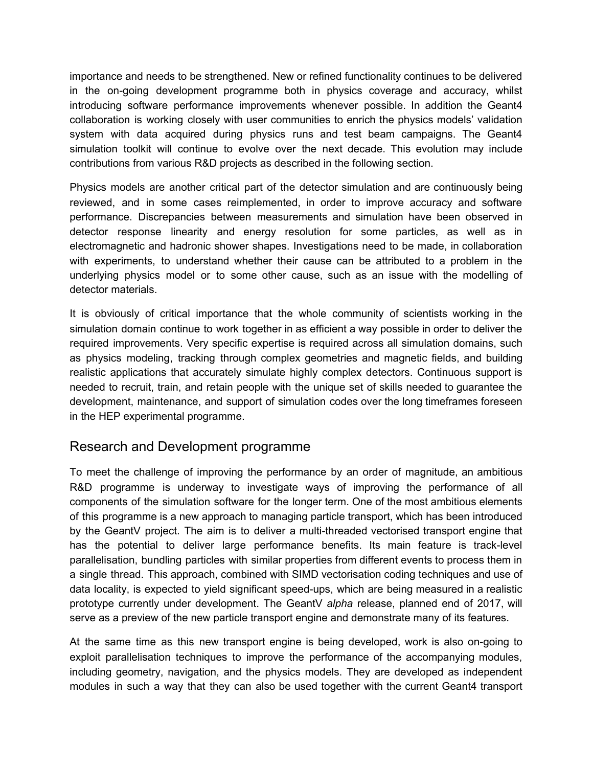importance and needs to be strengthened. New or refined functionality continues to be delivered in the on-going development programme both in physics coverage and accuracy, whilst introducing software performance improvements whenever possible. In addition the Geant4 collaboration is working closely with user communities to enrich the physics models' validation system with data acquired during physics runs and test beam campaigns. The Geant4 simulation toolkit will continue to evolve over the next decade. This evolution may include contributions from various R&D projects as described in the following section.

Physics models are another critical part of the detector simulation and are continuously being reviewed, and in some cases reimplemented, in order to improve accuracy and software performance. Discrepancies between measurements and simulation have been observed in detector response linearity and energy resolution for some particles, as well as in electromagnetic and hadronic shower shapes. Investigations need to be made, in collaboration with experiments, to understand whether their cause can be attributed to a problem in the underlying physics model or to some other cause, such as an issue with the modelling of detector materials.

It is obviously of critical importance that the whole community of scientists working in the simulation domain continue to work together in as efficient a way possible in order to deliver the required improvements. Very specific expertise is required across all simulation domains, such as physics modeling, tracking through complex geometries and magnetic fields, and building realistic applications that accurately simulate highly complex detectors. Continuous support is needed to recruit, train, and retain people with the unique set of skills needed to guarantee the development, maintenance, and support of simulation codes over the long timeframes foreseen in the HEP experimental programme.

## Research and Development programme

To meet the challenge of improving the performance by an order of magnitude, an ambitious R&D programme is underway to investigate ways of improving the performance of all components of the simulation software for the longer term. One of the most ambitious elements of this programme is a new approach to managing particle transport, which has been introduced by the GeantV project. The aim is to deliver a multi-threaded vectorised transport engine that has the potential to deliver large performance benefits. Its main feature is track-level parallelisation, bundling particles with similar properties from different events to process them in a single thread. This approach, combined with SIMD vectorisation coding techniques and use of data locality, is expected to yield significant speed-ups, which are being measured in a realistic prototype currently under development. The GeantV *alpha* release, planned end of 2017, will serve as a preview of the new particle transport engine and demonstrate many of its features.

At the same time as this new transport engine is being developed, work is also on-going to exploit parallelisation techniques to improve the performance of the accompanying modules, including geometry, navigation, and the physics models. They are developed as independent modules in such a way that they can also be used together with the current Geant4 transport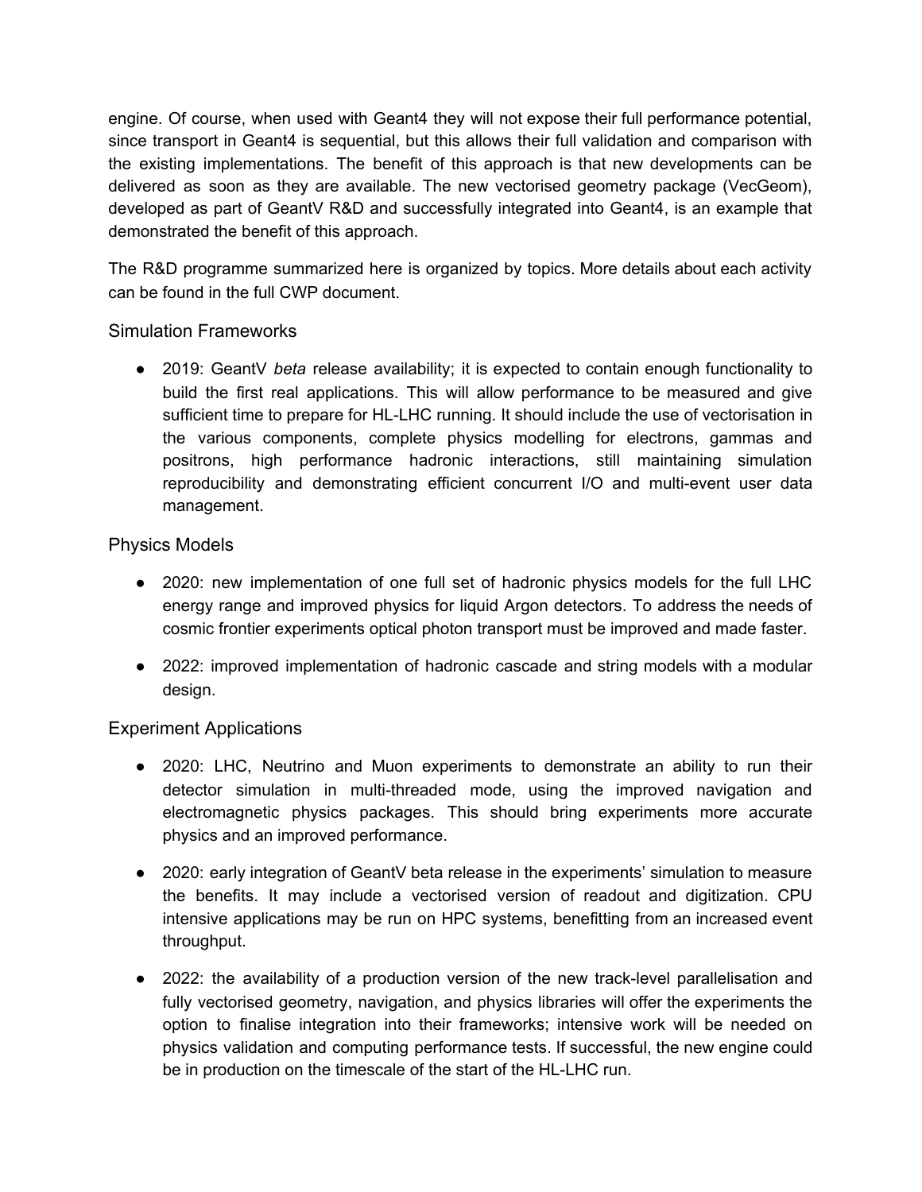engine. Of course, when used with Geant4 they will not expose their full performance potential, since transport in Geant4 is sequential, but this allows their full validation and comparison with the existing implementations. The benefit of this approach is that new developments can be delivered as soon as they are available. The new vectorised geometry package (VecGeom), developed as part of GeantV R&D and successfully integrated into Geant4, is an example that demonstrated the benefit of this approach.

The R&D programme summarized here is organized by topics. More details about each activity can be found in the full CWP document.

### Simulation Frameworks

- 2019: GeantV *beta* release availability; it is expected to contain enough functionality to build the first real applications. This will allow performance to be measured and give sufficient time to prepare for HL-LHC running. It should include the use of vectorisation in the various components, complete physics modelling for electrons, gammas and positrons, high performance hadronic interactions, still maintaining simulation reproducibility and demonstrating efficient concurrent I/O and multi-event user data management.

### Physics Models

- 2020: new implementation of one full set of hadronic physics models for the full LHC energy range and improved physics for liquid Argon detectors. To address the needs of cosmic frontier experiments optical photon transport must be improved and made faster.
- 2022: improved implementation of hadronic cascade and string models with a modular design.

### Experiment Applications

- 2020: LHC, Neutrino and Muon experiments to demonstrate an ability to run their detector simulation in multi-threaded mode, using the improved navigation and electromagnetic physics packages. This should bring experiments more accurate physics and an improved performance.
- 2020: early integration of GeantV beta release in the experiments' simulation to measure the benefits. It may include a vectorised version of readout and digitization. CPU intensive applications may be run on HPC systems, benefitting from an increased event throughput.
- 2022: the availability of a production version of the new track-level parallelisation and fully vectorised geometry, navigation, and physics libraries will offer the experiments the option to finalise integration into their frameworks; intensive work will be needed on physics validation and computing performance tests. If successful, the new engine could be in production on the timescale of the start of the HL-LHC run.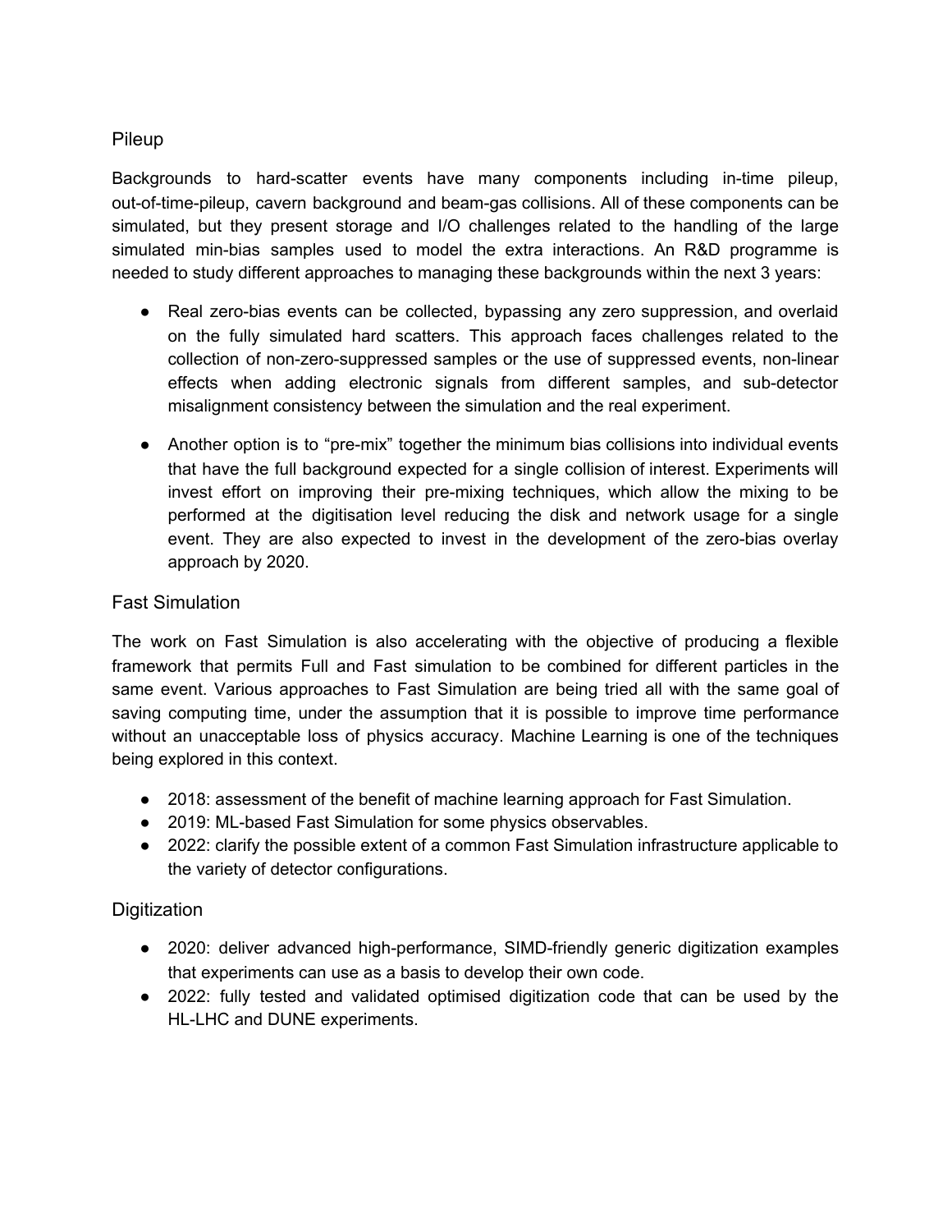### Pileup

Backgrounds to hard-scatter events have many components including in-time pileup, out-of-time-pileup, cavern background and beam-gas collisions. All of these components can be simulated, but they present storage and I/O challenges related to the handling of the large simulated min-bias samples used to model the extra interactions. An R&D programme is needed to study different approaches to managing these backgrounds within the next 3 years:

- Real zero-bias events can be collected, bypassing any zero suppression, and overlaid on the fully simulated hard scatters. This approach faces challenges related to the collection of non-zero-suppressed samples or the use of suppressed events, non-linear effects when adding electronic signals from different samples, and sub-detector misalignment consistency between the simulation and the real experiment.
- Another option is to "pre-mix" together the minimum bias collisions into individual events that have the full background expected for a single collision of interest. Experiments will invest effort on improving their pre-mixing techniques, which allow the mixing to be performed at the digitisation level reducing the disk and network usage for a single event. They are also expected to invest in the development of the zero-bias overlay approach by 2020.

### Fast Simulation

The work on Fast Simulation is also accelerating with the objective of producing a flexible framework that permits Full and Fast simulation to be combined for different particles in the same event. Various approaches to Fast Simulation are being tried all with the same goal of saving computing time, under the assumption that it is possible to improve time performance without an unacceptable loss of physics accuracy. Machine Learning is one of the techniques being explored in this context.

- 2018: assessment of the benefit of machine learning approach for Fast Simulation.
- 2019: ML-based Fast Simulation for some physics observables.
- 2022: clarify the possible extent of a common Fast Simulation infrastructure applicable to the variety of detector configurations.

### Digitization

- 2020: deliver advanced high-performance, SIMD-friendly generic digitization examples that experiments can use as a basis to develop their own code.
- 2022: fully tested and validated optimised digitization code that can be used by the HL-LHC and DUNE experiments.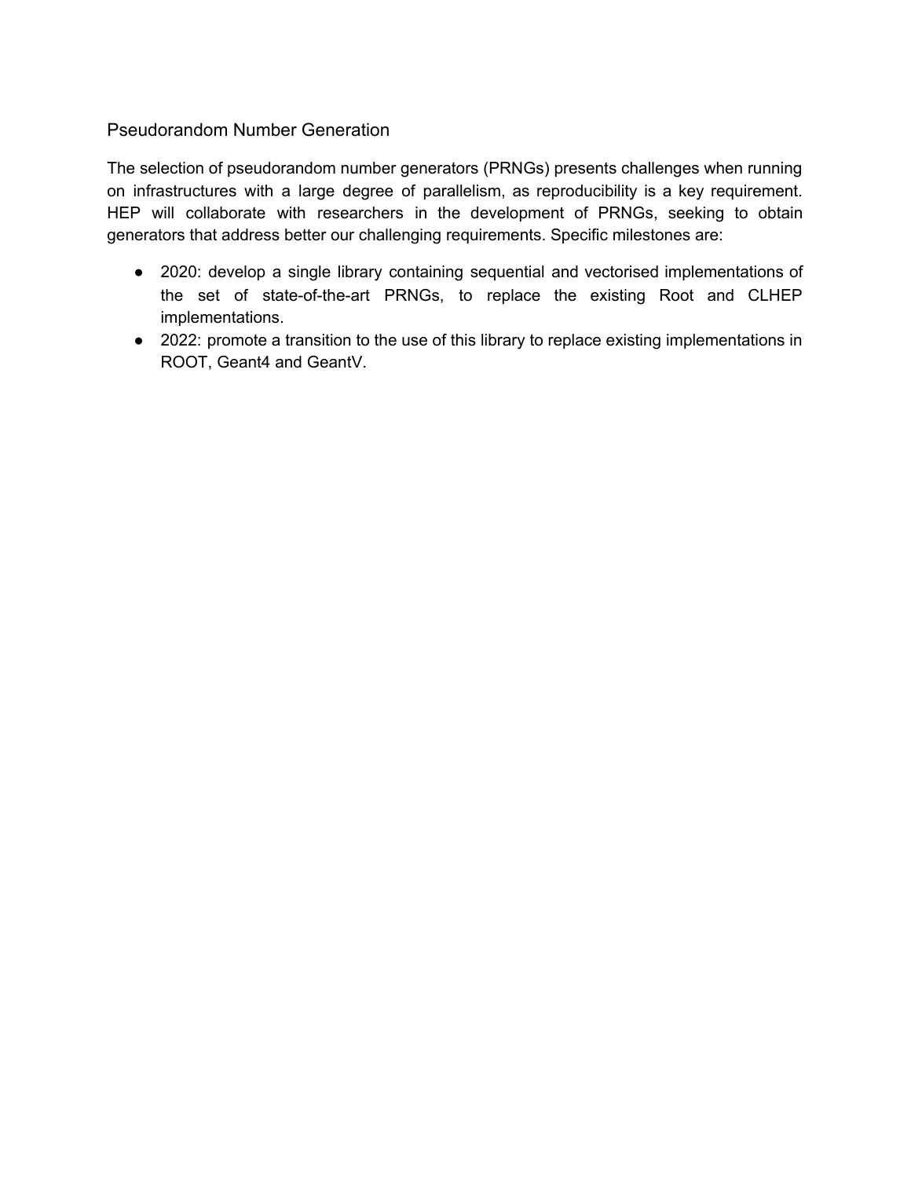## Pseudorandom Number Generation

The selection of pseudorandom number generators (PRNGs) presents challenges when running on infrastructures with a large degree of parallelism, as reproducibility is a key requirement. HEP will collaborate with researchers in the development of PRNGs, seeking to obtain generators that address better our challenging requirements. Specific milestones are:

- 2020: develop a single library containing sequential and vectorised implementations of the set of state-of-the-art PRNGs, to replace the existing Root and CLHEP implementations.
- 2022: promote a transition to the use of this library to replace existing implementations in ROOT, Geant4 and GeantV.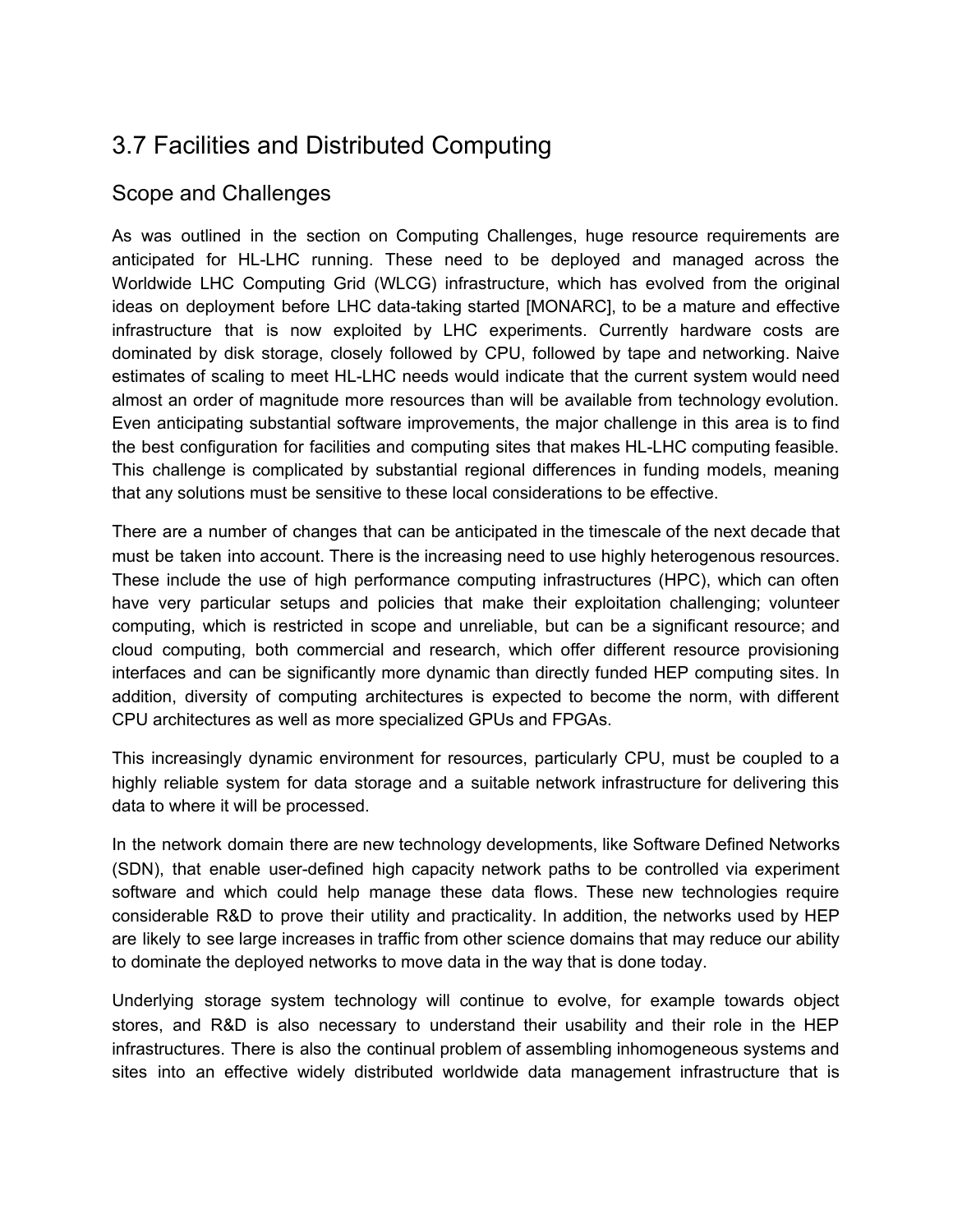## 3.7 Facilities and Distributed Computing

### Scope and Challenges

As was outlined in the section on Computing Challenges, huge resource requirements are anticipated for HL-LHC running. These need to be deployed and managed across the Worldwide LHC Computing Grid (WLCG) infrastructure, which has evolved from the original ideas on deployment before LHC data-taking started [MONARC], to be a mature and effective infrastructure that is now exploited by LHC experiments. Currently hardware costs are dominated by disk storage, closely followed by CPU, followed by tape and networking. Naive estimates of scaling to meet HL-LHC needs would indicate that the current system would need almost an order of magnitude more resources than will be available from technology evolution. Even anticipating substantial software improvements, the major challenge in this area is to find the best configuration for facilities and computing sites that makes HL-LHC computing feasible. This challenge is complicated by substantial regional differences in funding models, meaning that any solutions must be sensitive to these local considerations to be effective.

There are a number of changes that can be anticipated in the timescale of the next decade that must be taken into account. There is the increasing need to use highly heterogenous resources. These include the use of high performance computing infrastructures (HPC), which can often have very particular setups and policies that make their exploitation challenging; volunteer computing, which is restricted in scope and unreliable, but can be a significant resource; and cloud computing, both commercial and research, which offer different resource provisioning interfaces and can be significantly more dynamic than directly funded HEP computing sites. In addition, diversity of computing architectures is expected to become the norm, with different CPU architectures as well as more specialized GPUs and FPGAs.

This increasingly dynamic environment for resources, particularly CPU, must be coupled to a highly reliable system for data storage and a suitable network infrastructure for delivering this data to where it will be processed.

In the network domain there are new technology developments, like Software Defined Networks (SDN), that enable user-defined high capacity network paths to be controlled via experiment software and which could help manage these data flows. These new technologies require considerable R&D to prove their utility and practicality. In addition, the networks used by HEP are likely to see large increases in traffic from other science domains that may reduce our ability to dominate the deployed networks to move data in the way that is done today.

Underlying storage system technology will continue to evolve, for example towards object stores, and R&D is also necessary to understand their usability and their role in the HEP infrastructures. There is also the continual problem of assembling inhomogeneous systems and sites into an effective widely distributed worldwide data management infrastructure that is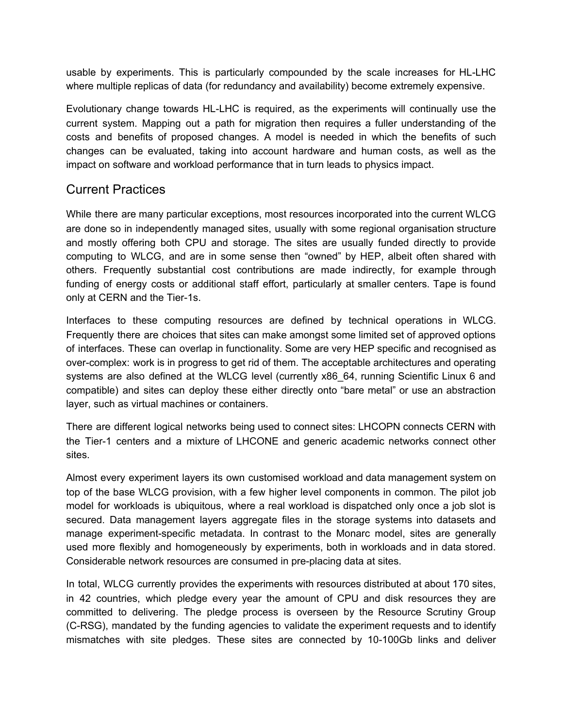usable by experiments. This is particularly compounded by the scale increases for HL-LHC where multiple replicas of data (for redundancy and availability) become extremely expensive.

Evolutionary change towards HL-LHC is required, as the experiments will continually use the current system. Mapping out a path for migration then requires a fuller understanding of the costs and benefits of proposed changes. A model is needed in which the benefits of such changes can be evaluated, taking into account hardware and human costs, as well as the impact on software and workload performance that in turn leads to physics impact.

## Current Practices

While there are many particular exceptions, most resources incorporated into the current WLCG are done so in independently managed sites, usually with some regional organisation structure and mostly offering both CPU and storage. The sites are usually funded directly to provide computing to WLCG, and are in some sense then "owned" by HEP, albeit often shared with others. Frequently substantial cost contributions are made indirectly, for example through funding of energy costs or additional staff effort, particularly at smaller centers. Tape is found only at CERN and the Tier-1s.

Interfaces to these computing resources are defined by technical operations in WLCG. Frequently there are choices that sites can make amongst some limited set of approved options of interfaces. These can overlap in functionality. Some are very HEP specific and recognised as over-complex: work is in progress to get rid of them. The acceptable architectures and operating systems are also defined at the WLCG level (currently x86_64, running Scientific Linux 6 and compatible) and sites can deploy these either directly onto "bare metal" or use an abstraction layer, such as virtual machines or containers.

There are different logical networks being used to connect sites: LHCOPN connects CERN with the Tier-1 centers and a mixture of LHCONE and generic academic networks connect other sites.

Almost every experiment layers its own customised workload and data management system on top of the base WLCG provision, with a few higher level components in common. The pilot job model for workloads is ubiquitous, where a real workload is dispatched only once a job slot is secured. Data management layers aggregate files in the storage systems into datasets and manage experiment-specific metadata. In contrast to the Monarc model, sites are generally used more flexibly and homogeneously by experiments, both in workloads and in data stored. Considerable network resources are consumed in pre-placing data at sites.

In total, WLCG currently provides the experiments with resources distributed at about 170 sites, in 42 countries, which pledge every year the amount of CPU and disk resources they are committed to delivering. The pledge process is overseen by the Resource Scrutiny Group (C-RSG), mandated by the funding agencies to validate the experiment requests and to identify mismatches with site pledges. These sites are connected by 10-100Gb links and deliver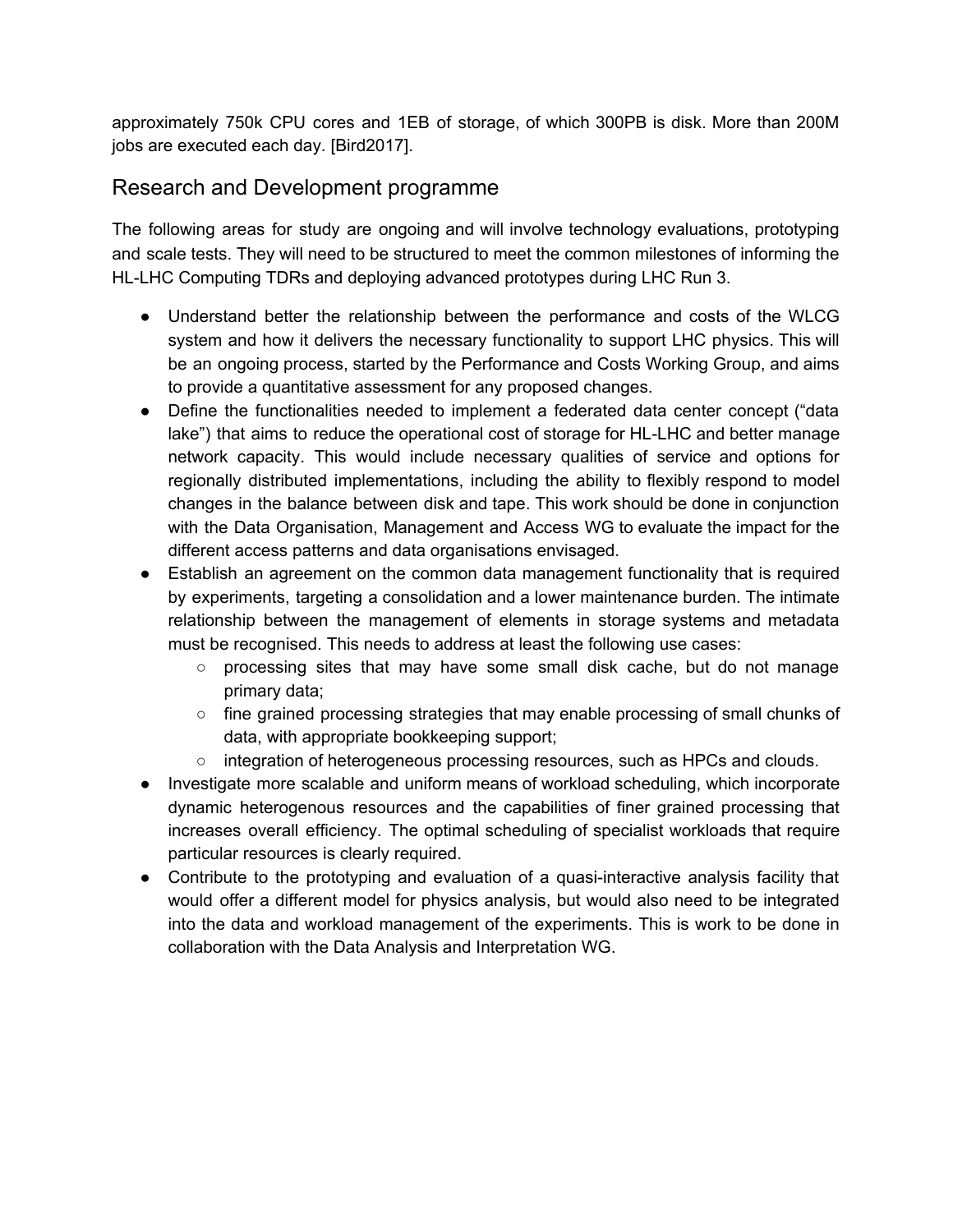approximately 750k CPU cores and 1EB of storage, of which 300PB is disk. More than 200M jobs are executed each day. [Bird2017].

## Research and Development programme

The following areas for study are ongoing and will involve technology evaluations, prototyping and scale tests. They will need to be structured to meet the common milestones of informing the HL-LHC Computing TDRs and deploying advanced prototypes during LHC Run 3.

- Understand better the relationship between the performance and costs of the WLCG system and how it delivers the necessary functionality to support LHC physics. This will be an ongoing process, started by the Performance and Costs Working Group, and aims to provide a quantitative assessment for any proposed changes.
- Define the functionalities needed to implement a federated data center concept ("data lake") that aims to reduce the operational cost of storage for HL-LHC and better manage network capacity. This would include necessary qualities of service and options for regionally distributed implementations, including the ability to flexibly respond to model changes in the balance between disk and tape. This work should be done in conjunction with the Data Organisation, Management and Access WG to evaluate the impact for the different access patterns and data organisations envisaged.
- Establish an agreement on the common data management functionality that is required by experiments, targeting a consolidation and a lower maintenance burden. The intimate relationship between the management of elements in storage systems and metadata must be recognised. This needs to address at least the following use cases:
  - processing sites that may have some small disk cache, but do not manage primary data;
  - fine grained processing strategies that may enable processing of small chunks of data, with appropriate bookkeeping support;
  - integration of heterogeneous processing resources, such as HPCs and clouds.
- Investigate more scalable and uniform means of workload scheduling, which incorporate dynamic heterogenous resources and the capabilities of finer grained processing that increases overall efficiency. The optimal scheduling of specialist workloads that require particular resources is clearly required.
- Contribute to the prototyping and evaluation of a quasi-interactive analysis facility that would offer a different model for physics analysis, but would also need to be integrated into the data and workload management of the experiments. This is work to be done in collaboration with the Data Analysis and Interpretation WG.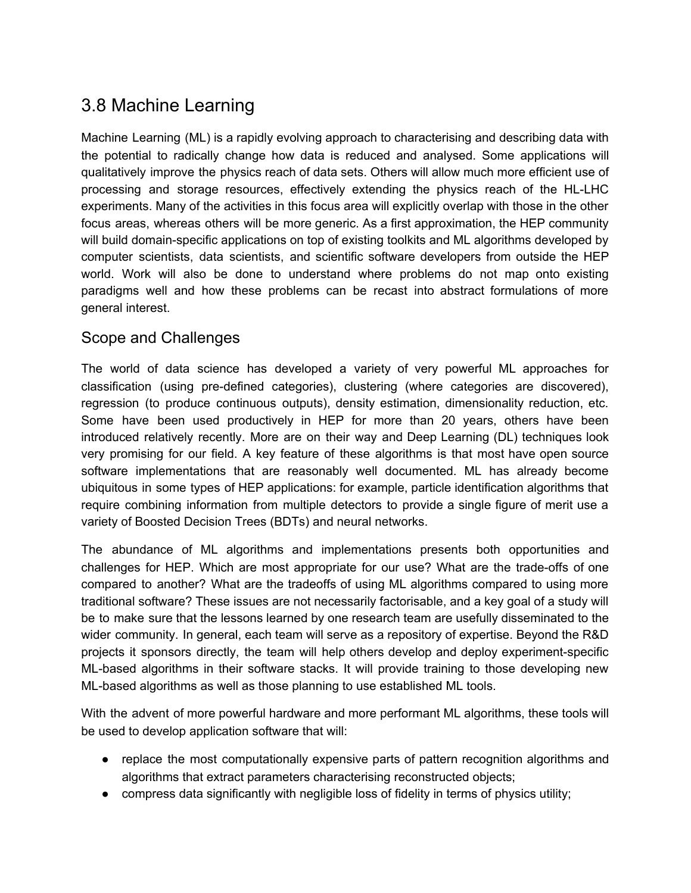## 3.8 Machine Learning

Machine Learning (ML) is a rapidly evolving approach to characterising and describing data with the potential to radically change how data is reduced and analysed. Some applications will qualitatively improve the physics reach of data sets. Others will allow much more efficient use of processing and storage resources, effectively extending the physics reach of the HL-LHC experiments. Many of the activities in this focus area will explicitly overlap with those in the other focus areas, whereas others will be more generic. As a first approximation, the HEP community will build domain-specific applications on top of existing toolkits and ML algorithms developed by computer scientists, data scientists, and scientific software developers from outside the HEP world. Work will also be done to understand where problems do not map onto existing paradigms well and how these problems can be recast into abstract formulations of more general interest.

### Scope and Challenges

The world of data science has developed a variety of very powerful ML approaches for classification (using pre-defined categories), clustering (where categories are discovered), regression (to produce continuous outputs), density estimation, dimensionality reduction, etc. Some have been used productively in HEP for more than 20 years, others have been introduced relatively recently. More are on their way and Deep Learning (DL) techniques look very promising for our field. A key feature of these algorithms is that most have open source software implementations that are reasonably well documented. ML has already become ubiquitous in some types of HEP applications: for example, particle identification algorithms that require combining information from multiple detectors to provide a single figure of merit use a variety of Boosted Decision Trees (BDTs) and neural networks.

The abundance of ML algorithms and implementations presents both opportunities and challenges for HEP. Which are most appropriate for our use? What are the trade-offs of one compared to another? What are the tradeoffs of using ML algorithms compared to using more traditional software? These issues are not necessarily factorisable, and a key goal of a study will be to make sure that the lessons learned by one research team are usefully disseminated to the wider community. In general, each team will serve as a repository of expertise. Beyond the R&D projects it sponsors directly, the team will help others develop and deploy experiment-specific ML-based algorithms in their software stacks. It will provide training to those developing new ML-based algorithms as well as those planning to use established ML tools.

With the advent of more powerful hardware and more performant ML algorithms, these tools will be used to develop application software that will:

- replace the most computationally expensive parts of pattern recognition algorithms and algorithms that extract parameters characterising reconstructed objects;
- compress data significantly with negligible loss of fidelity in terms of physics utility;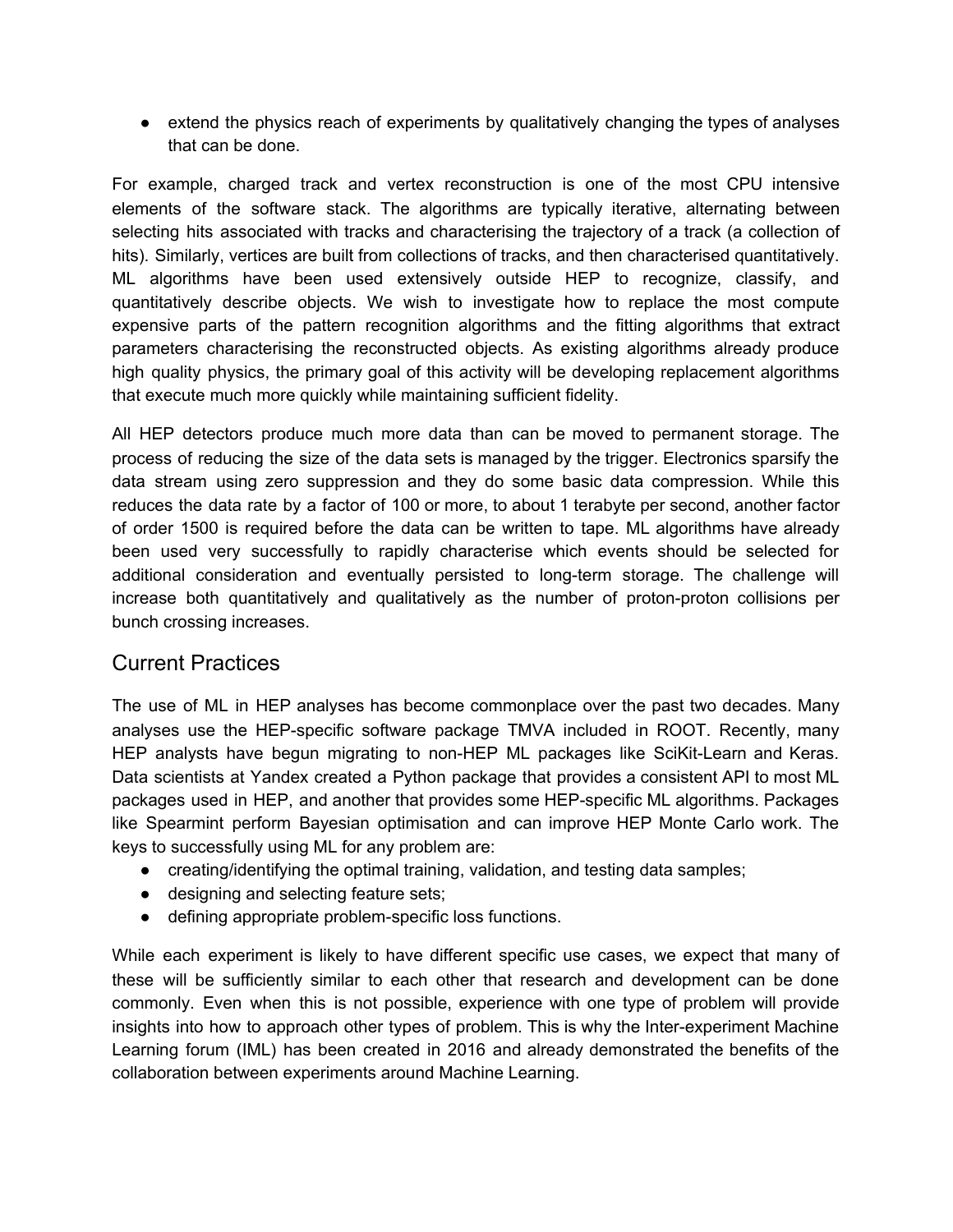- extend the physics reach of experiments by qualitatively changing the types of analyses that can be done.

For example, charged track and vertex reconstruction is one of the most CPU intensive elements of the software stack. The algorithms are typically iterative, alternating between selecting hits associated with tracks and characterising the trajectory of a track (a collection of hits). Similarly, vertices are built from collections of tracks, and then characterised quantitatively. ML algorithms have been used extensively outside HEP to recognize, classify, and quantitatively describe objects. We wish to investigate how to replace the most compute expensive parts of the pattern recognition algorithms and the fitting algorithms that extract parameters characterising the reconstructed objects. As existing algorithms already produce high quality physics, the primary goal of this activity will be developing replacement algorithms that execute much more quickly while maintaining sufficient fidelity.

All HEP detectors produce much more data than can be moved to permanent storage. The process of reducing the size of the data sets is managed by the trigger. Electronics sparsify the data stream using zero suppression and they do some basic data compression. While this reduces the data rate by a factor of 100 or more, to about 1 terabyte per second, another factor of order 1500 is required before the data can be written to tape. ML algorithms have already been used very successfully to rapidly characterise which events should be selected for additional consideration and eventually persisted to long-term storage. The challenge will increase both quantitatively and qualitatively as the number of proton-proton collisions per bunch crossing increases.

## Current Practices

The use of ML in HEP analyses has become commonplace over the past two decades. Many analyses use the HEP-specific software package TMVA included in ROOT. Recently, many HEP analysts have begun migrating to non-HEP ML packages like SciKit-Learn and Keras. Data scientists at Yandex created a Python package that provides a consistent API to most ML packages used in HEP, and another that provides some HEP-specific ML algorithms. Packages like Spearmint perform Bayesian optimisation and can improve HEP Monte Carlo work. The keys to successfully using ML for any problem are:

- creating/identifying the optimal training, validation, and testing data samples;
- designing and selecting feature sets;
- defining appropriate problem-specific loss functions.

While each experiment is likely to have different specific use cases, we expect that many of these will be sufficiently similar to each other that research and development can be done commonly. Even when this is not possible, experience with one type of problem will provide insights into how to approach other types of problem. This is why the Inter-experiment Machine Learning forum (IML) has been created in 2016 and already demonstrated the benefits of the collaboration between experiments around Machine Learning.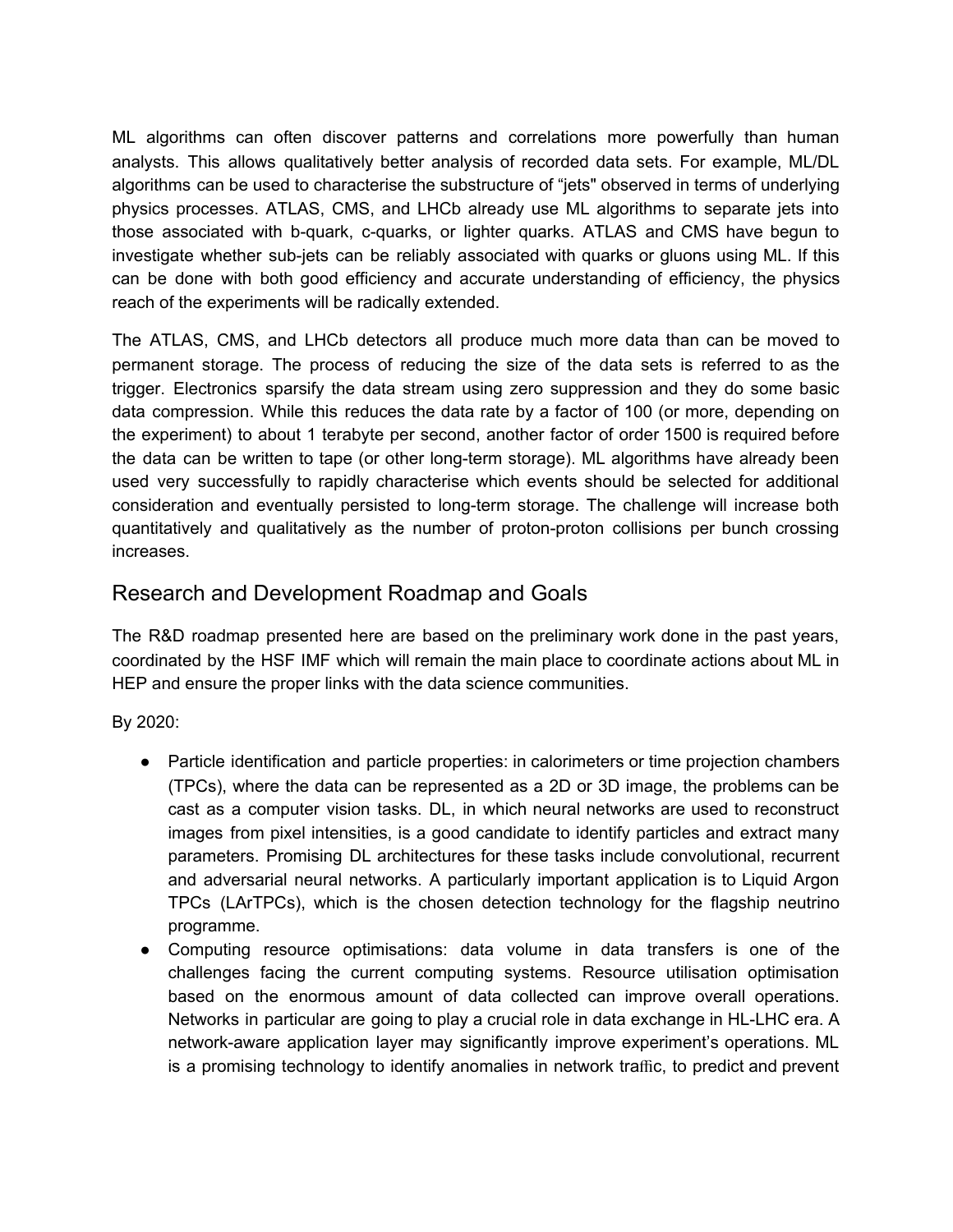ML algorithms can often discover patterns and correlations more powerfully than human analysts. This allows qualitatively better analysis of recorded data sets. For example, ML/DL algorithms can be used to characterise the substructure of “jets" observed in terms of underlying physics processes. ATLAS, CMS, and LHCb already use ML algorithms to separate jets into those associated with b-quark, c-quarks, or lighter quarks. ATLAS and CMS have begun to investigate whether sub-jets can be reliably associated with quarks or gluons using ML. If this can be done with both good efficiency and accurate understanding of efficiency, the physics reach of the experiments will be radically extended.

The ATLAS, CMS, and LHCb detectors all produce much more data than can be moved to permanent storage. The process of reducing the size of the data sets is referred to as the trigger. Electronics sparsify the data stream using zero suppression and they do some basic data compression. While this reduces the data rate by a factor of 100 (or more, depending on the experiment) to about 1 terabyte per second, another factor of order 1500 is required before the data can be written to tape (or other long-term storage). ML algorithms have already been used very successfully to rapidly characterise which events should be selected for additional consideration and eventually persisted to long-term storage. The challenge will increase both quantitatively and qualitatively as the number of proton-proton collisions per bunch crossing increases.

## Research and Development Roadmap and Goals

The R&D roadmap presented here are based on the preliminary work done in the past years, coordinated by the HSF IMF which will remain the main place to coordinate actions about ML in HEP and ensure the proper links with the data science communities.

By 2020:

- Particle identification and particle properties: in calorimeters or time projection chambers (TPCs), where the data can be represented as a 2D or 3D image, the problems can be cast as a computer vision tasks. DL, in which neural networks are used to reconstruct images from pixel intensities, is a good candidate to identify particles and extract many parameters. Promising DL architectures for these tasks include convolutional, recurrent and adversarial neural networks. A particularly important application is to Liquid Argon TPCs (LArTPCs), which is the chosen detection technology for the flagship neutrino programme.
- Computing resource optimisations: data volume in data transfers is one of the challenges facing the current computing systems. Resource utilisation optimisation based on the enormous amount of data collected can improve overall operations. Networks in particular are going to play a crucial role in data exchange in HL-LHC era. A network-aware application layer may significantly improve experiment’s operations. ML is a promising technology to identify anomalies in network traffic, to predict and prevent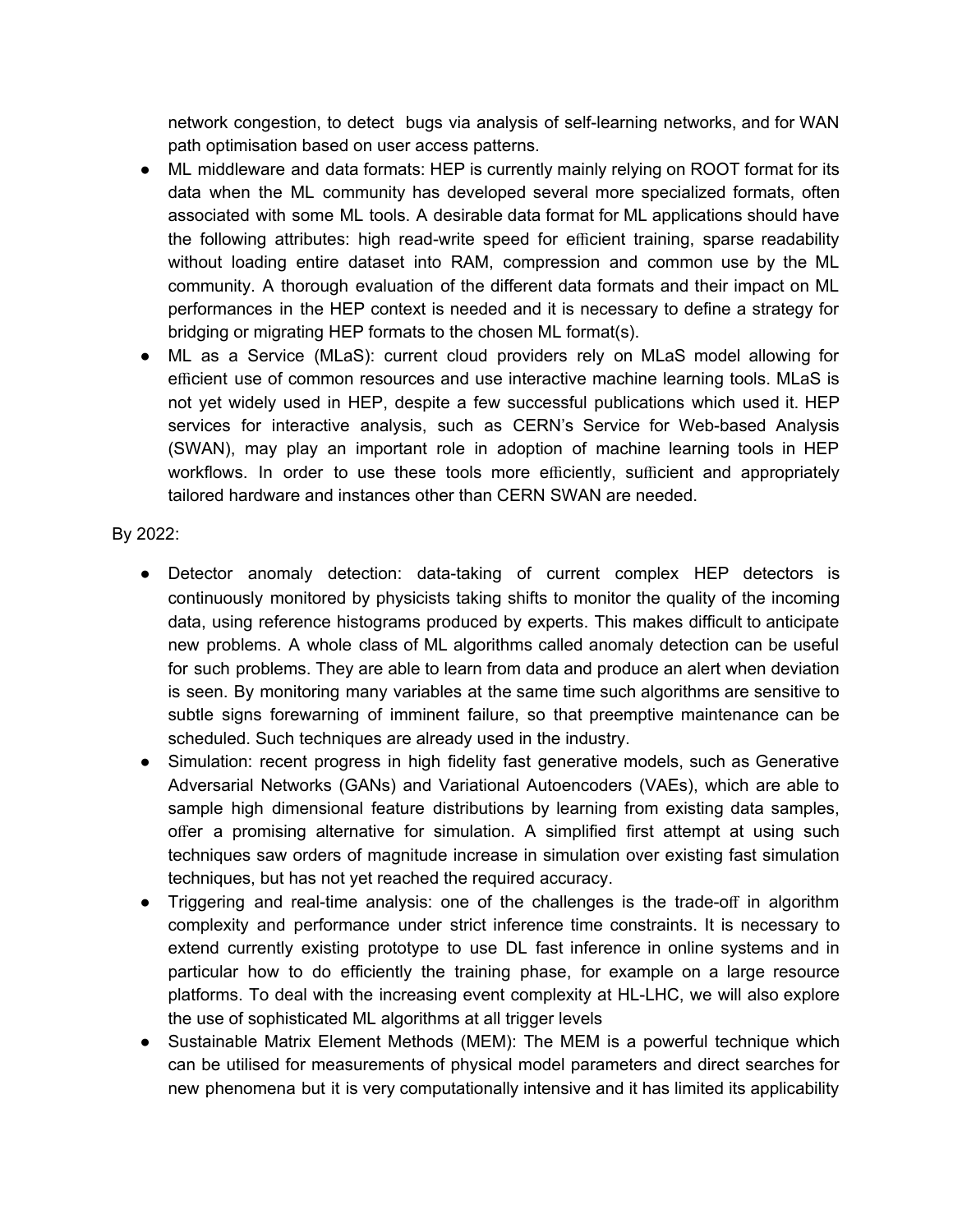network congestion, to detect bugs via analysis of self-learning networks, and for WAN path optimisation based on user access patterns.

- ML middleware and data formats: HEP is currently mainly relying on ROOT format for its data when the ML community has developed several more specialized formats, often associated with some ML tools. A desirable data format for ML applications should have the following attributes: high read-write speed for efficient training, sparse readability without loading entire dataset into RAM, compression and common use by the ML community. A thorough evaluation of the different data formats and their impact on ML performances in the HEP context is needed and it is necessary to define a strategy for bridging or migrating HEP formats to the chosen ML format(s).
- ML as a Service (MLaS): current cloud providers rely on MLaS model allowing for efficient use of common resources and use interactive machine learning tools. MLaS is not yet widely used in HEP, despite a few successful publications which used it. HEP services for interactive analysis, such as CERN's Service for Web-based Analysis (SWAN), may play an important role in adoption of machine learning tools in HEP workflows. In order to use these tools more efficiently, sufficient and appropriately tailored hardware and instances other than CERN SWAN are needed.

By 2022:

- Detector anomaly detection: data-taking of current complex HEP detectors is continuously monitored by physicists taking shifts to monitor the quality of the incoming data, using reference histograms produced by experts. This makes difficult to anticipate new problems. A whole class of ML algorithms called anomaly detection can be useful for such problems. They are able to learn from data and produce an alert when deviation is seen. By monitoring many variables at the same time such algorithms are sensitive to subtle signs forewarning of imminent failure, so that preemptive maintenance can be scheduled. Such techniques are already used in the industry.
- Simulation: recent progress in high fidelity fast generative models, such as Generative Adversarial Networks (GANs) and Variational Autoencoders (VAEs), which are able to sample high dimensional feature distributions by learning from existing data samples, offer a promising alternative for simulation. A simplified first attempt at using such techniques saw orders of magnitude increase in simulation over existing fast simulation techniques, but has not yet reached the required accuracy.
- Triggering and real-time analysis: one of the challenges is the trade-off in algorithm complexity and performance under strict inference time constraints. It is necessary to extend currently existing prototype to use DL fast inference in online systems and in particular how to do efficiently the training phase, for example on a large resource platforms. To deal with the increasing event complexity at HL-LHC, we will also explore the use of sophisticated ML algorithms at all trigger levels
- Sustainable Matrix Element Methods (MEM): The MEM is a powerful technique which can be utilised for measurements of physical model parameters and direct searches for new phenomena but it is very computationally intensive and it has limited its applicability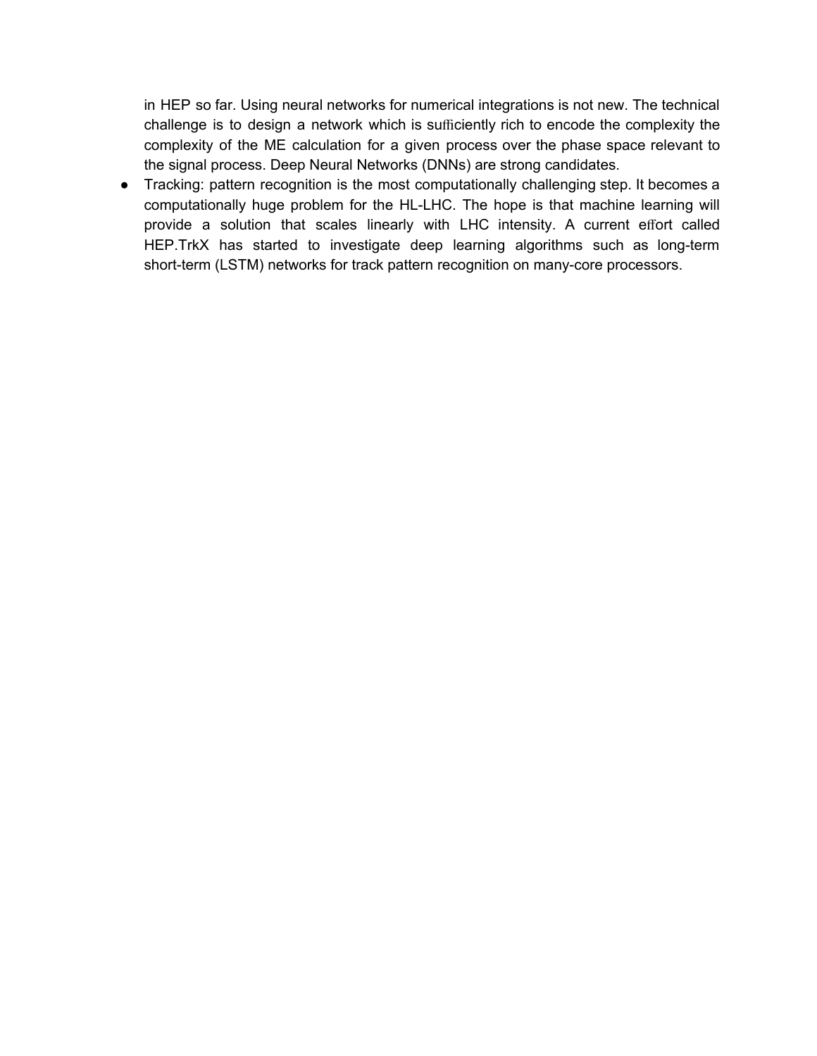in HEP so far. Using neural networks for numerical integrations is not new. The technical challenge is to design a network which is sufficiently rich to encode the complexity the complexity of the ME calculation for a given process over the phase space relevant to the signal process. Deep Neural Networks (DNNs) are strong candidates.

- Tracking: pattern recognition is the most computationally challenging step. It becomes a computationally huge problem for the HL-LHC. The hope is that machine learning will provide a solution that scales linearly with LHC intensity. A current effort called HEP.TrkX has started to investigate deep learning algorithms such as long-term short-term (LSTM) networks for track pattern recognition on many-core processors.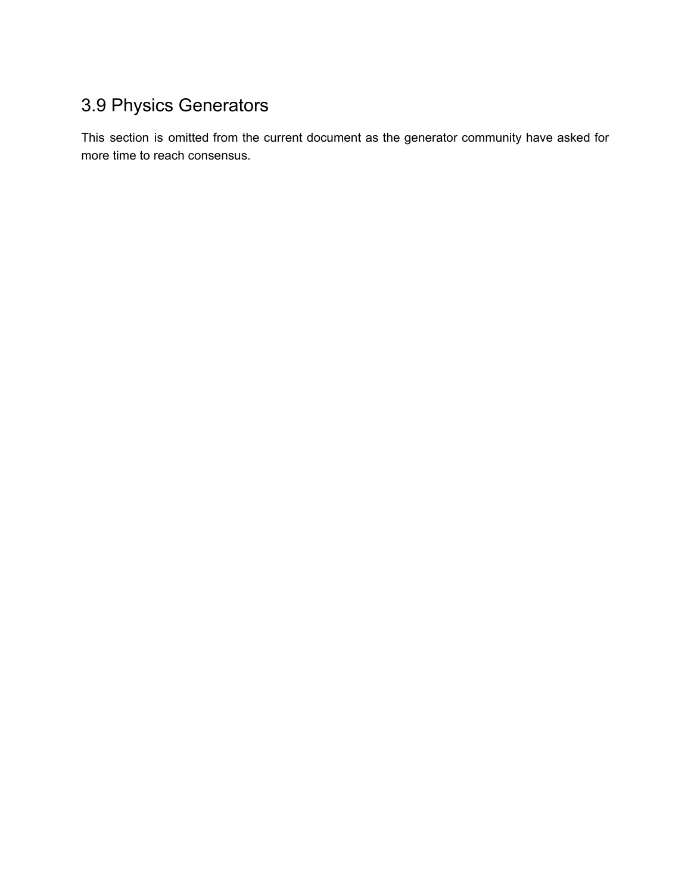## 3.9 Physics Generators

This section is omitted from the current document as the generator community have asked for more time to reach consensus.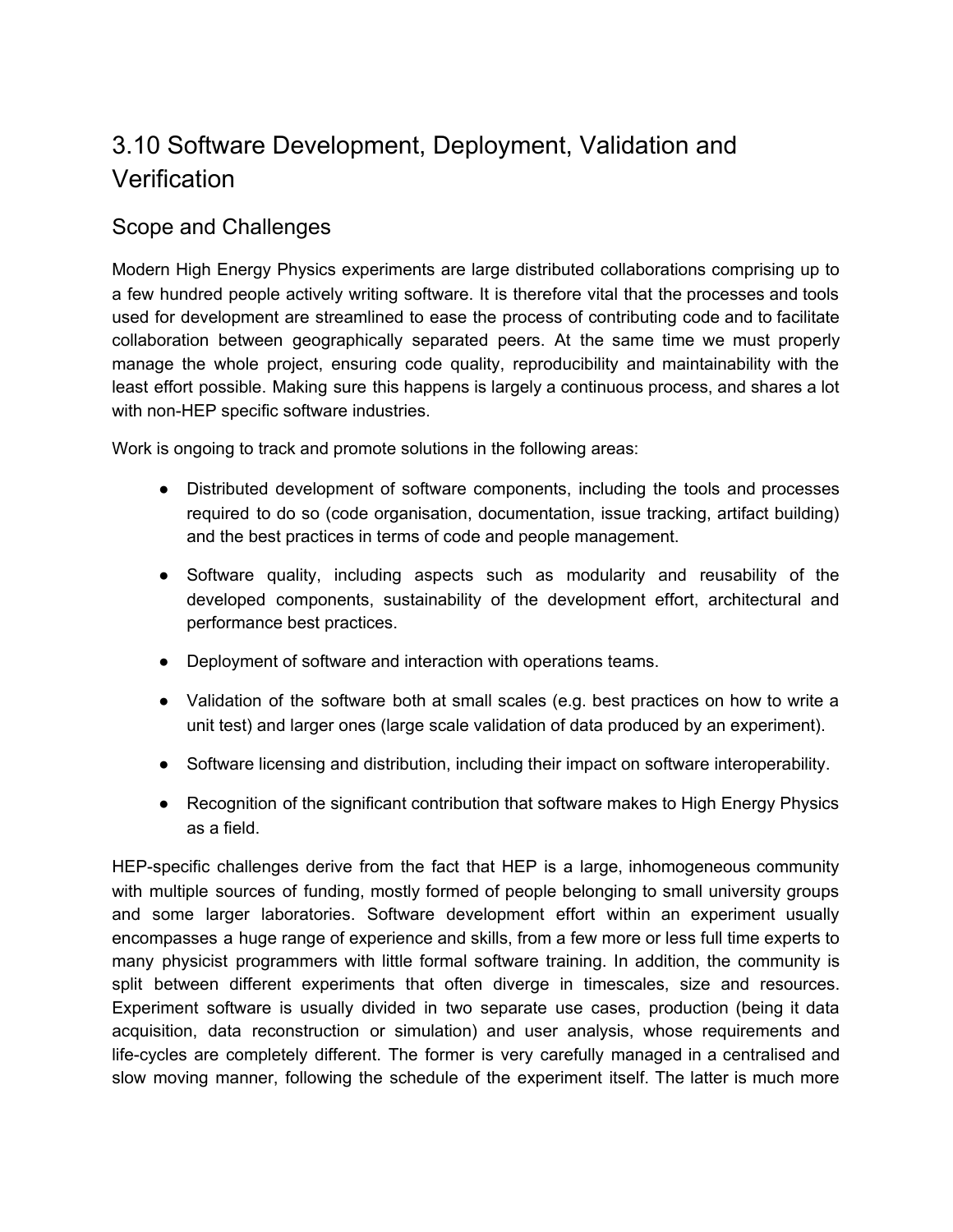# 3.10 Software Development, Deployment, Validation and Verification

## Scope and Challenges

Modern High Energy Physics experiments are large distributed collaborations comprising up to a few hundred people actively writing software. It is therefore vital that the processes and tools used for development are streamlined to ease the process of contributing code and to facilitate collaboration between geographically separated peers. At the same time we must properly manage the whole project, ensuring code quality, reproducibility and maintainability with the least effort possible. Making sure this happens is largely a continuous process, and shares a lot with non-HEP specific software industries.

Work is ongoing to track and promote solutions in the following areas:

- Distributed development of software components, including the tools and processes required to do so (code organisation, documentation, issue tracking, artifact building) and the best practices in terms of code and people management.
- Software quality, including aspects such as modularity and reusability of the developed components, sustainability of the development effort, architectural and performance best practices.
- Deployment of software and interaction with operations teams.
- Validation of the software both at small scales (e.g. best practices on how to write a unit test) and larger ones (large scale validation of data produced by an experiment).
- Software licensing and distribution, including their impact on software interoperability.
- Recognition of the significant contribution that software makes to High Energy Physics as a field.

HEP-specific challenges derive from the fact that HEP is a large, inhomogeneous community with multiple sources of funding, mostly formed of people belonging to small university groups and some larger laboratories. Software development effort within an experiment usually encompasses a huge range of experience and skills, from a few more or less full time experts to many physicist programmers with little formal software training. In addition, the community is split between different experiments that often diverge in timescales, size and resources. Experiment software is usually divided in two separate use cases, production (being it data acquisition, data reconstruction or simulation) and user analysis, whose requirements and life-cycles are completely different. The former is very carefully managed in a centralised and slow moving manner, following the schedule of the experiment itself. The latter is much more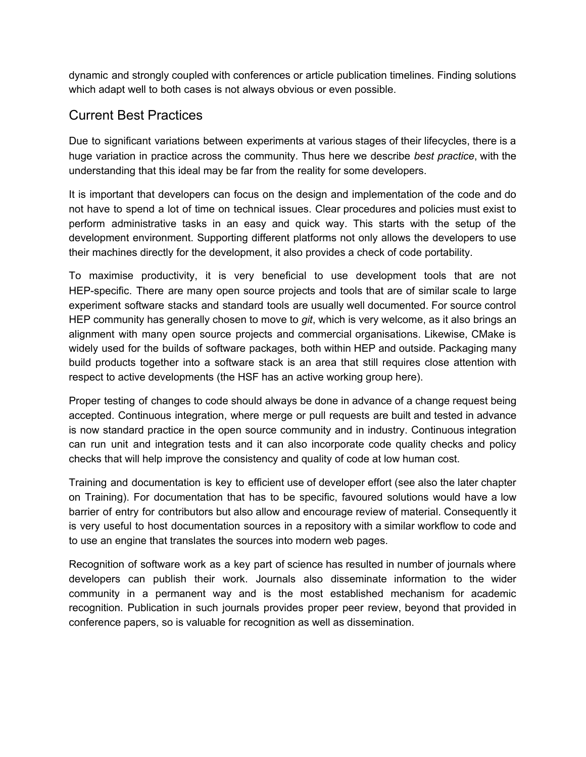dynamic and strongly coupled with conferences or article publication timelines. Finding solutions which adapt well to both cases is not always obvious or even possible.

## Current Best Practices

Due to significant variations between experiments at various stages of their lifecycles, there is a huge variation in practice across the community. Thus here we describe *best practice*, with the understanding that this ideal may be far from the reality for some developers.

It is important that developers can focus on the design and implementation of the code and do not have to spend a lot of time on technical issues. Clear procedures and policies must exist to perform administrative tasks in an easy and quick way. This starts with the setup of the development environment. Supporting different platforms not only allows the developers to use their machines directly for the development, it also provides a check of code portability.

To maximise productivity, it is very beneficial to use development tools that are not HEP-specific. There are many open source projects and tools that are of similar scale to large experiment software stacks and standard tools are usually well documented. For source control HEP community has generally chosen to move to *git*, which is very welcome, as it also brings an alignment with many open source projects and commercial organisations. Likewise, CMake is widely used for the builds of software packages, both within HEP and outside. Packaging many build products together into a software stack is an area that still requires close attention with respect to active developments (the HSF has an active working group here).

Proper testing of changes to code should always be done in advance of a change request being accepted. Continuous integration, where merge or pull requests are built and tested in advance is now standard practice in the open source community and in industry. Continuous integration can run unit and integration tests and it can also incorporate code quality checks and policy checks that will help improve the consistency and quality of code at low human cost.

Training and documentation is key to efficient use of developer effort (see also the later chapter on Training). For documentation that has to be specific, favoured solutions would have a low barrier of entry for contributors but also allow and encourage review of material. Consequently it is very useful to host documentation sources in a repository with a similar workflow to code and to use an engine that translates the sources into modern web pages.

Recognition of software work as a key part of science has resulted in number of journals where developers can publish their work. Journals also disseminate information to the wider community in a permanent way and is the most established mechanism for academic recognition. Publication in such journals provides proper peer review, beyond that provided in conference papers, so is valuable for recognition as well as dissemination.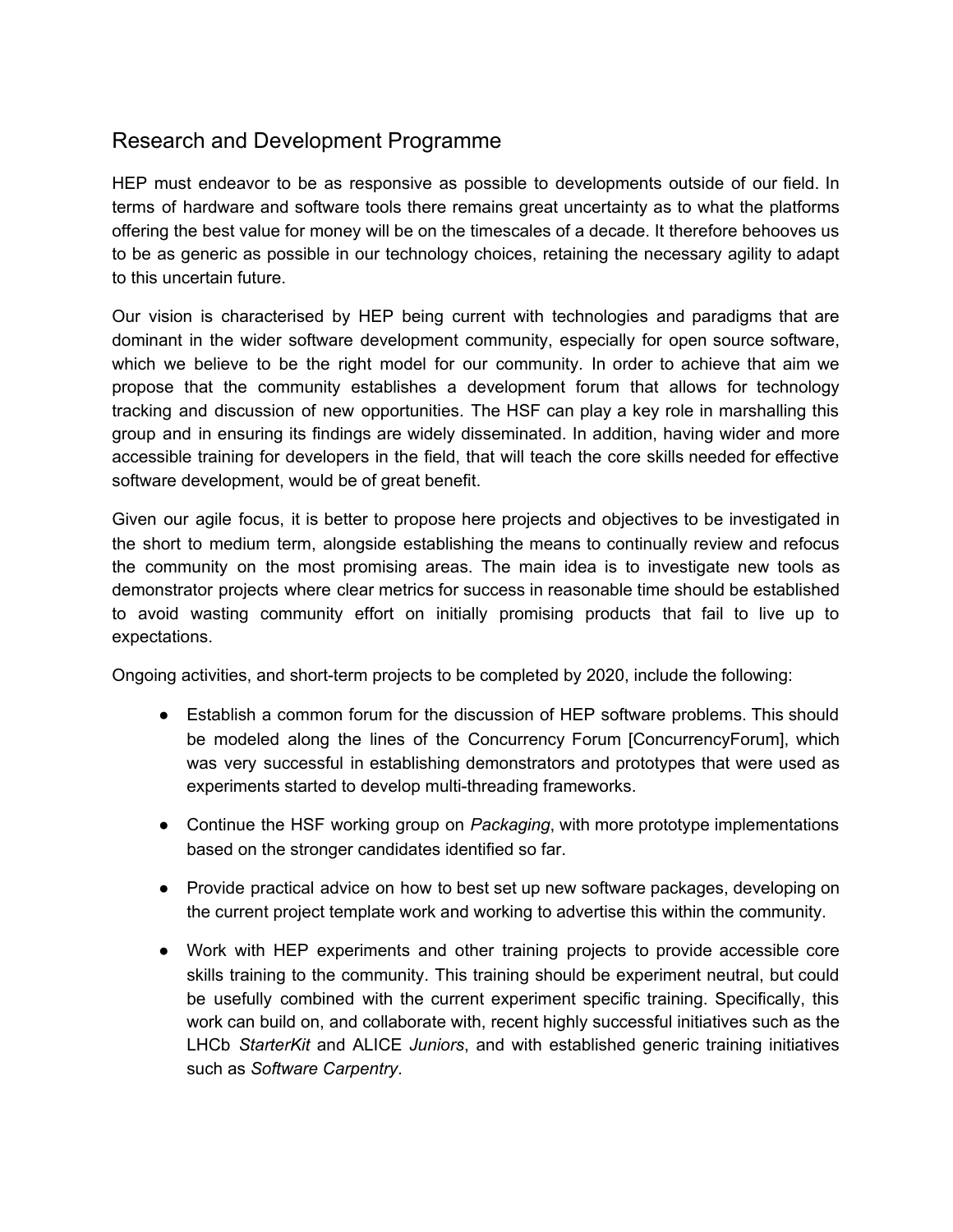## Research and Development Programme

HEP must endeavor to be as responsive as possible to developments outside of our field. In terms of hardware and software tools there remains great uncertainty as to what the platforms offering the best value for money will be on the timescales of a decade. It therefore behooves us to be as generic as possible in our technology choices, retaining the necessary agility to adapt to this uncertain future.

Our vision is characterised by HEP being current with technologies and paradigms that are dominant in the wider software development community, especially for open source software, which we believe to be the right model for our community. In order to achieve that aim we propose that the community establishes a development forum that allows for technology tracking and discussion of new opportunities. The HSF can play a key role in marshalling this group and in ensuring its findings are widely disseminated. In addition, having wider and more accessible training for developers in the field, that will teach the core skills needed for effective software development, would be of great benefit.

Given our agile focus, it is better to propose here projects and objectives to be investigated in the short to medium term, alongside establishing the means to continually review and refocus the community on the most promising areas. The main idea is to investigate new tools as demonstrator projects where clear metrics for success in reasonable time should be established to avoid wasting community effort on initially promising products that fail to live up to expectations.

Ongoing activities, and short-term projects to be completed by 2020, include the following:

- Establish a common forum for the discussion of HEP software problems. This should be modeled along the lines of the Concurrency Forum [ConcurrencyForum], which was very successful in establishing demonstrators and prototypes that were used as experiments started to develop multi-threading frameworks.
- Continue the HSF working group on *Packaging*, with more prototype implementations based on the stronger candidates identified so far.
- Provide practical advice on how to best set up new software packages, developing on the current project template work and working to advertise this within the community.
- Work with HEP experiments and other training projects to provide accessible core skills training to the community. This training should be experiment neutral, but could be usefully combined with the current experiment specific training. Specifically, this work can build on, and collaborate with, recent highly successful initiatives such as the LHCb *StarterKit* and ALICE *Juniors*, and with established generic training initiatives such as *Software Carpentry*.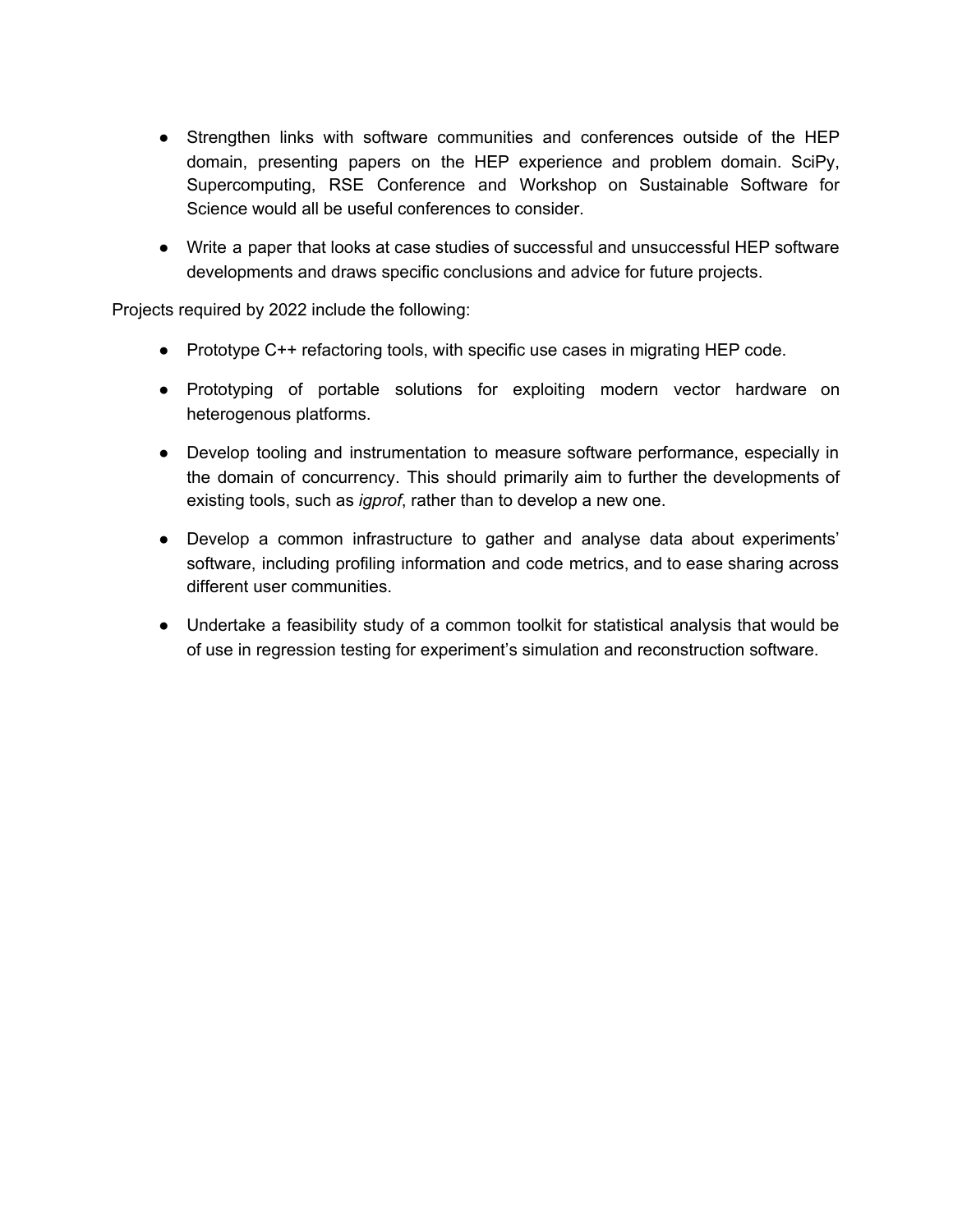- Strengthen links with software communities and conferences outside of the HEP domain, presenting papers on the HEP experience and problem domain. SciPy, Supercomputing, RSE Conference and Workshop on Sustainable Software for Science would all be useful conferences to consider.

- Write a paper that looks at case studies of successful and unsuccessful HEP software developments and draws specific conclusions and advice for future projects.

Projects required by 2022 include the following:

- Prototype C++ refactoring tools, with specific use cases in migrating HEP code.

- Prototyping of portable solutions for exploiting modern vector hardware on heterogenous platforms.

- Develop tooling and instrumentation to measure software performance, especially in the domain of concurrency. This should primarily aim to further the developments of existing tools, such as *igprof*, rather than to develop a new one.

- Develop a common infrastructure to gather and analyse data about experiments' software, including profiling information and code metrics, and to ease sharing across different user communities.

- Undertake a feasibility study of a common toolkit for statistical analysis that would be of use in regression testing for experiment's simulation and reconstruction software.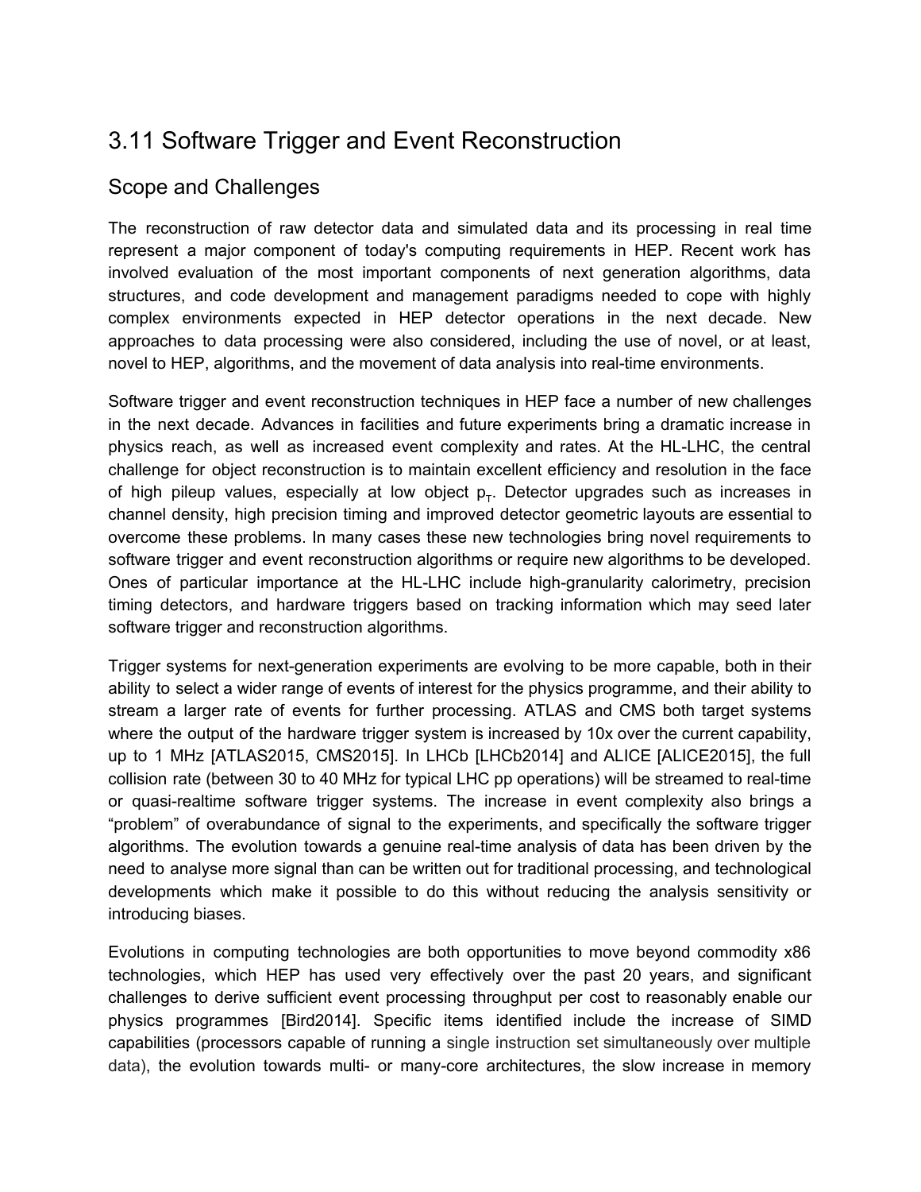## 3.11 Software Trigger and Event Reconstruction

### Scope and Challenges

The reconstruction of raw detector data and simulated data and its processing in real time represent a major component of today's computing requirements in HEP. Recent work has involved evaluation of the most important components of next generation algorithms, data structures, and code development and management paradigms needed to cope with highly complex environments expected in HEP detector operations in the next decade. New approaches to data processing were also considered, including the use of novel, or at least, novel to HEP, algorithms, and the movement of data analysis into real-time environments.

Software trigger and event reconstruction techniques in HEP face a number of new challenges in the next decade. Advances in facilities and future experiments bring a dramatic increase in physics reach, as well as increased event complexity and rates. At the HL-LHC, the central challenge for object reconstruction is to maintain excellent efficiency and resolution in the face of high pileup values, especially at low object $p_T$. Detector upgrades such as increases in channel density, high precision timing and improved detector geometric layouts are essential to overcome these problems. In many cases these new technologies bring novel requirements to software trigger and event reconstruction algorithms or require new algorithms to be developed. Ones of particular importance at the HL-LHC include high-granularity calorimetry, precision timing detectors, and hardware triggers based on tracking information which may seed later software trigger and reconstruction algorithms.

Trigger systems for next-generation experiments are evolving to be more capable, both in their ability to select a wider range of events of interest for the physics programme, and their ability to stream a larger rate of events for further processing. ATLAS and CMS both target systems where the output of the hardware trigger system is increased by 10x over the current capability, up to 1 MHz [ATLAS2015, CMS2015]. In LHCb [LHCb2014] and ALICE [ALICE2015], the full collision rate (between 30 to 40 MHz for typical LHC pp operations) will be streamed to real-time or quasi-realtime software trigger systems. The increase in event complexity also brings a "problem" of overabundance of signal to the experiments, and specifically the software trigger algorithms. The evolution towards a genuine real-time analysis of data has been driven by the need to analyse more signal than can be written out for traditional processing, and technological developments which make it possible to do this without reducing the analysis sensitivity or introducing biases.

Evolutions in computing technologies are both opportunities to move beyond commodity x86 technologies, which HEP has used very effectively over the past 20 years, and significant challenges to derive sufficient event processing throughput per cost to reasonably enable our physics programmes [Bird2014]. Specific items identified include the increase of SIMD capabilities (processors capable of running a single instruction set simultaneously over multiple data), the evolution towards multi- or many-core architectures, the slow increase in memory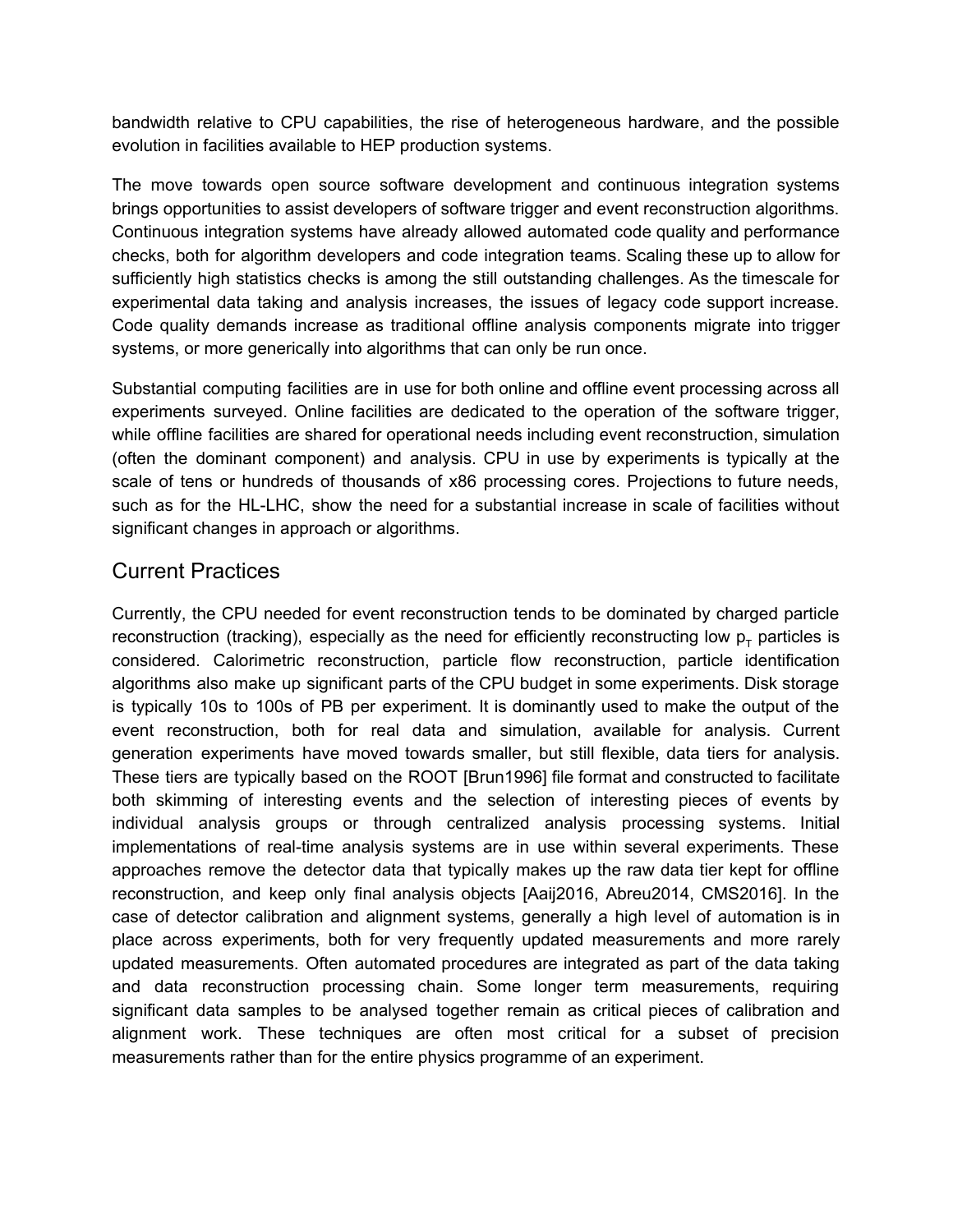bandwidth relative to CPU capabilities, the rise of heterogeneous hardware, and the possible evolution in facilities available to HEP production systems.

The move towards open source software development and continuous integration systems brings opportunities to assist developers of software trigger and event reconstruction algorithms. Continuous integration systems have already allowed automated code quality and performance checks, both for algorithm developers and code integration teams. Scaling these up to allow for sufficiently high statistics checks is among the still outstanding challenges. As the timescale for experimental data taking and analysis increases, the issues of legacy code support increase. Code quality demands increase as traditional offline analysis components migrate into trigger systems, or more generically into algorithms that can only be run once.

Substantial computing facilities are in use for both online and offline event processing across all experiments surveyed. Online facilities are dedicated to the operation of the software trigger, while offline facilities are shared for operational needs including event reconstruction, simulation (often the dominant component) and analysis. CPU in use by experiments is typically at the scale of tens or hundreds of thousands of x86 processing cores. Projections to future needs, such as for the HL-LHC, show the need for a substantial increase in scale of facilities without significant changes in approach or algorithms.

## Current Practices

Currently, the CPU needed for event reconstruction tends to be dominated by charged particle reconstruction (tracking), especially as the need for efficiently reconstructing low $p_T$ particles is considered. Calorimetric reconstruction, particle flow reconstruction, particle identification algorithms also make up significant parts of the CPU budget in some experiments. Disk storage is typically 10s to 100s of PB per experiment. It is dominantly used to make the output of the event reconstruction, both for real data and simulation, available for analysis. Current generation experiments have moved towards smaller, but still flexible, data tiers for analysis. These tiers are typically based on the ROOT [Brun1996] file format and constructed to facilitate both skimming of interesting events and the selection of interesting pieces of events by individual analysis groups or through centralized analysis processing systems. Initial implementations of real-time analysis systems are in use within several experiments. These approaches remove the detector data that typically makes up the raw data tier kept for offline reconstruction, and keep only final analysis objects [Aaij2016, Abreu2014, CMS2016]. In the case of detector calibration and alignment systems, generally a high level of automation is in place across experiments, both for very frequently updated measurements and more rarely updated measurements. Often automated procedures are integrated as part of the data taking and data reconstruction processing chain. Some longer term measurements, requiring significant data samples to be analysed together remain as critical pieces of calibration and alignment work. These techniques are often most critical for a subset of precision measurements rather than for the entire physics programme of an experiment.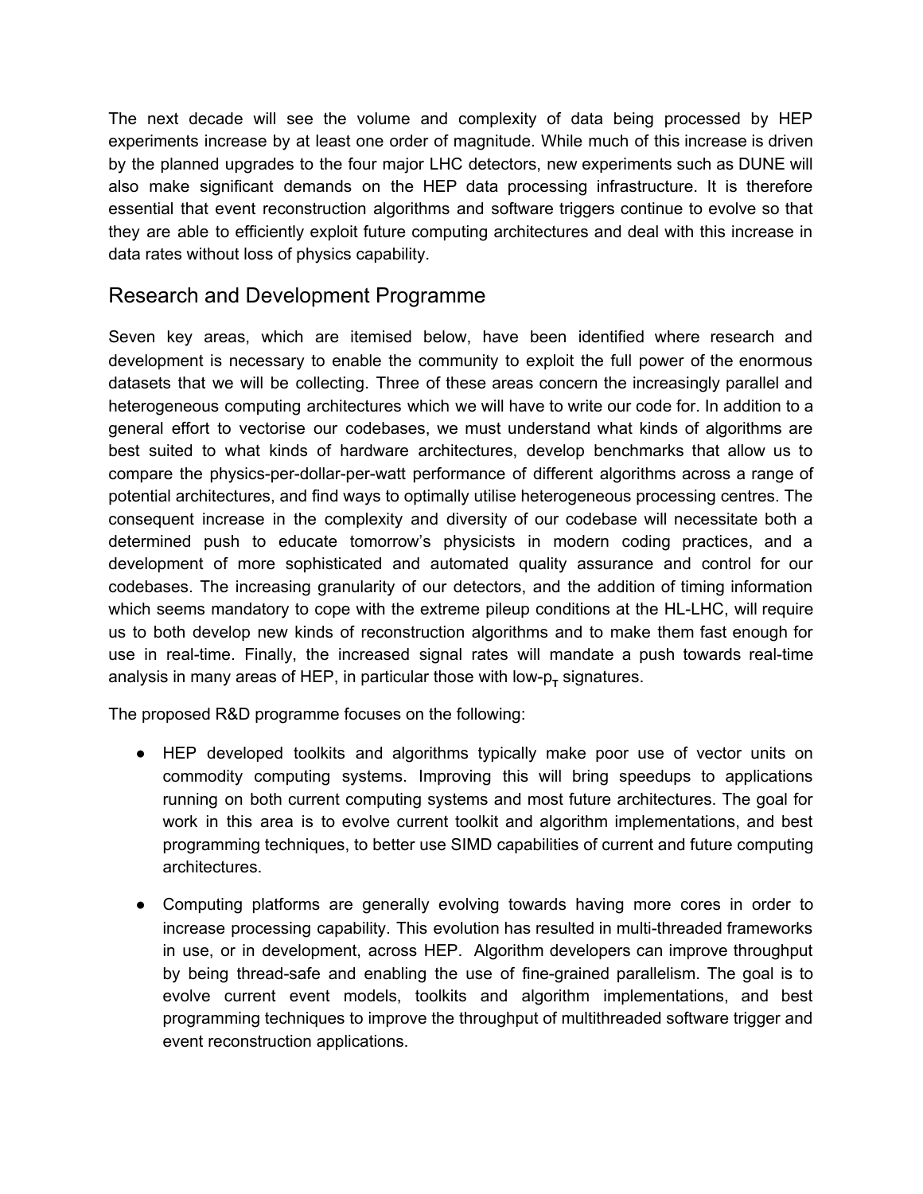The next decade will see the volume and complexity of data being processed by HEP experiments increase by at least one order of magnitude. While much of this increase is driven by the planned upgrades to the four major LHC detectors, new experiments such as DUNE will also make significant demands on the HEP data processing infrastructure. It is therefore essential that event reconstruction algorithms and software triggers continue to evolve so that they are able to efficiently exploit future computing architectures and deal with this increase in data rates without loss of physics capability.

## Research and Development Programme

Seven key areas, which are itemised below, have been identified where research and development is necessary to enable the community to exploit the full power of the enormous datasets that we will be collecting. Three of these areas concern the increasingly parallel and heterogeneous computing architectures which we will have to write our code for. In addition to a general effort to vectorise our codebases, we must understand what kinds of algorithms are best suited to what kinds of hardware architectures, develop benchmarks that allow us to compare the physics-per-dollar-per-watt performance of different algorithms across a range of potential architectures, and find ways to optimally utilise heterogeneous processing centres. The consequent increase in the complexity and diversity of our codebase will necessitate both a determined push to educate tomorrow's physicists in modern coding practices, and a development of more sophisticated and automated quality assurance and control for our codebases. The increasing granularity of our detectors, and the addition of timing information which seems mandatory to cope with the extreme pileup conditions at the HL-LHC, will require us to both develop new kinds of reconstruction algorithms and to make them fast enough for use in real-time. Finally, the increased signal rates will mandate a push towards real-time analysis in many areas of HEP, in particular those with low-$p_T$ signatures.

The proposed R&D programme focuses on the following:

- HEP developed toolkits and algorithms typically make poor use of vector units on commodity computing systems. Improving this will bring speedups to applications running on both current computing systems and most future architectures. The goal for work in this area is to evolve current toolkit and algorithm implementations, and best programming techniques, to better use SIMD capabilities of current and future computing architectures.
- Computing platforms are generally evolving towards having more cores in order to increase processing capability. This evolution has resulted in multi-threaded frameworks in use, or in development, across HEP. Algorithm developers can improve throughput by being thread-safe and enabling the use of fine-grained parallelism. The goal is to evolve current event models, toolkits and algorithm implementations, and best programming techniques to improve the throughput of multithreaded software trigger and event reconstruction applications.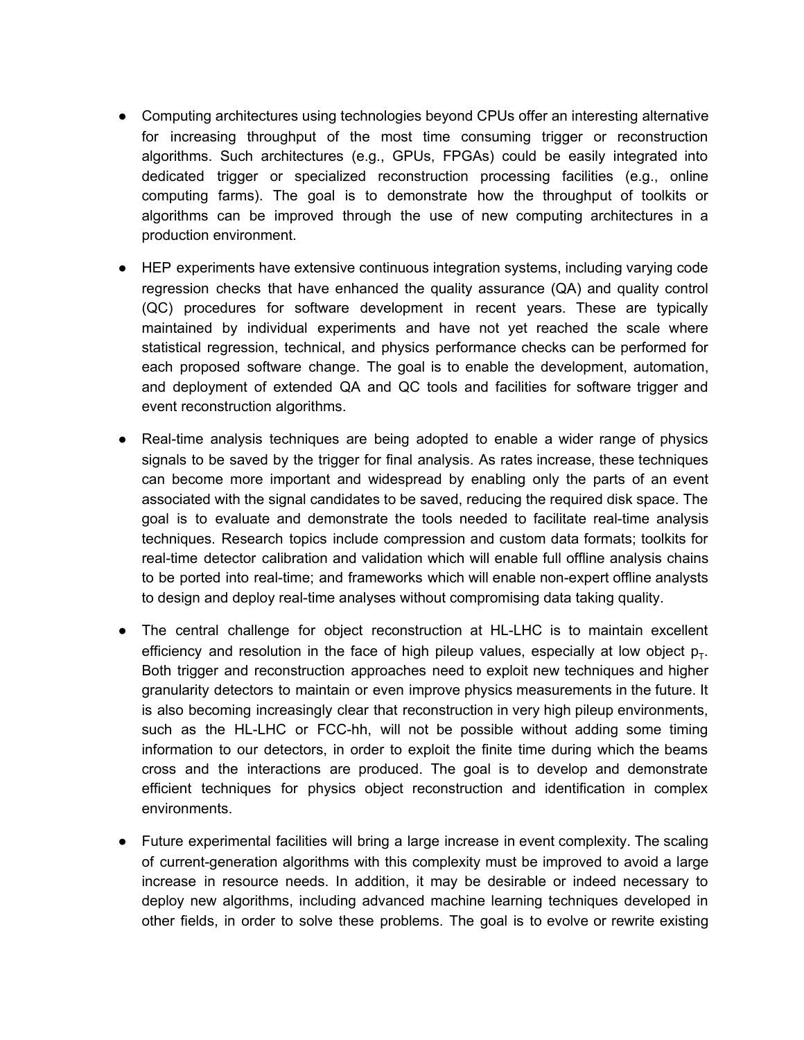- Computing architectures using technologies beyond CPUs offer an interesting alternative for increasing throughput of the most time consuming trigger or reconstruction algorithms. Such architectures (e.g., GPUs, FPGAs) could be easily integrated into dedicated trigger or specialized reconstruction processing facilities (e.g., online computing farms). The goal is to demonstrate how the throughput of toolkits or algorithms can be improved through the use of new computing architectures in a production environment.

- HEP experiments have extensive continuous integration systems, including varying code regression checks that have enhanced the quality assurance (QA) and quality control (QC) procedures for software development in recent years. These are typically maintained by individual experiments and have not yet reached the scale where statistical regression, technical, and physics performance checks can be performed for each proposed software change. The goal is to enable the development, automation, and deployment of extended QA and QC tools and facilities for software trigger and event reconstruction algorithms.

- Real-time analysis techniques are being adopted to enable a wider range of physics signals to be saved by the trigger for final analysis. As rates increase, these techniques can become more important and widespread by enabling only the parts of an event associated with the signal candidates to be saved, reducing the required disk space. The goal is to evaluate and demonstrate the tools needed to facilitate real-time analysis techniques. Research topics include compression and custom data formats; toolkits for real-time detector calibration and validation which will enable full offline analysis chains to be ported into real-time; and frameworks which will enable non-expert offline analysts to design and deploy real-time analyses without compromising data taking quality.

- The central challenge for object reconstruction at HL-LHC is to maintain excellent efficiency and resolution in the face of high pileup values, especially at low object $p_T$. Both trigger and reconstruction approaches need to exploit new techniques and higher granularity detectors to maintain or even improve physics measurements in the future. It is also becoming increasingly clear that reconstruction in very high pileup environments, such as the HL-LHC or FCC-hh, will not be possible without adding some timing information to our detectors, in order to exploit the finite time during which the beams cross and the interactions are produced. The goal is to develop and demonstrate efficient techniques for physics object reconstruction and identification in complex environments.

- Future experimental facilities will bring a large increase in event complexity. The scaling of current-generation algorithms with this complexity must be improved to avoid a large increase in resource needs. In addition, it may be desirable or indeed necessary to deploy new algorithms, including advanced machine learning techniques developed in other fields, in order to solve these problems. The goal is to evolve or rewrite existing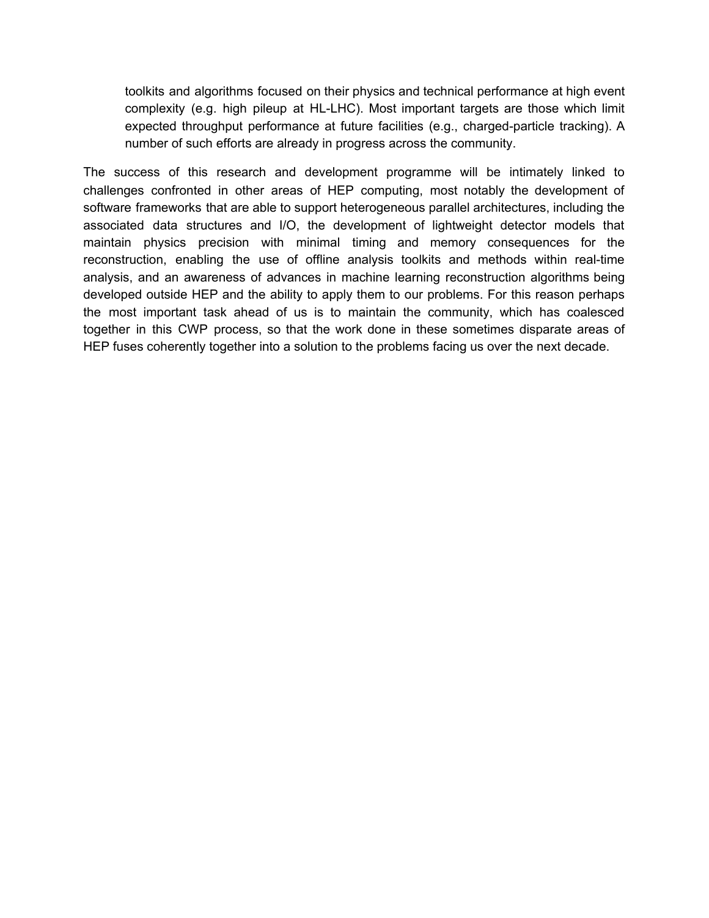toolkits and algorithms focused on their physics and technical performance at high event complexity (e.g. high pileup at HL-LHC). Most important targets are those which limit expected throughput performance at future facilities (e.g., charged-particle tracking). A number of such efforts are already in progress across the community.

The success of this research and development programme will be intimately linked to challenges confronted in other areas of HEP computing, most notably the development of software frameworks that are able to support heterogeneous parallel architectures, including the associated data structures and I/O, the development of lightweight detector models that maintain physics precision with minimal timing and memory consequences for the reconstruction, enabling the use of offline analysis toolkits and methods within real-time analysis, and an awareness of advances in machine learning reconstruction algorithms being developed outside HEP and the ability to apply them to our problems. For this reason perhaps the most important task ahead of us is to maintain the community, which has coalesced together in this CWP process, so that the work done in these sometimes disparate areas of HEP fuses coherently together into a solution to the problems facing us over the next decade.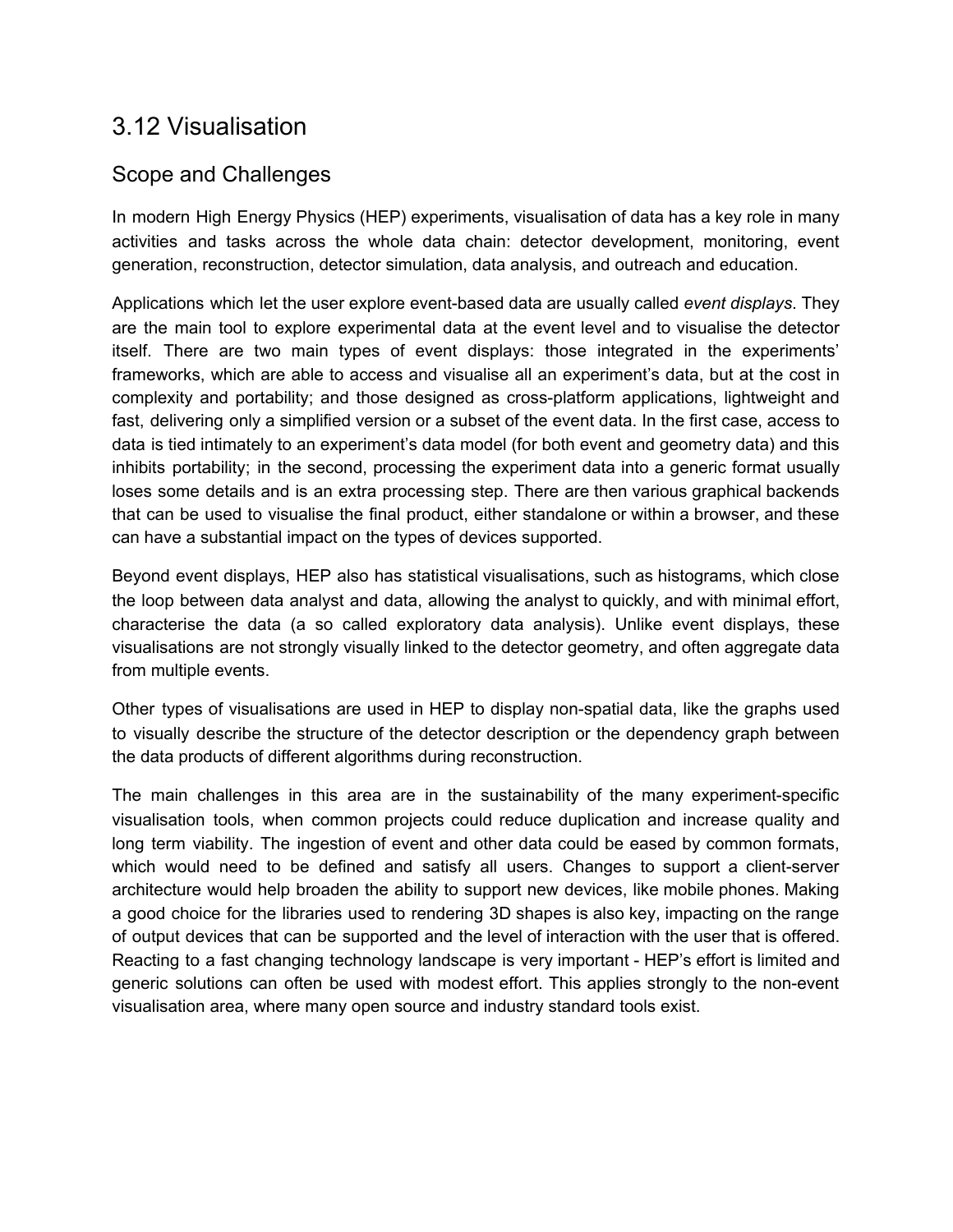## 3.12 Visualisation

### Scope and Challenges

In modern High Energy Physics (HEP) experiments, visualisation of data has a key role in many activities and tasks across the whole data chain: detector development, monitoring, event generation, reconstruction, detector simulation, data analysis, and outreach and education.

Applications which let the user explore event-based data are usually called *event displays*. They are the main tool to explore experimental data at the event level and to visualise the detector itself. There are two main types of event displays: those integrated in the experiments' frameworks, which are able to access and visualise all an experiment's data, but at the cost in complexity and portability; and those designed as cross-platform applications, lightweight and fast, delivering only a simplified version or a subset of the event data. In the first case, access to data is tied intimately to an experiment's data model (for both event and geometry data) and this inhibits portability; in the second, processing the experiment data into a generic format usually loses some details and is an extra processing step. There are then various graphical backends that can be used to visualise the final product, either standalone or within a browser, and these can have a substantial impact on the types of devices supported.

Beyond event displays, HEP also has statistical visualisations, such as histograms, which close the loop between data analyst and data, allowing the analyst to quickly, and with minimal effort, characterise the data (a so called exploratory data analysis). Unlike event displays, these visualisations are not strongly visually linked to the detector geometry, and often aggregate data from multiple events.

Other types of visualisations are used in HEP to display non-spatial data, like the graphs used to visually describe the structure of the detector description or the dependency graph between the data products of different algorithms during reconstruction.

The main challenges in this area are in the sustainability of the many experiment-specific visualisation tools, when common projects could reduce duplication and increase quality and long term viability. The ingestion of event and other data could be eased by common formats, which would need to be defined and satisfy all users. Changes to support a client-server architecture would help broaden the ability to support new devices, like mobile phones. Making a good choice for the libraries used to rendering 3D shapes is also key, impacting on the range of output devices that can be supported and the level of interaction with the user that is offered. Reacting to a fast changing technology landscape is very important - HEP's effort is limited and generic solutions can often be used with modest effort. This applies strongly to the non-event visualisation area, where many open source and industry standard tools exist.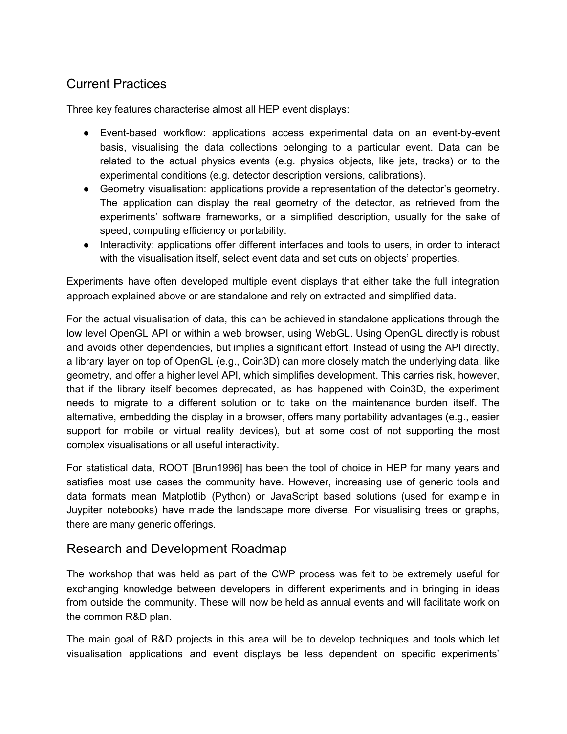## Current Practices

Three key features characterise almost all HEP event displays:

- Event-based workflow: applications access experimental data on an event-by-event basis, visualising the data collections belonging to a particular event. Data can be related to the actual physics events (e.g. physics objects, like jets, tracks) or to the experimental conditions (e.g. detector description versions, calibrations).
- Geometry visualisation: applications provide a representation of the detector's geometry. The application can display the real geometry of the detector, as retrieved from the experiments' software frameworks, or a simplified description, usually for the sake of speed, computing efficiency or portability.
- Interactivity: applications offer different interfaces and tools to users, in order to interact with the visualisation itself, select event data and set cuts on objects' properties.

Experiments have often developed multiple event displays that either take the full integration approach explained above or are standalone and rely on extracted and simplified data.

For the actual visualisation of data, this can be achieved in standalone applications through the low level OpenGL API or within a web browser, using WebGL. Using OpenGL directly is robust and avoids other dependencies, but implies a significant effort. Instead of using the API directly, a library layer on top of OpenGL (e.g., Coin3D) can more closely match the underlying data, like geometry, and offer a higher level API, which simplifies development. This carries risk, however, that if the library itself becomes deprecated, as has happened with Coin3D, the experiment needs to migrate to a different solution or to take on the maintenance burden itself. The alternative, embedding the display in a browser, offers many portability advantages (e.g., easier support for mobile or virtual reality devices), but at some cost of not supporting the most complex visualisations or all useful interactivity.

For statistical data, ROOT [Brun1996] has been the tool of choice in HEP for many years and satisfies most use cases the community have. However, increasing use of generic tools and data formats mean Matplotlib (Python) or JavaScript based solutions (used for example in Juypiter notebooks) have made the landscape more diverse. For visualising trees or graphs, there are many generic offerings.

## Research and Development Roadmap

The workshop that was held as part of the CWP process was felt to be extremely useful for exchanging knowledge between developers in different experiments and in bringing in ideas from outside the community. These will now be held as annual events and will facilitate work on the common R&D plan.

The main goal of R&D projects in this area will be to develop techniques and tools which let visualisation applications and event displays be less dependent on specific experiments'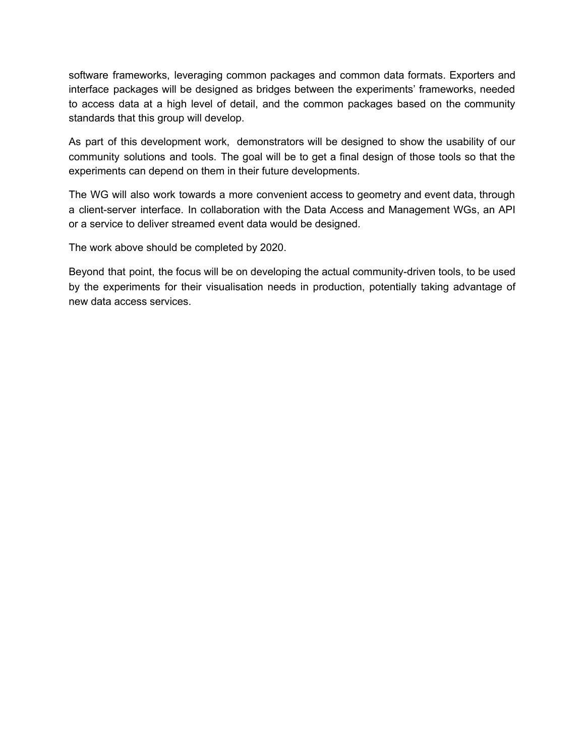software frameworks, leveraging common packages and common data formats. Exporters and interface packages will be designed as bridges between the experiments' frameworks, needed to access data at a high level of detail, and the common packages based on the community standards that this group will develop.

As part of this development work, demonstrators will be designed to show the usability of our community solutions and tools. The goal will be to get a final design of those tools so that the experiments can depend on them in their future developments.

The WG will also work towards a more convenient access to geometry and event data, through a client-server interface. In collaboration with the Data Access and Management WGs, an API or a service to deliver streamed event data would be designed.

The work above should be completed by 2020.

Beyond that point, the focus will be on developing the actual community-driven tools, to be used by the experiments for their visualisation needs in production, potentially taking advantage of new data access services.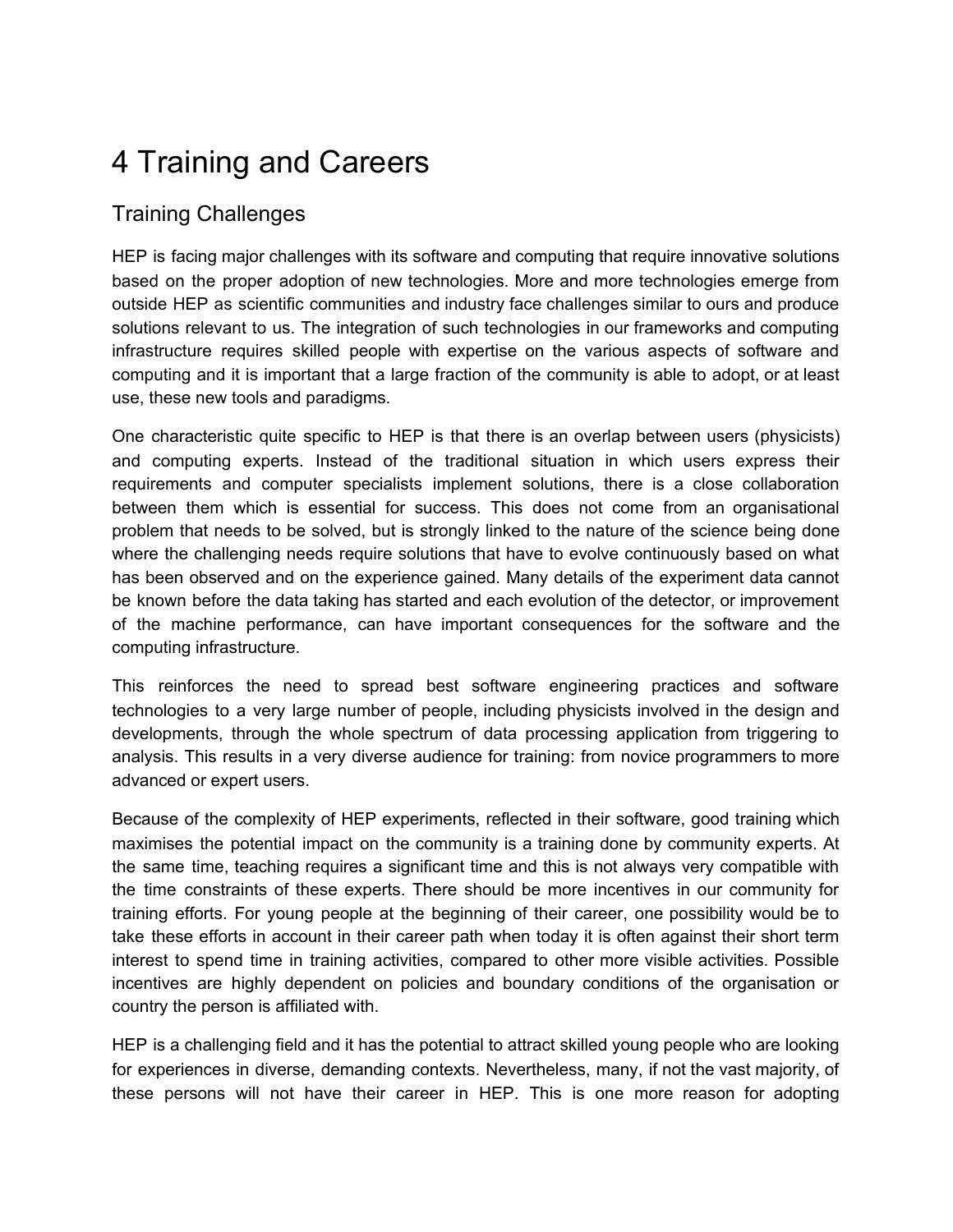# 4 Training and Careers

## Training Challenges

HEP is facing major challenges with its software and computing that require innovative solutions based on the proper adoption of new technologies. More and more technologies emerge from outside HEP as scientific communities and industry face challenges similar to ours and produce solutions relevant to us. The integration of such technologies in our frameworks and computing infrastructure requires skilled people with expertise on the various aspects of software and computing and it is important that a large fraction of the community is able to adopt, or at least use, these new tools and paradigms.

One characteristic quite specific to HEP is that there is an overlap between users (physicists) and computing experts. Instead of the traditional situation in which users express their requirements and computer specialists implement solutions, there is a close collaboration between them which is essential for success. This does not come from an organisational problem that needs to be solved, but is strongly linked to the nature of the science being done where the challenging needs require solutions that have to evolve continuously based on what has been observed and on the experience gained. Many details of the experiment data cannot be known before the data taking has started and each evolution of the detector, or improvement of the machine performance, can have important consequences for the software and the computing infrastructure.

This reinforces the need to spread best software engineering practices and software technologies to a very large number of people, including physicists involved in the design and developments, through the whole spectrum of data processing application from triggering to analysis. This results in a very diverse audience for training: from novice programmers to more advanced or expert users.

Because of the complexity of HEP experiments, reflected in their software, good training which maximises the potential impact on the community is a training done by community experts. At the same time, teaching requires a significant time and this is not always very compatible with the time constraints of these experts. There should be more incentives in our community for training efforts. For young people at the beginning of their career, one possibility would be to take these efforts in account in their career path when today it is often against their short term interest to spend time in training activities, compared to other more visible activities. Possible incentives are highly dependent on policies and boundary conditions of the organisation or country the person is affiliated with.

HEP is a challenging field and it has the potential to attract skilled young people who are looking for experiences in diverse, demanding contexts. Nevertheless, many, if not the vast majority, of these persons will not have their career in HEP. This is one more reason for adopting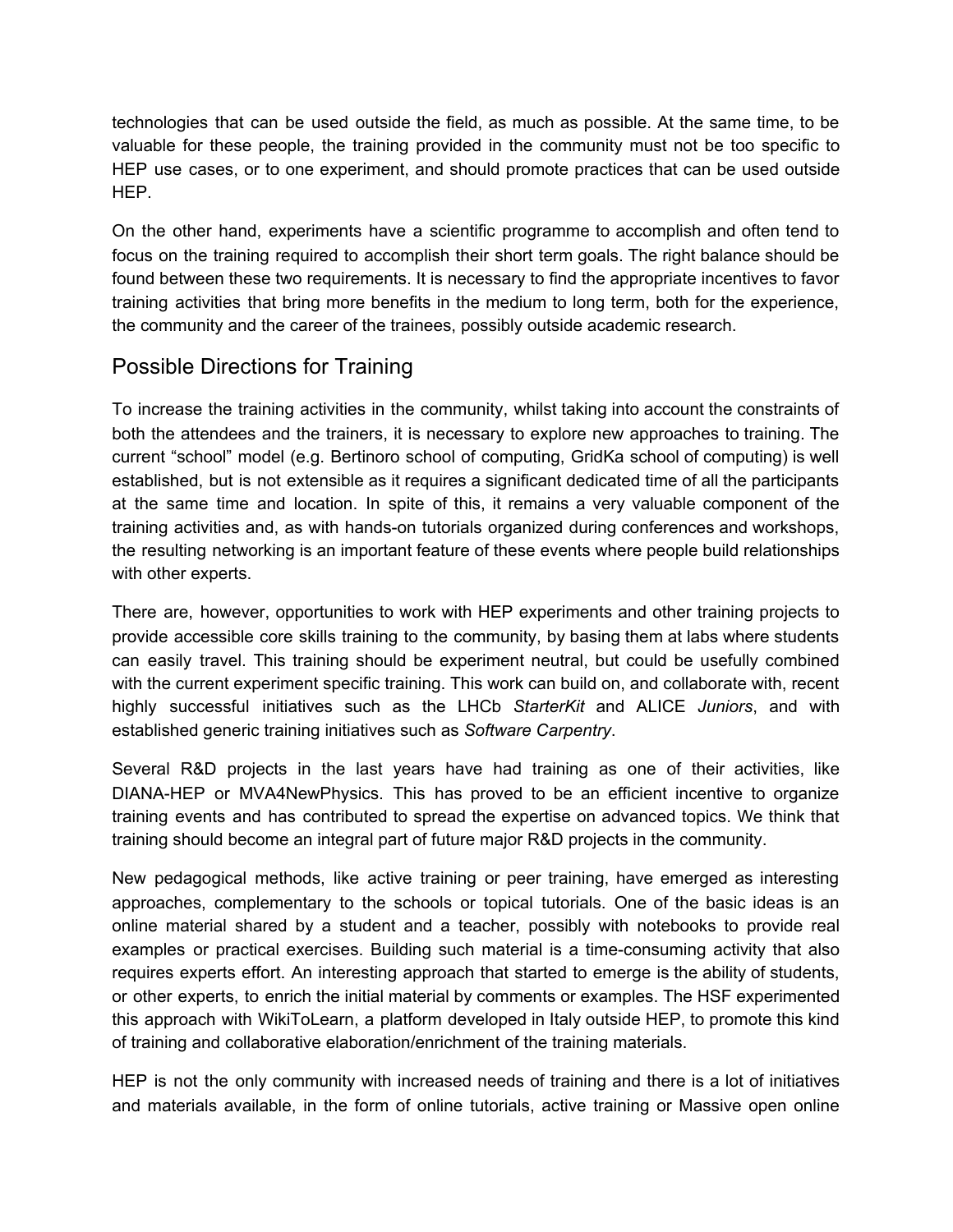technologies that can be used outside the field, as much as possible. At the same time, to be valuable for these people, the training provided in the community must not be too specific to HEP use cases, or to one experiment, and should promote practices that can be used outside HEP.

On the other hand, experiments have a scientific programme to accomplish and often tend to focus on the training required to accomplish their short term goals. The right balance should be found between these two requirements. It is necessary to find the appropriate incentives to favor training activities that bring more benefits in the medium to long term, both for the experience, the community and the career of the trainees, possibly outside academic research.

## Possible Directions for Training

To increase the training activities in the community, whilst taking into account the constraints of both the attendees and the trainers, it is necessary to explore new approaches to training. The current "school" model (e.g. Bertinoro school of computing, GridKa school of computing) is well established, but is not extensible as it requires a significant dedicated time of all the participants at the same time and location. In spite of this, it remains a very valuable component of the training activities and, as with hands-on tutorials organized during conferences and workshops, the resulting networking is an important feature of these events where people build relationships with other experts.

There are, however, opportunities to work with HEP experiments and other training projects to provide accessible core skills training to the community, by basing them at labs where students can easily travel. This training should be experiment neutral, but could be usefully combined with the current experiment specific training. This work can build on, and collaborate with, recent highly successful initiatives such as the LHCb *StarterKit* and ALICE *Juniors*, and with established generic training initiatives such as *Software Carpentry*.

Several R&D projects in the last years have had training as one of their activities, like DIANA-HEP or MVA4NewPhysics. This has proved to be an efficient incentive to organize training events and has contributed to spread the expertise on advanced topics. We think that training should become an integral part of future major R&D projects in the community.

New pedagogical methods, like active training or peer training, have emerged as interesting approaches, complementary to the schools or topical tutorials. One of the basic ideas is an online material shared by a student and a teacher, possibly with notebooks to provide real examples or practical exercises. Building such material is a time-consuming activity that also requires experts effort. An interesting approach that started to emerge is the ability of students, or other experts, to enrich the initial material by comments or examples. The HSF experimented this approach with WikiToLearn, a platform developed in Italy outside HEP, to promote this kind of training and collaborative elaboration/enrichment of the training materials.

HEP is not the only community with increased needs of training and there is a lot of initiatives and materials available, in the form of online tutorials, active training or Massive open online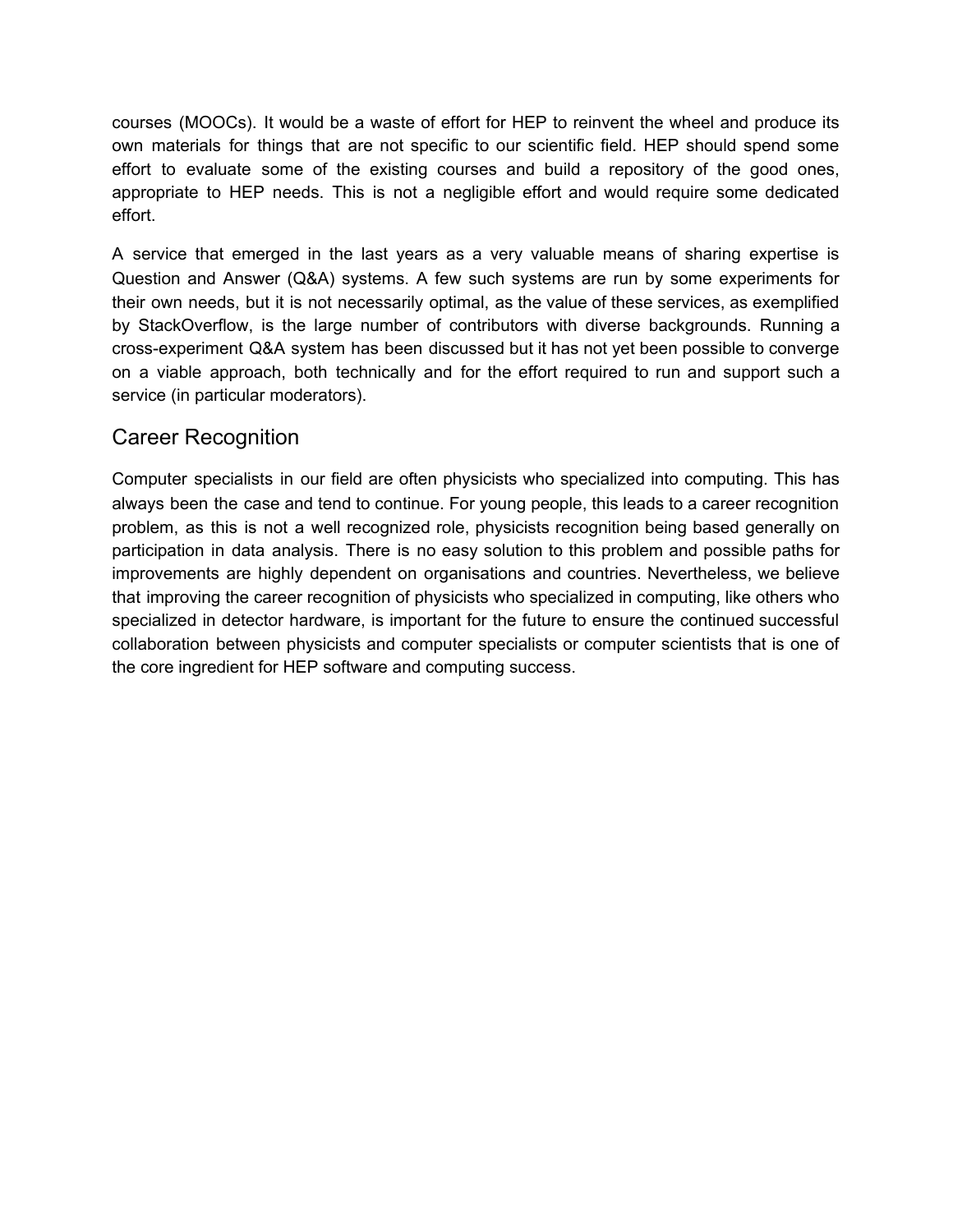courses (MOOCs). It would be a waste of effort for HEP to reinvent the wheel and produce its own materials for things that are not specific to our scientific field. HEP should spend some effort to evaluate some of the existing courses and build a repository of the good ones, appropriate to HEP needs. This is not a negligible effort and would require some dedicated effort.

A service that emerged in the last years as a very valuable means of sharing expertise is Question and Answer (Q&A) systems. A few such systems are run by some experiments for their own needs, but it is not necessarily optimal, as the value of these services, as exemplified by StackOverflow, is the large number of contributors with diverse backgrounds. Running a cross-experiment Q&A system has been discussed but it has not yet been possible to converge on a viable approach, both technically and for the effort required to run and support such a service (in particular moderators).

## Career Recognition

Computer specialists in our field are often physicists who specialized into computing. This has always been the case and tend to continue. For young people, this leads to a career recognition problem, as this is not a well recognized role, physicists recognition being based generally on participation in data analysis. There is no easy solution to this problem and possible paths for improvements are highly dependent on organisations and countries. Nevertheless, we believe that improving the career recognition of physicists who specialized in computing, like others who specialized in detector hardware, is important for the future to ensure the continued successful collaboration between physicists and computer specialists or computer scientists that is one of the core ingredient for HEP software and computing success.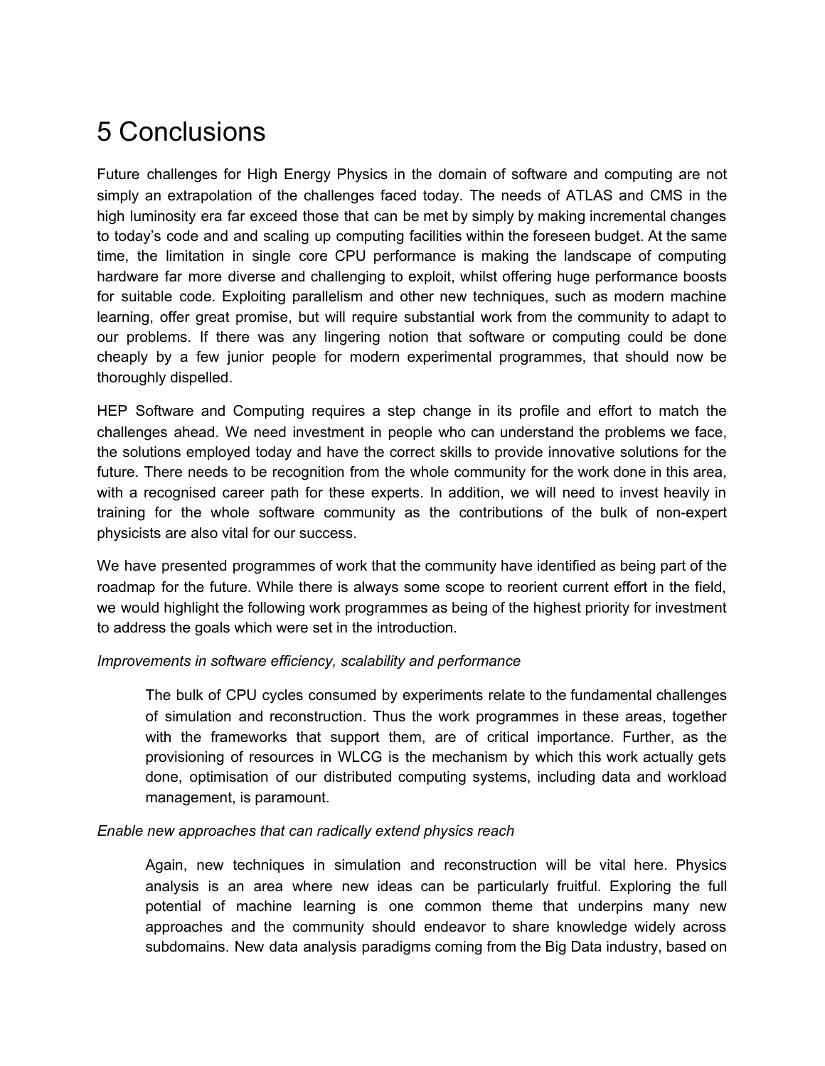# 5 Conclusions

Future challenges for High Energy Physics in the domain of software and computing are not simply an extrapolation of the challenges faced today. The needs of ATLAS and CMS in the high luminosity era far exceed those that can be met by simply by making incremental changes to today's code and and scaling up computing facilities within the foreseen budget. At the same time, the limitation in single core CPU performance is making the landscape of computing hardware far more diverse and challenging to exploit, whilst offering huge performance boosts for suitable code. Exploiting parallelism and other new techniques, such as modern machine learning, offer great promise, but will require substantial work from the community to adapt to our problems. If there was any lingering notion that software or computing could be done cheaply by a few junior people for modern experimental programmes, that should now be thoroughly dispelled.

HEP Software and Computing requires a step change in its profile and effort to match the challenges ahead. We need investment in people who can understand the problems we face, the solutions employed today and have the correct skills to provide innovative solutions for the future. There needs to be recognition from the whole community for the work done in this area, with a recognised career path for these experts. In addition, we will need to invest heavily in training for the whole software community as the contributions of the bulk of non-expert physicists are also vital for our success.

We have presented programmes of work that the community have identified as being part of the roadmap for the future. While there is always some scope to reorient current effort in the field, we would highlight the following work programmes as being of the highest priority for investment to address the goals which were set in the introduction.

*Improvements in software efficiency, scalability and performance*

> The bulk of CPU cycles consumed by experiments relate to the fundamental challenges of simulation and reconstruction. Thus the work programmes in these areas, together with the frameworks that support them, are of critical importance. Further, as the provisioning of resources in WLCG is the mechanism by which this work actually gets done, optimisation of our distributed computing systems, including data and workload management, is paramount.

*Enable new approaches that can radically extend physics reach*

> Again, new techniques in simulation and reconstruction will be vital here. Physics analysis is an area where new ideas can be particularly fruitful. Exploring the full potential of machine learning is one common theme that underpins many new approaches and the community should endeavor to share knowledge widely across subdomains. New data analysis paradigms coming from the Big Data industry, based on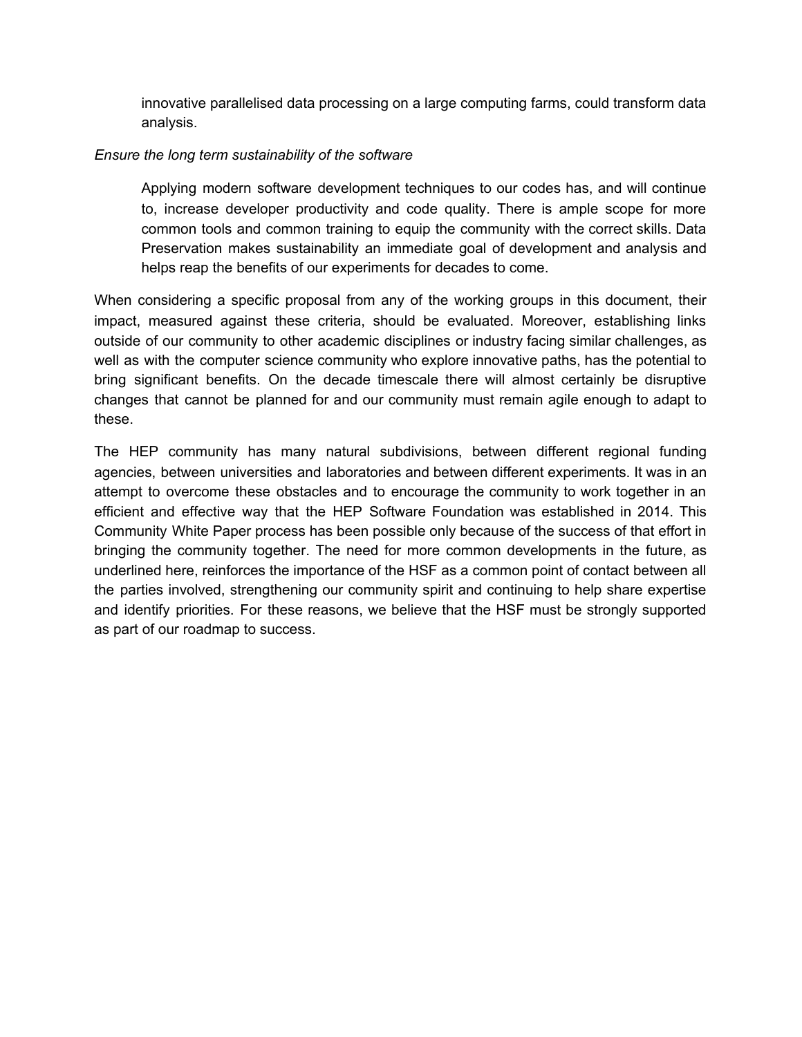innovative parallelised data processing on a large computing farms, could transform data analysis.

*Ensure the long term sustainability of the software*

> Applying modern software development techniques to our codes has, and will continue to, increase developer productivity and code quality. There is ample scope for more common tools and common training to equip the community with the correct skills. Data Preservation makes sustainability an immediate goal of development and analysis and helps reap the benefits of our experiments for decades to come.

When considering a specific proposal from any of the working groups in this document, their impact, measured against these criteria, should be evaluated. Moreover, establishing links outside of our community to other academic disciplines or industry facing similar challenges, as well as with the computer science community who explore innovative paths, has the potential to bring significant benefits. On the decade timescale there will almost certainly be disruptive changes that cannot be planned for and our community must remain agile enough to adapt to these.

The HEP community has many natural subdivisions, between different regional funding agencies, between universities and laboratories and between different experiments. It was in an attempt to overcome these obstacles and to encourage the community to work together in an efficient and effective way that the HEP Software Foundation was established in 2014. This Community White Paper process has been possible only because of the success of that effort in bringing the community together. The need for more common developments in the future, as underlined here, reinforces the importance of the HSF as a common point of contact between all the parties involved, strengthening our community spirit and continuing to help share expertise and identify priorities. For these reasons, we believe that the HSF must be strongly supported as part of our roadmap to success.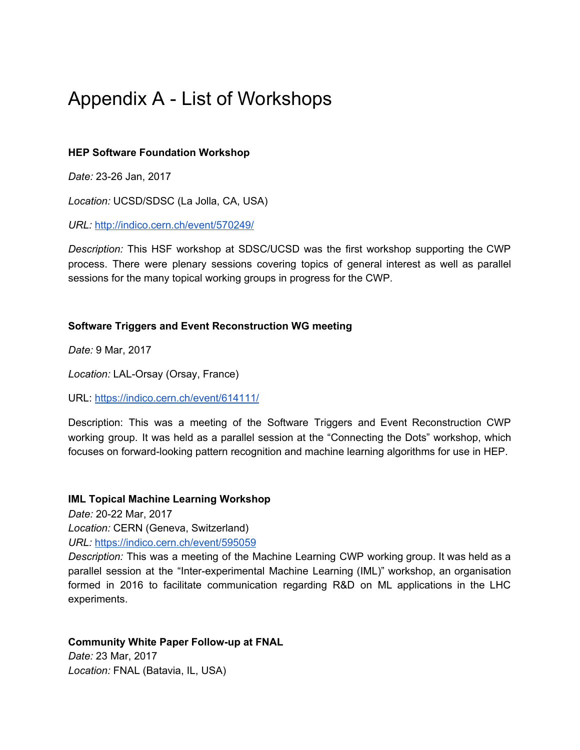# Appendix A - List of Workshops

**HEP Software Foundation Workshop**

*Date:* 23-26 Jan, 2017

*Location:* UCSD/SDSC (La Jolla, CA, USA)

*URL:* http://indico.cern.ch/event/570249/

*Description:* This HSF workshop at SDSC/UCSD was the first workshop supporting the CWP process. There were plenary sessions covering topics of general interest as well as parallel sessions for the many topical working groups in progress for the CWP.

**Software Triggers and Event Reconstruction WG meeting**

*Date:* 9 Mar, 2017

*Location:* LAL-Orsay (Orsay, France)

URL: https://indico.cern.ch/event/614111/

Description: This was a meeting of the Software Triggers and Event Reconstruction CWP working group. It was held as a parallel session at the "Connecting the Dots" workshop, which focuses on forward-looking pattern recognition and machine learning algorithms for use in HEP.

**IML Topical Machine Learning Workshop**

*Date:* 20-22 Mar, 2017

*Location:* CERN (Geneva, Switzerland)

*URL:* https://indico.cern.ch/event/595059

*Description:* This was a meeting of the Machine Learning CWP working group. It was held as a parallel session at the "Inter-experimental Machine Learning (IML)" workshop, an organisation formed in 2016 to facilitate communication regarding R&D on ML applications in the LHC experiments.

**Community White Paper Follow-up at FNAL**

*Date:* 23 Mar, 2017

*Location:* FNAL (Batavia, IL, USA)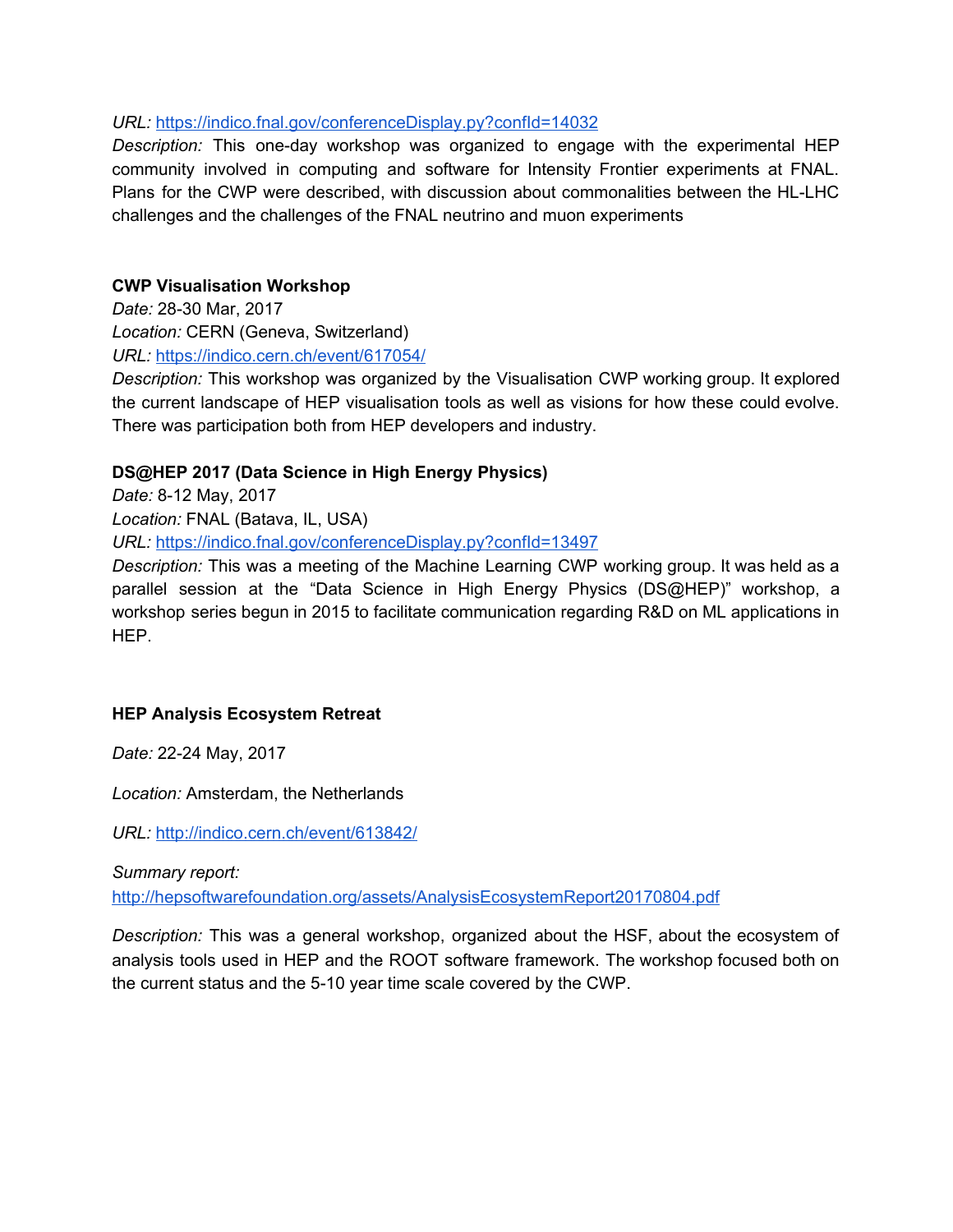*URL:* https://indico.fnal.gov/conferenceDisplay.py?confId=14032

*Description:* This one-day workshop was organized to engage with the experimental HEP community involved in computing and software for Intensity Frontier experiments at FNAL. Plans for the CWP were described, with discussion about commonalities between the HL-LHC challenges and the challenges of the FNAL neutrino and muon experiments

**CWP Visualisation Workshop**

*Date:* 28-30 Mar, 2017

*Location:* CERN (Geneva, Switzerland)

*URL:* https://indico.cern.ch/event/617054/

*Description:* This workshop was organized by the Visualisation CWP working group. It explored the current landscape of HEP visualisation tools as well as visions for how these could evolve. There was participation both from HEP developers and industry.

**DS@HEP 2017 (Data Science in High Energy Physics)**

*Date:* 8-12 May, 2017

*Location:* FNAL (Batava, IL, USA)

*URL:* https://indico.fnal.gov/conferenceDisplay.py?confId=13497

*Description:* This was a meeting of the Machine Learning CWP working group. It was held as a parallel session at the “Data Science in High Energy Physics (DS@HEP)” workshop, a workshop series begun in 2015 to facilitate communication regarding R&D on ML applications in HEP.

**HEP Analysis Ecosystem Retreat**

*Date:* 22-24 May, 2017

*Location:* Amsterdam, the Netherlands

*URL:* http://indico.cern.ch/event/613842/

*Summary report:*
http://hepsoftwarefoundation.org/assets/AnalysisEcosystemReport20170804.pdf

*Description:* This was a general workshop, organized about the HSF, about the ecosystem of analysis tools used in HEP and the ROOT software framework. The workshop focused both on the current status and the 5-10 year time scale covered by the CWP.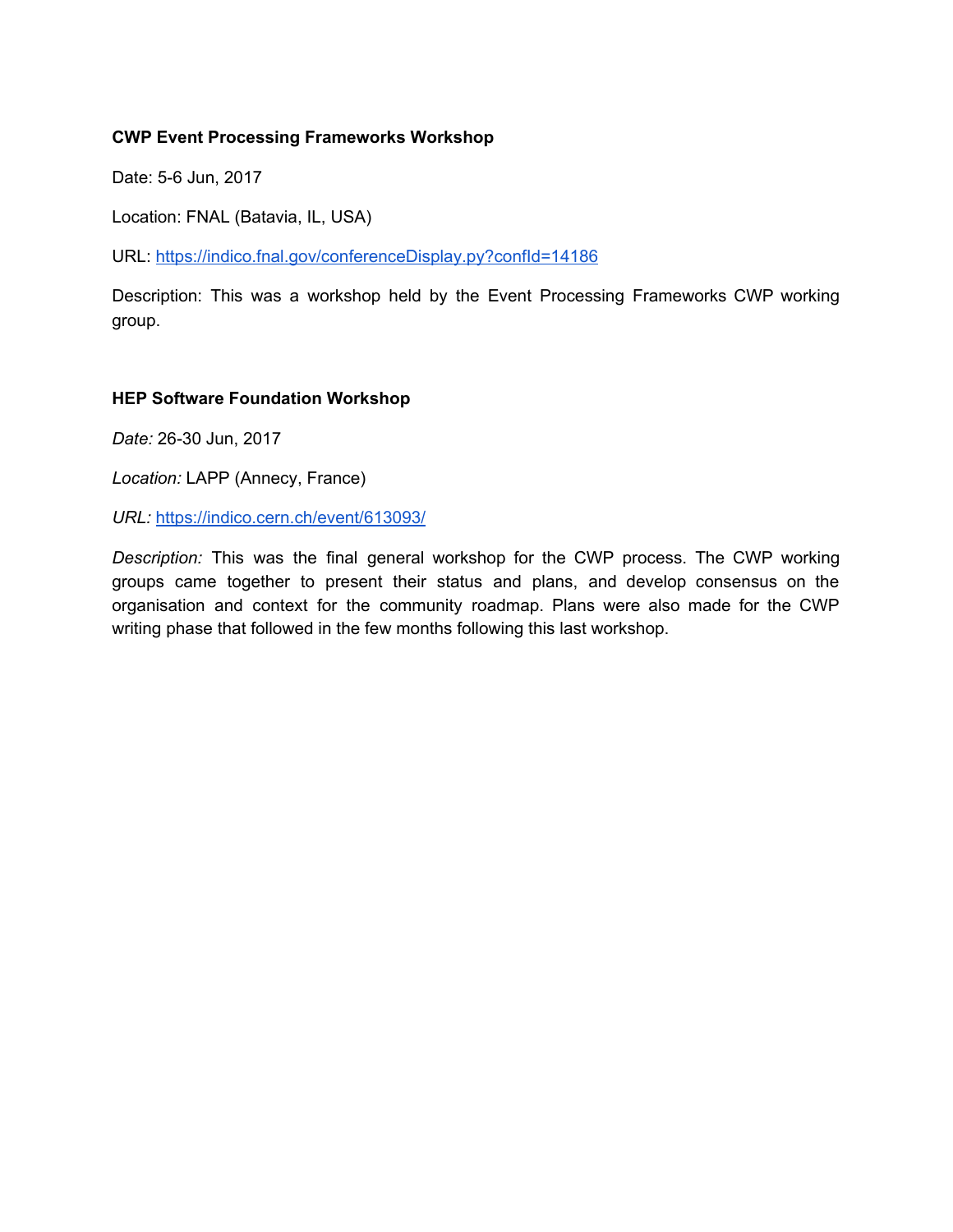**CWP Event Processing Frameworks Workshop**

Date: 5-6 Jun, 2017

Location: FNAL (Batavia, IL, USA)

URL: [https://indico.fnal.gov/conferenceDisplay.py?confId=14186](https://indico.fnal.gov/conferenceDisplay.py?confId=14186)

Description: This was a workshop held by the Event Processing Frameworks CWP working group.

**HEP Software Foundation Workshop**

*Date:* 26-30 Jun, 2017

*Location:* LAPP (Annecy, France)

*URL:* [https://indico.cern.ch/event/613093/](https://indico.cern.ch/event/613093/)

*Description:* This was the final general workshop for the CWP process. The CWP working groups came together to present their status and plans, and develop consensus on the organisation and context for the community roadmap. Plans were also made for the CWP writing phase that followed in the few months following this last workshop.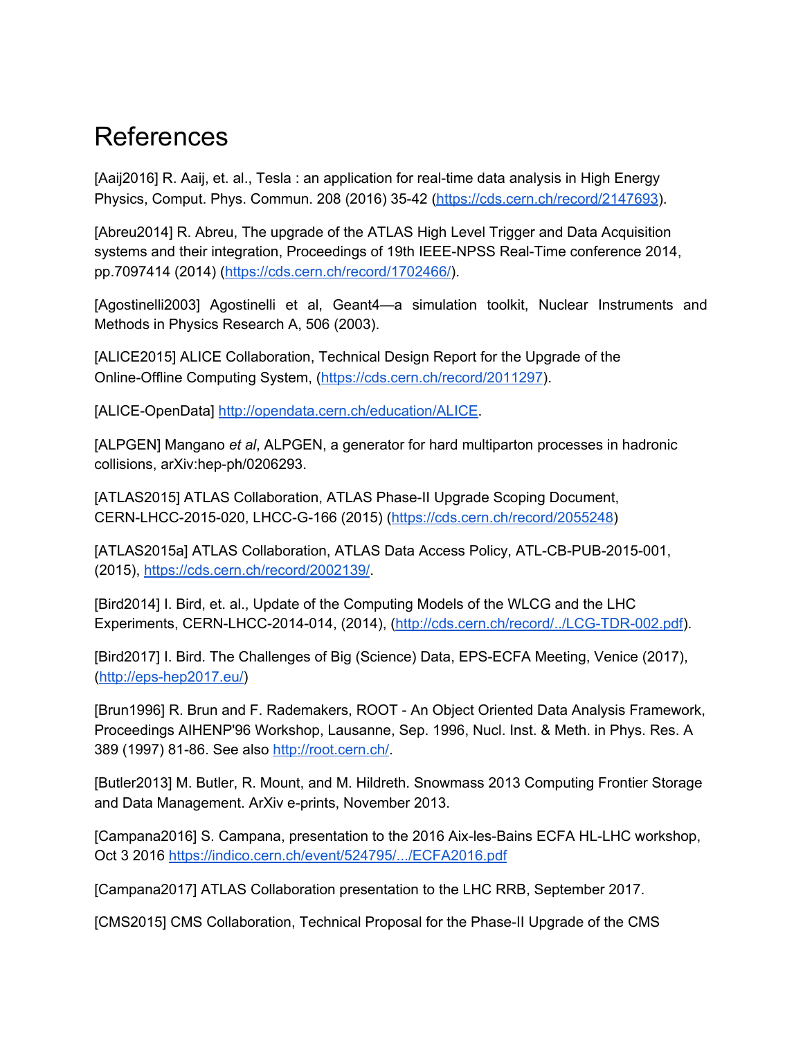# References

[Aaij2016] R. Aaij, et. al., Tesla : an application for real-time data analysis in High Energy Physics, Comput. Phys. Commun. 208 (2016) 35-42 (https://cds.cern.ch/record/2147693).

[Abreu2014] R. Abreu, The upgrade of the ATLAS High Level Trigger and Data Acquisition systems and their integration, Proceedings of 19th IEEE-NPSS Real-Time conference 2014, pp.7097414 (2014) (https://cds.cern.ch/record/1702466/).

[Agostinelli2003] Agostinelli et al, Geant4—a simulation toolkit, Nuclear Instruments and Methods in Physics Research A, 506 (2003).

[ALICE2015] ALICE Collaboration, Technical Design Report for the Upgrade of the Online-Offline Computing System, (https://cds.cern.ch/record/2011297).

[ALICE-OpenData] http://opendata.cern.ch/education/ALICE.

[ALPGEN] Mangano *et al*, ALPGEN, a generator for hard multiparton processes in hadronic collisions, arXiv:hep-ph/0206293.

[ATLAS2015] ATLAS Collaboration, ATLAS Phase-II Upgrade Scoping Document, CERN-LHCC-2015-020, LHCC-G-166 (2015) (https://cds.cern.ch/record/2055248)

[ATLAS2015a] ATLAS Collaboration, ATLAS Data Access Policy, ATL-CB-PUB-2015-001, (2015), https://cds.cern.ch/record/2002139/.

[Bird2014] I. Bird, et. al., Update of the Computing Models of the WLCG and the LHC Experiments, CERN-LHCC-2014-014, (2014), (http://cds.cern.ch/record/../LCG-TDR-002.pdf).

[Bird2017] I. Bird. The Challenges of Big (Science) Data, EPS-ECFA Meeting, Venice (2017), (http://eps-hep2017.eu/)

[Brun1996] R. Brun and F. Rademakers, ROOT - An Object Oriented Data Analysis Framework, Proceedings AIHENP'96 Workshop, Lausanne, Sep. 1996, Nucl. Inst. & Meth. in Phys. Res. A 389 (1997) 81-86. See also http://root.cern.ch/.

[Butler2013] M. Butler, R. Mount, and M. Hildreth. Snowmass 2013 Computing Frontier Storage and Data Management. ArXiv e-prints, November 2013.

[Campana2016] S. Campana, presentation to the 2016 Aix-les-Bains ECFA HL-LHC workshop, Oct 3 2016 https://indico.cern.ch/event/524795/.../ECFA2016.pdf

[Campana2017] ATLAS Collaboration presentation to the LHC RRB, September 2017.

[CMS2015] CMS Collaboration, Technical Proposal for the Phase-II Upgrade of the CMS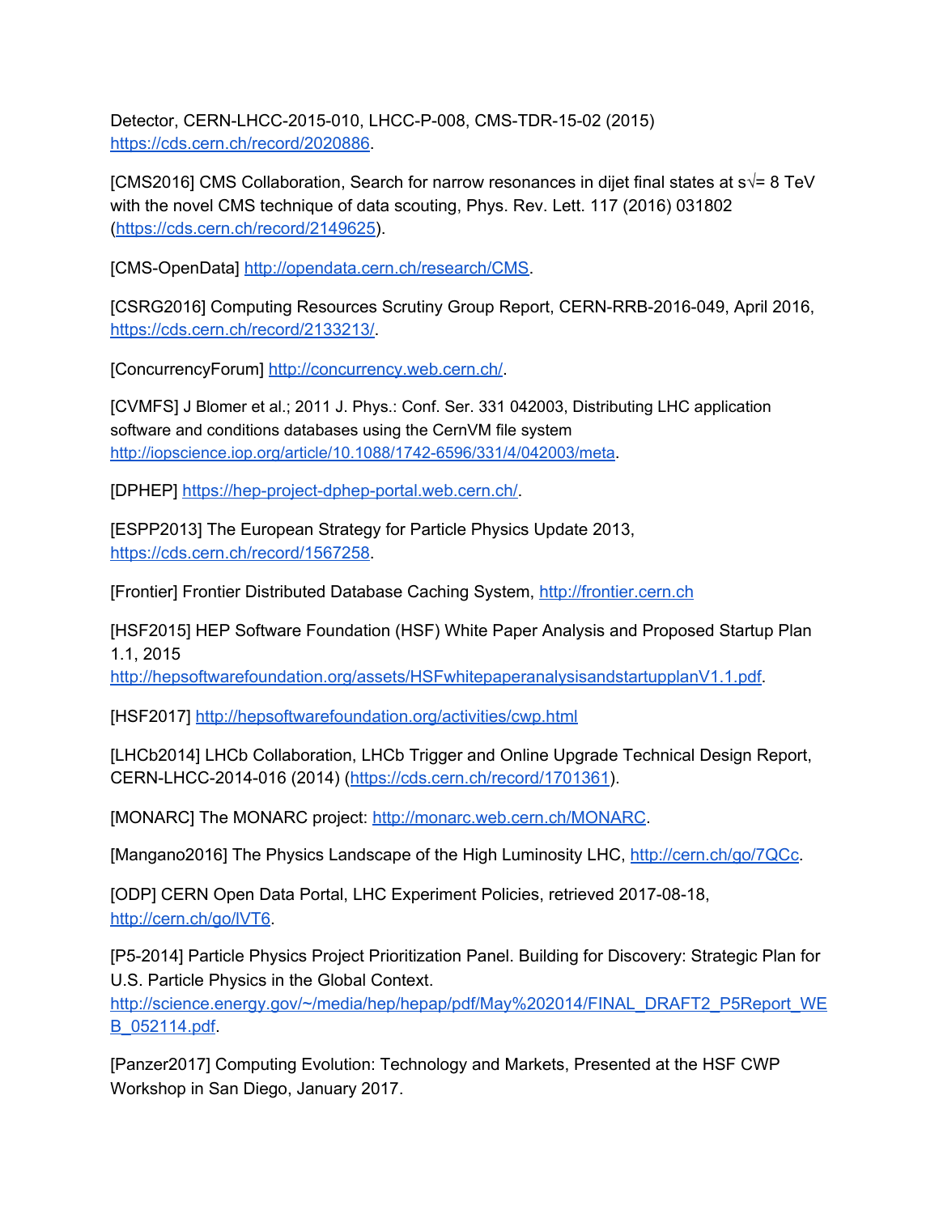Detector, CERN-LHCC-2015-010, LHCC-P-008, CMS-TDR-15-02 (2015) https://cds.cern.ch/record/2020886.

[CMS2016] CMS Collaboration, Search for narrow resonances in dijet final states at s√= 8 TeV with the novel CMS technique of data scouting, Phys. Rev. Lett. 117 (2016) 031802 (https://cds.cern.ch/record/2149625).

[CMS-OpenData] http://opendata.cern.ch/research/CMS.

[CSRG2016] Computing Resources Scrutiny Group Report, CERN-RRB-2016-049, April 2016, https://cds.cern.ch/record/2133213/.

[ConcurrencyForum] http://concurrency.web.cern.ch/.

[CVMFS] J Blomer et al.; 2011 J. Phys.: Conf. Ser. 331 042003, Distributing LHC application software and conditions databases using the CernVM file system http://iopscience.iop.org/article/10.1088/1742-6596/331/4/042003/meta.

[DPHEP] https://hep-project-dphep-portal.web.cern.ch/.

[ESPP2013] The European Strategy for Particle Physics Update 2013, https://cds.cern.ch/record/1567258.

[Frontier] Frontier Distributed Database Caching System, http://frontier.cern.ch

[HSF2015] HEP Software Foundation (HSF) White Paper Analysis and Proposed Startup Plan 1.1, 2015 http://hepsoftwarefoundation.org/assets/HSFwhitepaperanalysisandstartupplanV1.1.pdf.

[HSF2017] http://hepsoftwarefoundation.org/activities/cwp.html

[LHCb2014] LHCb Collaboration, LHCb Trigger and Online Upgrade Technical Design Report, CERN-LHCC-2014-016 (2014) (https://cds.cern.ch/record/1701361).

[MONARC] The MONARC project: http://monarc.web.cern.ch/MONARC.

[Mangano2016] The Physics Landscape of the High Luminosity LHC, http://cern.ch/go/7QCc.

[ODP] CERN Open Data Portal, LHC Experiment Policies, retrieved 2017-08-18, http://cern.ch/go/lVT6.

[P5-2014] Particle Physics Project Prioritization Panel. Building for Discovery: Strategic Plan for U.S. Particle Physics in the Global Context. http://science.energy.gov/~/media/hep/hepap/pdf/May%202014/FINAL_DRAFT2_P5Report_WEB_052114.pdf.

[Panzer2017] Computing Evolution: Technology and Markets, Presented at the HSF CWP Workshop in San Diego, January 2017.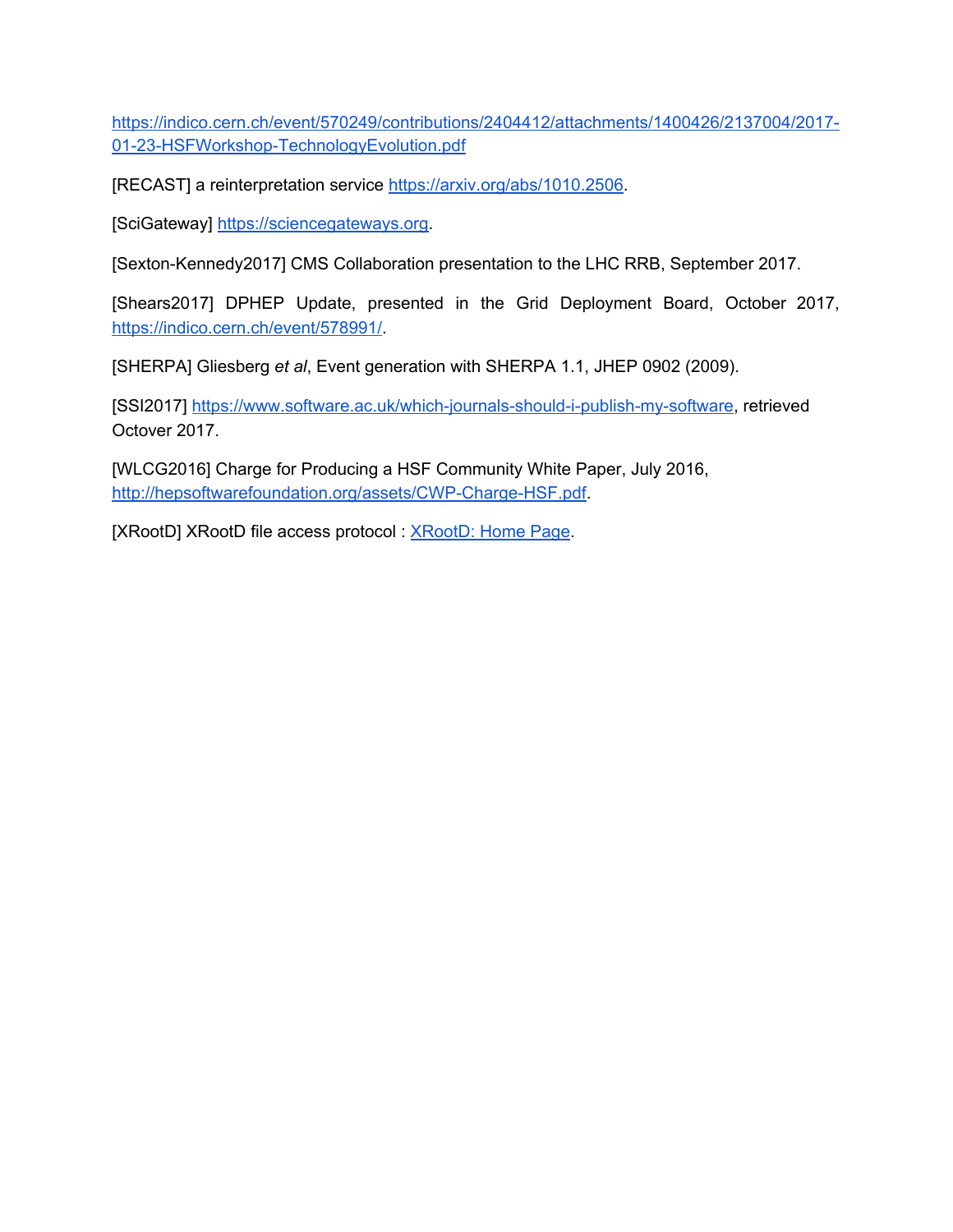https://indico.cern.ch/event/570249/contributions/2404412/attachments/1400426/2137004/2017-01-23-HSFWorkshop-TechnologyEvolution.pdf

[RECAST] a reinterpretation service https://arxiv.org/abs/1010.2506.

[SciGateway] https://sciencegateways.org.

[Sexton-Kennedy2017] CMS Collaboration presentation to the LHC RRB, September 2017.

[Shears2017] DPHEP Update, presented in the Grid Deployment Board, October 2017, https://indico.cern.ch/event/578991/.

[SHERPA] Gliesberg *et al*, Event generation with SHERPA 1.1, JHEP 0902 (2009).

[SSI2017] https://www.software.ac.uk/which-journals-should-i-publish-my-software, retrieved Octover 2017.

[WLCG2016] Charge for Producing a HSF Community White Paper, July 2016, http://hepsoftwarefoundation.org/assets/CWP-Charge-HSF.pdf.

[XRootD] XRootD file access protocol : XRootD: Home Page.